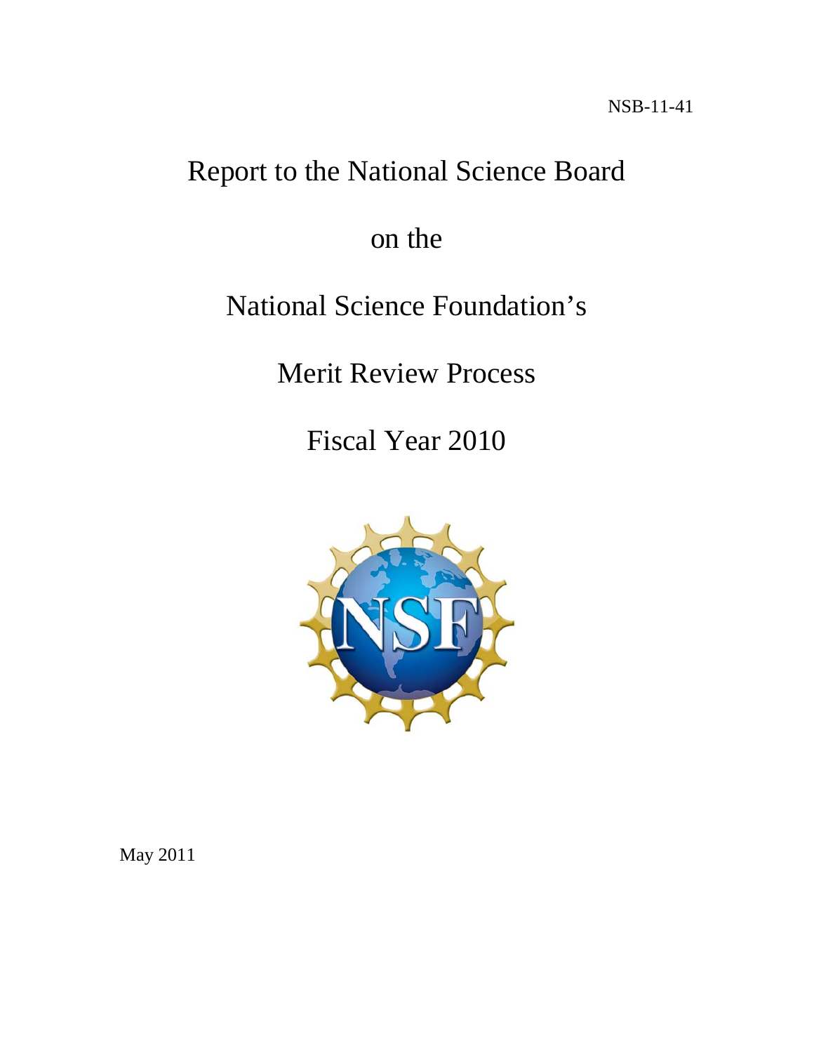NSB-11-41

# Report to the National Science Board

# on the

# National Science Foundation's

# Merit Review Process

# Fiscal Year 2010

May 2011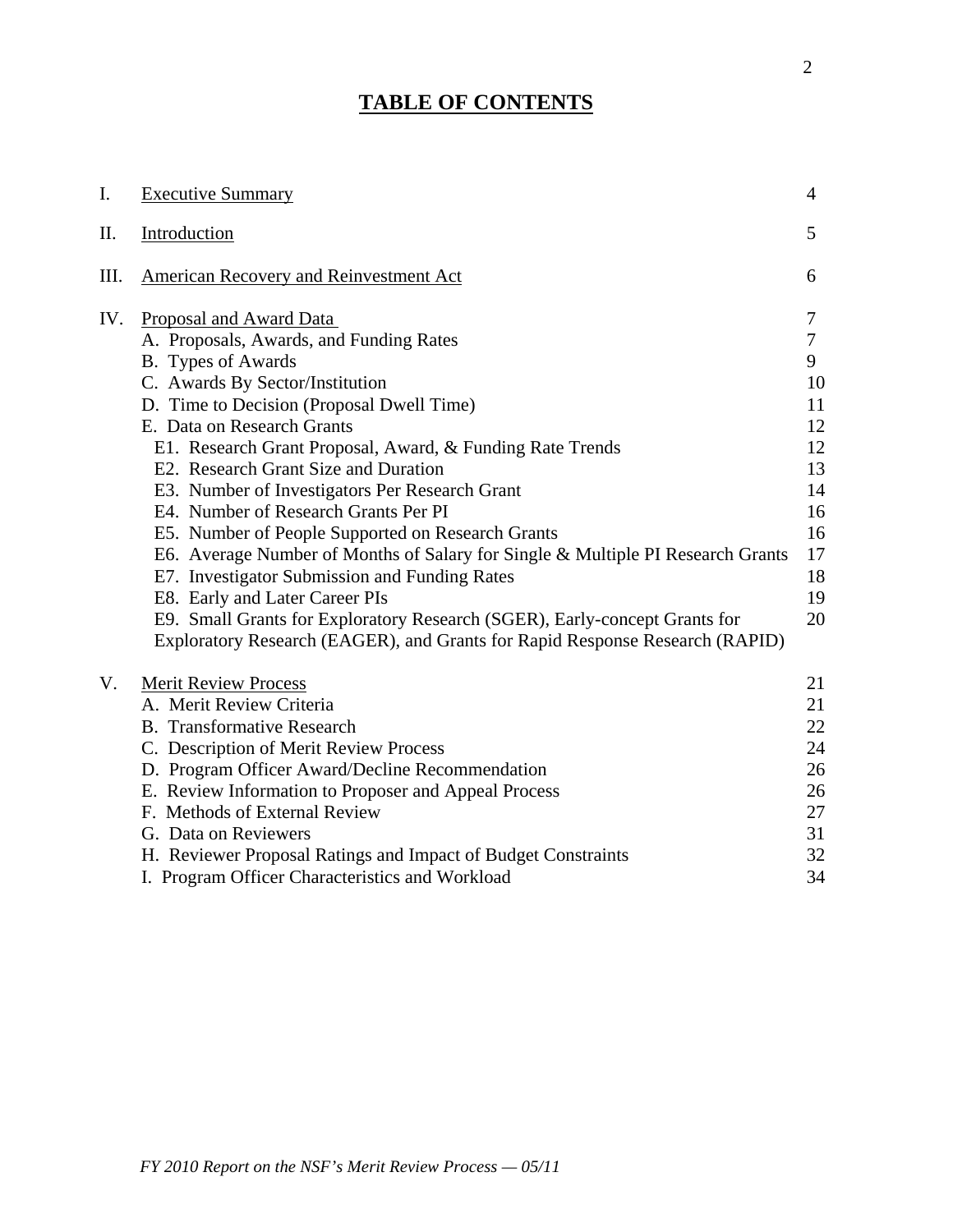# TABLE OF CONTENTS

| | | |
|---|---|---|
| I. | Executive Summary | 4 |
| II. | Introduction | 5 |
| III. | American Recovery and Reinvestment Act | 6 |
| IV. | Proposal and Award Data | 7 |
| | A. Proposals, Awards, and Funding Rates | 7 |
| | B. Types of Awards | 9 |
| | C. Awards By Sector/Institution | 10 |
| | D. Time to Decision (Proposal Dwell Time) | 11 |
| | E. Data on Research Grants | 12 |
| | E1. Research Grant Proposal, Award, & Funding Rate Trends | 12 |
| | E2. Research Grant Size and Duration | 13 |
| | E3. Number of Investigators Per Research Grant | 14 |
| | E4. Number of Research Grants Per PI | 16 |
| | E5. Number of People Supported on Research Grants | 16 |
| | E6. Average Number of Months of Salary for Single & Multiple PI Research Grants | 17 |
| | E7. Investigator Submission and Funding Rates | 18 |
| | E8. Early and Later Career PIs | 19 |
| | E9. Small Grants for Exploratory Research (SGER), Early-concept Grants for Exploratory Research (EAGER), and Grants for Rapid Response Research (RAPID) | 20 |
| V. | Merit Review Process | 21 |
| | A. Merit Review Criteria | 21 |
| | B. Transformative Research | 22 |
| | C. Description of Merit Review Process | 24 |
| | D. Program Officer Award/Decline Recommendation | 26 |
| | E. Review Information to Proposer and Appeal Process | 26 |
| | F. Methods of External Review | 27 |
| | G. Data on Reviewers | 31 |
| | H. Reviewer Proposal Ratings and Impact of Budget Constraints | 32 |
| | I. Program Officer Characteristics and Workload | 34 |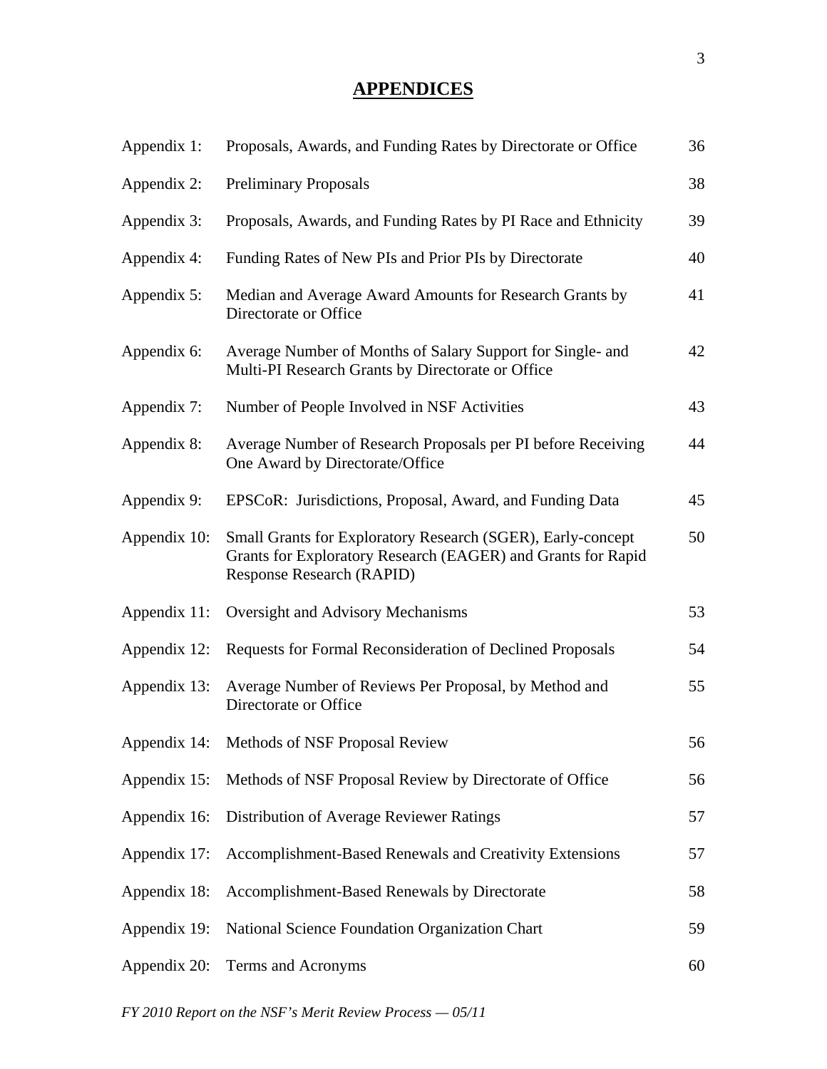# APPENDICES

| | | |
|---|---|---|
| Appendix 1: | Proposals, Awards, and Funding Rates by Directorate or Office | 36 |
| Appendix 2: | Preliminary Proposals | 38 |
| Appendix 3: | Proposals, Awards, and Funding Rates by PI Race and Ethnicity | 39 |
| Appendix 4: | Funding Rates of New PIs and Prior PIs by Directorate | 40 |
| Appendix 5: | Median and Average Award Amounts for Research Grants by Directorate or Office | 41 |
| Appendix 6: | Average Number of Months of Salary Support for Single- and Multi-PI Research Grants by Directorate or Office | 42 |
| Appendix 7: | Number of People Involved in NSF Activities | 43 |
| Appendix 8: | Average Number of Research Proposals per PI before Receiving One Award by Directorate/Office | 44 |
| Appendix 9: | EPSCoR: Jurisdictions, Proposal, Award, and Funding Data | 45 |
| Appendix 10: | Small Grants for Exploratory Research (SGER), Early-concept Grants for Exploratory Research (EAGER) and Grants for Rapid Response Research (RAPID) | 50 |
| Appendix 11: | Oversight and Advisory Mechanisms | 53 |
| Appendix 12: | Requests for Formal Reconsideration of Declined Proposals | 54 |
| Appendix 13: | Average Number of Reviews Per Proposal, by Method and Directorate or Office | 55 |
| Appendix 14: | Methods of NSF Proposal Review | 56 |
| Appendix 15: | Methods of NSF Proposal Review by Directorate of Office | 56 |
| Appendix 16: | Distribution of Average Reviewer Ratings | 57 |
| Appendix 17: | Accomplishment-Based Renewals and Creativity Extensions | 57 |
| Appendix 18: | Accomplishment-Based Renewals by Directorate | 58 |
| Appendix 19: | National Science Foundation Organization Chart | 59 |
| Appendix 20: | Terms and Acronyms | 60 |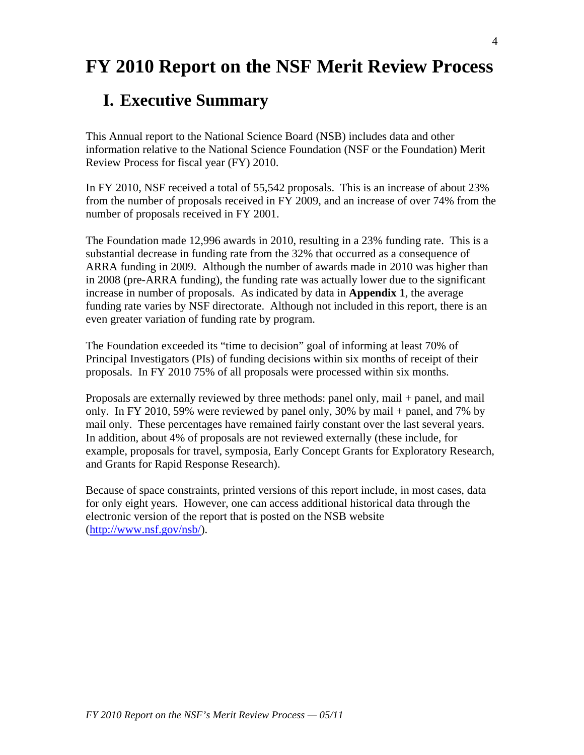# FY 2010 Report on the NSF Merit Review Process

## I. Executive Summary

This Annual report to the National Science Board (NSB) includes data and other information relative to the National Science Foundation (NSF or the Foundation) Merit Review Process for fiscal year (FY) 2010.

In FY 2010, NSF received a total of 55,542 proposals. This is an increase of about 23% from the number of proposals received in FY 2009, and an increase of over 74% from the number of proposals received in FY 2001.

The Foundation made 12,996 awards in 2010, resulting in a 23% funding rate. This is a substantial decrease in funding rate from the 32% that occurred as a consequence of ARRA funding in 2009. Although the number of awards made in 2010 was higher than in 2008 (pre-ARRA funding), the funding rate was actually lower due to the significant increase in number of proposals. As indicated by data in **Appendix 1**, the average funding rate varies by NSF directorate. Although not included in this report, there is an even greater variation of funding rate by program.

The Foundation exceeded its "time to decision" goal of informing at least 70% of Principal Investigators (PIs) of funding decisions within six months of receipt of their proposals. In FY 2010 75% of all proposals were processed within six months.

Proposals are externally reviewed by three methods: panel only, mail + panel, and mail only. In FY 2010, 59% were reviewed by panel only, 30% by mail + panel, and 7% by mail only. These percentages have remained fairly constant over the last several years. In addition, about 4% of proposals are not reviewed externally (these include, for example, proposals for travel, symposia, Early Concept Grants for Exploratory Research, and Grants for Rapid Response Research).

Because of space constraints, printed versions of this report include, in most cases, data for only eight years. However, one can access additional historical data through the electronic version of the report that is posted on the NSB website (http://www.nsf.gov/nsb/).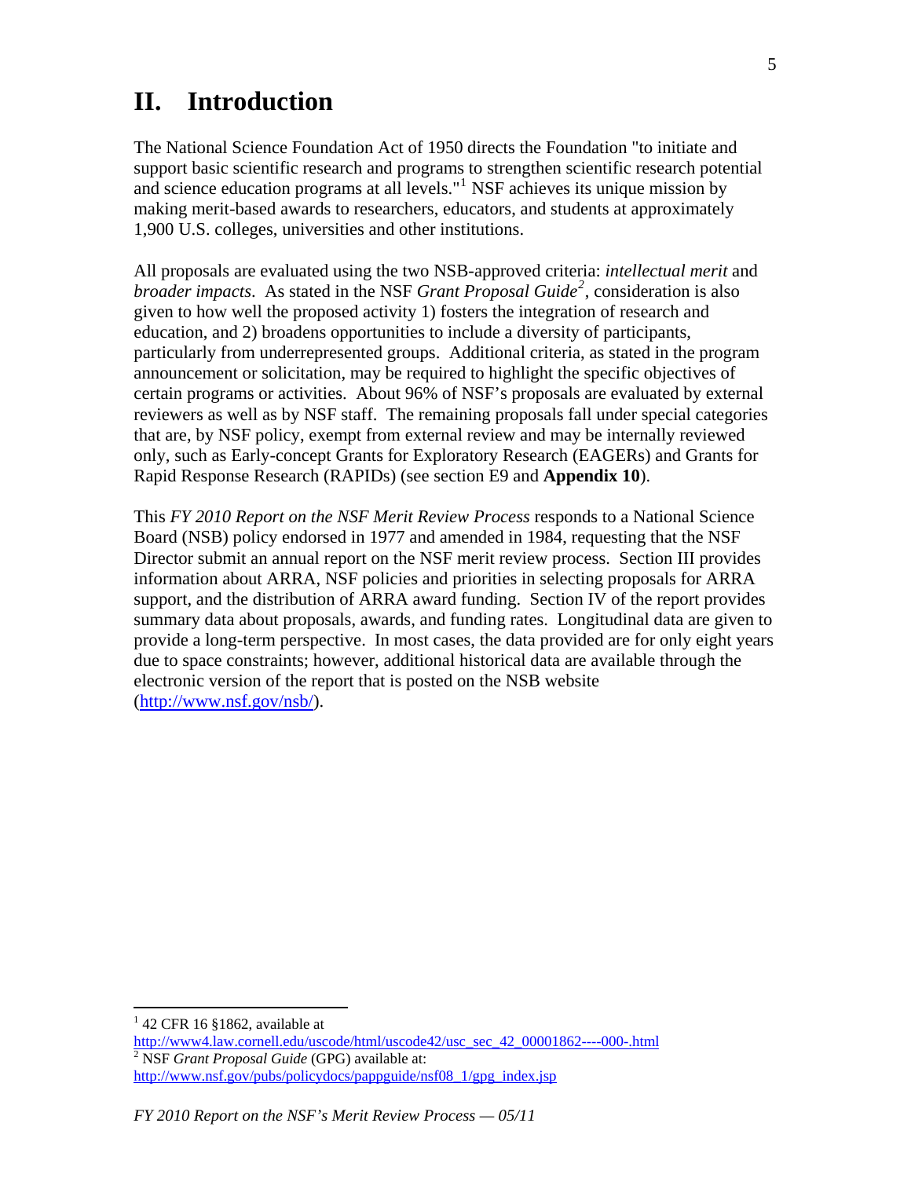# II. Introduction

The National Science Foundation Act of 1950 directs the Foundation "to initiate and support basic scientific research and programs to strengthen scientific research potential and science education programs at all levels."[1] NSF achieves its unique mission by making merit-based awards to researchers, educators, and students at approximately 1,900 U.S. colleges, universities and other institutions.

All proposals are evaluated using the two NSB-approved criteria: *intellectual merit* and *broader impacts*. As stated in the NSF *Grant Proposal Guide*[2], consideration is also given to how well the proposed activity 1) fosters the integration of research and education, and 2) broadens opportunities to include a diversity of participants, particularly from underrepresented groups. Additional criteria, as stated in the program announcement or solicitation, may be required to highlight the specific objectives of certain programs or activities. About 96% of NSF's proposals are evaluated by external reviewers as well as by NSF staff. The remaining proposals fall under special categories that are, by NSF policy, exempt from external review and may be internally reviewed only, such as Early-concept Grants for Exploratory Research (EAGERs) and Grants for Rapid Response Research (RAPIDs) (see section E9 and **Appendix 10**).

This *FY 2010 Report on the NSF Merit Review Process* responds to a National Science Board (NSB) policy endorsed in 1977 and amended in 1984, requesting that the NSF Director submit an annual report on the NSF merit review process. Section III provides information about ARRA, NSF policies and priorities in selecting proposals for ARRA support, and the distribution of ARRA award funding. Section IV of the report provides summary data about proposals, awards, and funding rates. Longitudinal data are given to provide a long-term perspective. In most cases, the data provided are for only eight years due to space constraints; however, additional historical data are available through the electronic version of the report that is posted on the NSB website (http://www.nsf.gov/nsb/).

---

[1] 42 CFR 16 §1862, available at http://www4.law.cornell.edu/uscode/html/uscode42/usc_sec_42_00001862----000-.html

[2] NSF *Grant Proposal Guide* (GPG) available at: http://www.nsf.gov/pubs/policydocs/pappguide/nsf08_1/gpg_index.jsp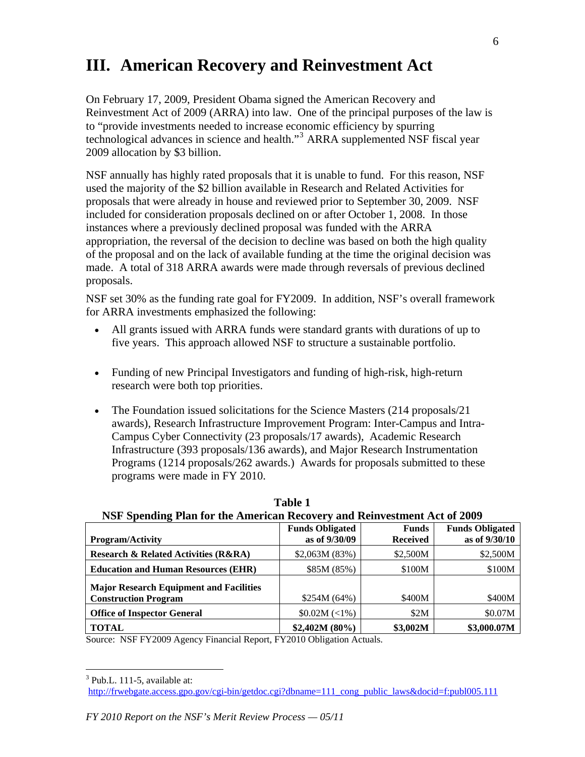# III. American Recovery and Reinvestment Act

On February 17, 2009, President Obama signed the American Recovery and Reinvestment Act of 2009 (ARRA) into law. One of the principal purposes of the law is to "provide investments needed to increase economic efficiency by spurring technological advances in science and health."[3] ARRA supplemented NSF fiscal year 2009 allocation by $3 billion.

NSF annually has highly rated proposals that it is unable to fund. For this reason, NSF used the majority of the $2 billion available in Research and Related Activities for proposals that were already in house and reviewed prior to September 30, 2009. NSF included for consideration proposals declined on or after October 1, 2008. In those instances where a previously declined proposal was funded with the ARRA appropriation, the reversal of the decision to decline was based on both the high quality of the proposal and on the lack of available funding at the time the original decision was made. A total of 318 ARRA awards were made through reversals of previous declined proposals.

NSF set 30% as the funding rate goal for FY2009. In addition, NSF's overall framework for ARRA investments emphasized the following:

- All grants issued with ARRA funds were standard grants with durations of up to five years. This approach allowed NSF to structure a sustainable portfolio.
- Funding of new Principal Investigators and funding of high-risk, high-return research were both top priorities.
- The Foundation issued solicitations for the Science Masters (214 proposals/21 awards), Research Infrastructure Improvement Program: Inter-Campus and Intra-Campus Cyber Connectivity (23 proposals/17 awards), Academic Research Infrastructure (393 proposals/136 awards), and Major Research Instrumentation Programs (1214 proposals/262 awards.) Awards for proposals submitted to these programs were made in FY 2010.

**Table 1**
**NSF Spending Plan for the American Recovery and Reinvestment Act of 2009**

| Program/Activity | Funds Obligated as of 9/30/09 | Funds Received | Funds Obligated as of 9/30/10 |
|---|---|---|---|
| **Research & Related Activities (R&RA)** | $2,063M (83%) | $2,500M | $2,500M |
| **Education and Human Resources (EHR)** | $85M (85%) | $100M | $100M |
| **Major Research Equipment and Facilities Construction Program** | $254M (64%) | $400M | $400M |
| **Office of Inspector General** | $0.02M (<1%) | $2M | $0.07M |
| **TOTAL** | **$2,402M (80%)** | **$3,002M** | **$3,000.07M** |

Source: NSF FY2009 Agency Financial Report, FY2010 Obligation Actuals.

[3] Pub.L. 111-5, available at: http://frwebgate.access.gpo.gov/cgi-bin/getdoc.cgi?dbname=111_cong_public_laws&docid=f:publ005.111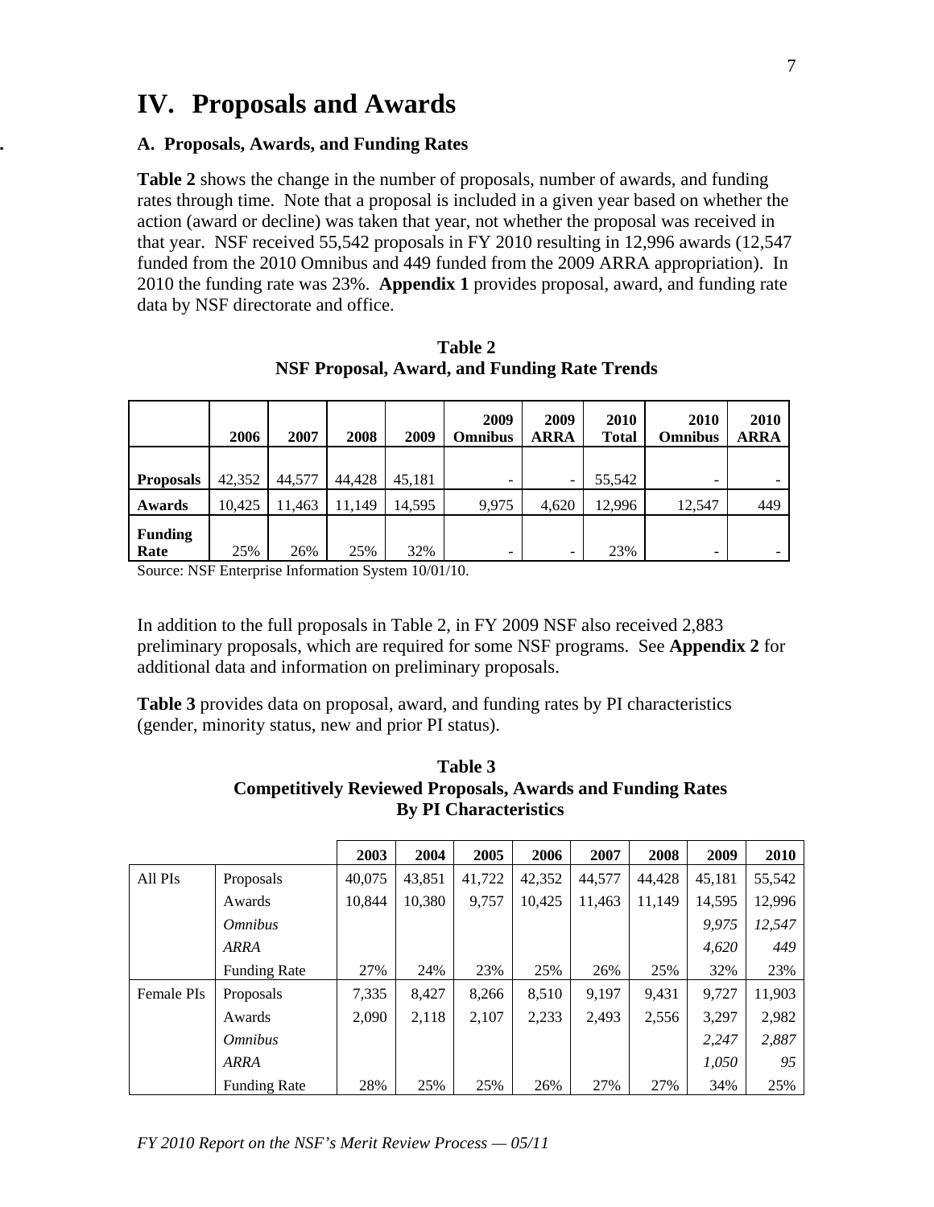# IV. Proposals and Awards

### A. Proposals, Awards, and Funding Rates

**Table 2** shows the change in the number of proposals, number of awards, and funding rates through time. Note that a proposal is included in a given year based on whether the action (award or decline) was taken that year, not whether the proposal was received in that year. NSF received 55,542 proposals in FY 2010 resulting in 12,996 awards (12,547 funded from the 2010 Omnibus and 449 funded from the 2009 ARRA appropriation). In 2010 the funding rate was 23%. **Appendix 1** provides proposal, award, and funding rate data by NSF directorate and office.

**Table 2**
**NSF Proposal, Award, and Funding Rate Trends**

| | 2006 | 2007 | 2008 | 2009 | 2009 Omnibus | 2009 ARRA | 2010 Total | 2010 Omnibus | 2010 ARRA |
|---|---|---|---|---|---|---|---|---|---|
| **Proposals** | 42,352 | 44,577 | 44,428 | 45,181 | - | - | 55,542 | - | - |
| **Awards** | 10,425 | 11,463 | 11,149 | 14,595 | 9,975 | 4,620 | 12,996 | 12,547 | 449 |
| **Funding Rate** | 25% | 26% | 25% | 32% | - | - | 23% | - | - |

Source: NSF Enterprise Information System 10/01/10.

In addition to the full proposals in Table 2, in FY 2009 NSF also received 2,883 preliminary proposals, which are required for some NSF programs. See **Appendix 2** for additional data and information on preliminary proposals.

**Table 3** provides data on proposal, award, and funding rates by PI characteristics (gender, minority status, new and prior PI status).

**Table 3**
**Competitively Reviewed Proposals, Awards and Funding Rates By PI Characteristics**

| | | 2003 | 2004 | 2005 | 2006 | 2007 | 2008 | 2009 | 2010 |
|---|---|---|---|---|---|---|---|---|---|
| All PIs | Proposals | 40,075 | 43,851 | 41,722 | 42,352 | 44,577 | 44,428 | 45,181 | 55,542 |
| | Awards | 10,844 | 10,380 | 9,757 | 10,425 | 11,463 | 11,149 | 14,595 | 12,996 |
| | *Omnibus* | | | | | | | *9,975* | *12,547* |
| | *ARRA* | | | | | | | *4,620* | *449* |
| | Funding Rate | 27% | 24% | 23% | 25% | 26% | 25% | 32% | 23% |
| Female PIs | Proposals | 7,335 | 8,427 | 8,266 | 8,510 | 9,197 | 9,431 | 9,727 | 11,903 |
| | Awards | 2,090 | 2,118 | 2,107 | 2,233 | 2,493 | 2,556 | 3,297 | 2,982 |
| | *Omnibus* | | | | | | | *2,247* | *2,887* |
| | *ARRA* | | | | | | | *1,050* | *95* |
| | Funding Rate | 28% | 25% | 25% | 26% | 27% | 27% | 34% | 25% |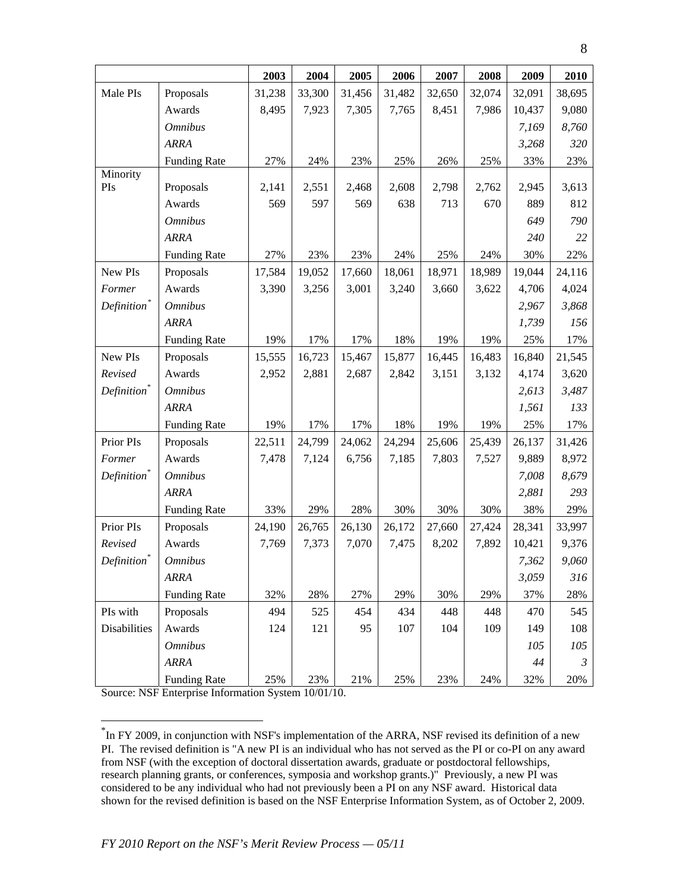| | | 2003 | 2004 | 2005 | 2006 | 2007 | 2008 | 2009 | 2010 |
|---|---|---|---|---|---|---|---|---|---|
| Male PIs | Proposals | 31,238 | 33,300 | 31,456 | 31,482 | 32,650 | 32,074 | 32,091 | 38,695 |
| | Awards | 8,495 | 7,923 | 7,305 | 7,765 | 8,451 | 7,986 | 10,437 | 9,080 |
| | *Omnibus* | | | | | | | *7,169* | *8,760* |
| | *ARRA* | | | | | | | *3,268* | *320* |
| | Funding Rate | 27% | 24% | 23% | 25% | 26% | 25% | 33% | 23% |
| Minority PIs | Proposals | 2,141 | 2,551 | 2,468 | 2,608 | 2,798 | 2,762 | 2,945 | 3,613 |
| | Awards | 569 | 597 | 569 | 638 | 713 | 670 | 889 | 812 |
| | *Omnibus* | | | | | | | *649* | *790* |
| | *ARRA* | | | | | | | *240* | *22* |
| | Funding Rate | 27% | 23% | 23% | 24% | 25% | 24% | 30% | 22% |
| New PIs | Proposals | 17,584 | 19,052 | 17,660 | 18,061 | 18,971 | 18,989 | 19,044 | 24,116 |
| *Former* | Awards | 3,390 | 3,256 | 3,001 | 3,240 | 3,660 | 3,622 | 4,706 | 4,024 |
| *Definition** | *Omnibus* | | | | | | | *2,967* | *3,868* |
| | *ARRA* | | | | | | | *1,739* | *156* |
| | Funding Rate | 19% | 17% | 17% | 18% | 19% | 19% | 25% | 17% |
| New PIs | Proposals | 15,555 | 16,723 | 15,467 | 15,877 | 16,445 | 16,483 | 16,840 | 21,545 |
| *Revised* | Awards | 2,952 | 2,881 | 2,687 | 2,842 | 3,151 | 3,132 | 4,174 | 3,620 |
| *Definition** | *Omnibus* | | | | | | | *2,613* | *3,487* |
| | *ARRA* | | | | | | | *1,561* | *133* |
| | Funding Rate | 19% | 17% | 17% | 18% | 19% | 19% | 25% | 17% |
| Prior PIs | Proposals | 22,511 | 24,799 | 24,062 | 24,294 | 25,606 | 25,439 | 26,137 | 31,426 |
| *Former* | Awards | 7,478 | 7,124 | 6,756 | 7,185 | 7,803 | 7,527 | 9,889 | 8,972 |
| *Definition** | *Omnibus* | | | | | | | *7,008* | *8,679* |
| | *ARRA* | | | | | | | *2,881* | *293* |
| | Funding Rate | 33% | 29% | 28% | 30% | 30% | 30% | 38% | 29% |
| Prior PIs | Proposals | 24,190 | 26,765 | 26,130 | 26,172 | 27,660 | 27,424 | 28,341 | 33,997 |
| *Revised* | Awards | 7,769 | 7,373 | 7,070 | 7,475 | 8,202 | 7,892 | 10,421 | 9,376 |
| *Definition** | *Omnibus* | | | | | | | *7,362* | *9,060* |
| | *ARRA* | | | | | | | *3,059* | *316* |
| | Funding Rate | 32% | 28% | 27% | 29% | 30% | 29% | 37% | 28% |
| PIs with | Proposals | 494 | 525 | 454 | 434 | 448 | 448 | 470 | 545 |
| Disabilities | Awards | 124 | 121 | 95 | 107 | 104 | 109 | 149 | 108 |
| | *Omnibus* | | | | | | | *105* | *105* |
| | *ARRA* | | | | | | | *44* | *3* |
| | Funding Rate | 25% | 23% | 21% | 25% | 23% | 24% | 32% | 20% |

Source: NSF Enterprise Information System 10/01/10.

* In FY 2009, in conjunction with NSF's implementation of the ARRA, NSF revised its definition of a new PI. The revised definition is "A new PI is an individual who has not served as the PI or co-PI on any award from NSF (with the exception of doctoral dissertation awards, graduate or postdoctoral fellowships, research planning grants, or conferences, symposia and workshop grants.)" Previously, a new PI was considered to be any individual who had not previously been a PI on any NSF award. Historical data shown for the revised definition is based on the NSF Enterprise Information System, as of October 2, 2009.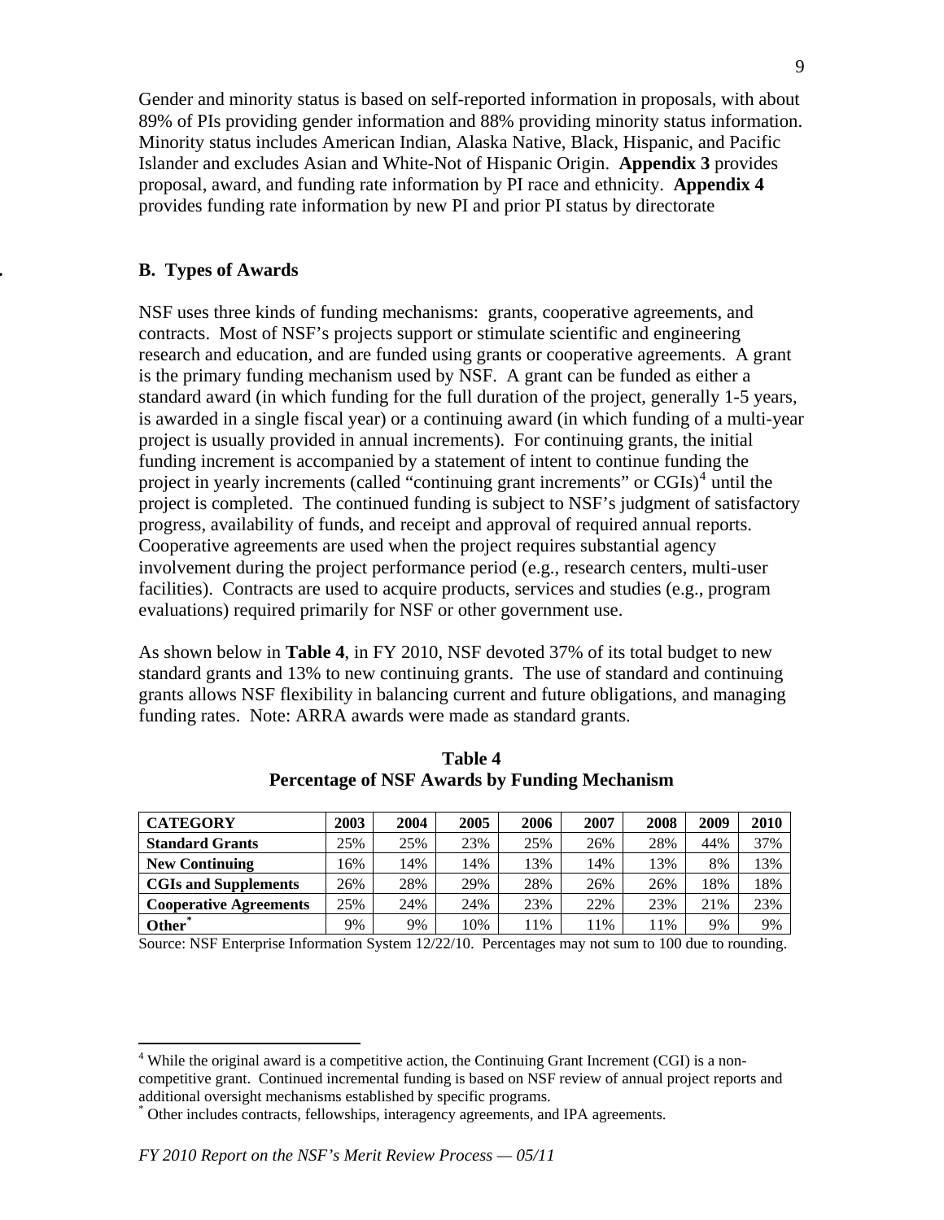Gender and minority status is based on self-reported information in proposals, with about 89% of PIs providing gender information and 88% providing minority status information. Minority status includes American Indian, Alaska Native, Black, Hispanic, and Pacific Islander and excludes Asian and White-Not of Hispanic Origin. **Appendix 3** provides proposal, award, and funding rate information by PI race and ethnicity. **Appendix 4** provides funding rate information by new PI and prior PI status by directorate

### B. Types of Awards

NSF uses three kinds of funding mechanisms: grants, cooperative agreements, and contracts. Most of NSF's projects support or stimulate scientific and engineering research and education, and are funded using grants or cooperative agreements. A grant is the primary funding mechanism used by NSF. A grant can be funded as either a standard award (in which funding for the full duration of the project, generally 1-5 years, is awarded in a single fiscal year) or a continuing award (in which funding of a multi-year project is usually provided in annual increments). For continuing grants, the initial funding increment is accompanied by a statement of intent to continue funding the project in yearly increments (called "continuing grant increments" or CGIs)[4] until the project is completed. The continued funding is subject to NSF's judgment of satisfactory progress, availability of funds, and receipt and approval of required annual reports. Cooperative agreements are used when the project requires substantial agency involvement during the project performance period (e.g., research centers, multi-user facilities). Contracts are used to acquire products, services and studies (e.g., program evaluations) required primarily for NSF or other government use.

As shown below in **Table 4**, in FY 2010, NSF devoted 37% of its total budget to new standard grants and 13% to new continuing grants. The use of standard and continuing grants allows NSF flexibility in balancing current and future obligations, and managing funding rates. Note: ARRA awards were made as standard grants.

**Table 4**
**Percentage of NSF Awards by Funding Mechanism**

| CATEGORY | 2003 | 2004 | 2005 | 2006 | 2007 | 2008 | 2009 | 2010 |
|---|---|---|---|---|---|---|---|---|
| **Standard Grants** | 25% | 25% | 23% | 25% | 26% | 28% | 44% | 37% |
| **New Continuing** | 16% | 14% | 14% | 13% | 14% | 13% | 8% | 13% |
| **CGIs and Supplements** | 26% | 28% | 29% | 28% | 26% | 26% | 18% | 18% |
| **Cooperative Agreements** | 25% | 24% | 24% | 23% | 22% | 23% | 21% | 23% |
| **Other*** | 9% | 9% | 10% | 11% | 11% | 11% | 9% | 9% |

Source: NSF Enterprise Information System 12/22/10. Percentages may not sum to 100 due to rounding.

[4] While the original award is a competitive action, the Continuing Grant Increment (CGI) is a non-competitive grant. Continued incremental funding is based on NSF review of annual project reports and additional oversight mechanisms established by specific programs.

* Other includes contracts, fellowships, interagency agreements, and IPA agreements.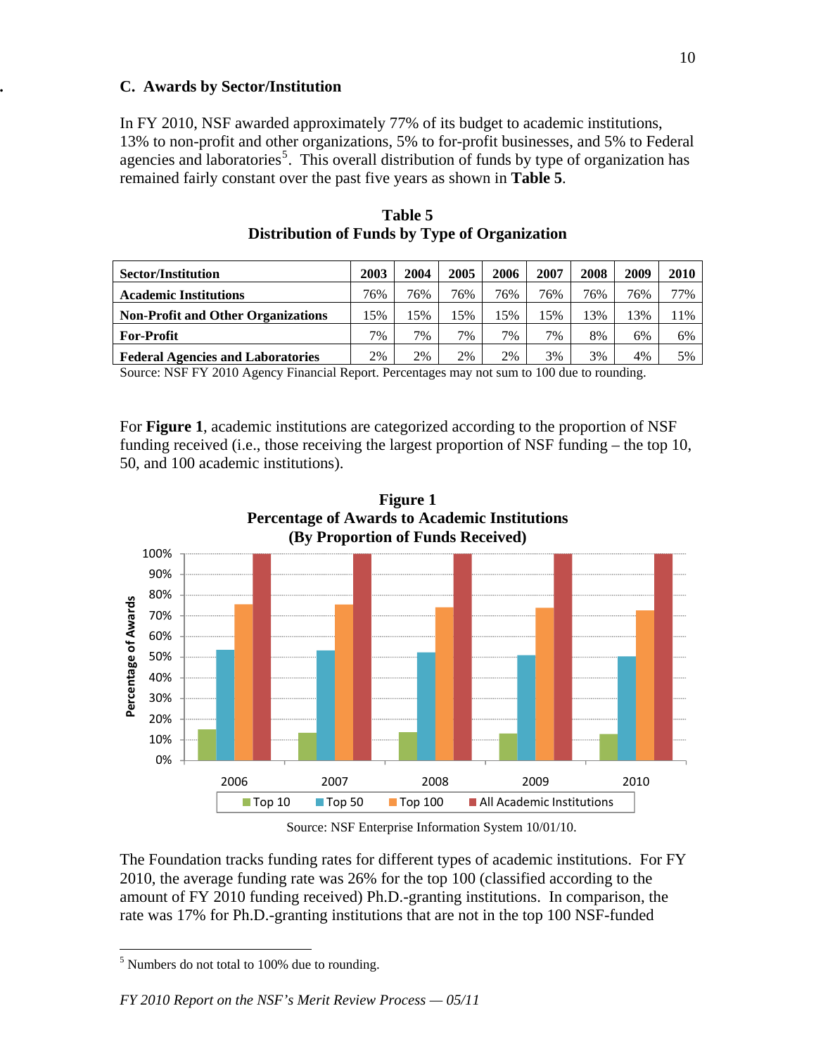## C. Awards by Sector/Institution

In FY 2010, NSF awarded approximately 77% of its budget to academic institutions, 13% to non-profit and other organizations, 5% to for-profit businesses, and 5% to Federal agencies and laboratories[5]. This overall distribution of funds by type of organization has remained fairly constant over the past five years as shown in **Table 5**.

**Table 5**
**Distribution of Funds by Type of Organization**

| Sector/Institution | 2003 | 2004 | 2005 | 2006 | 2007 | 2008 | 2009 | 2010 |
|---|---|---|---|---|---|---|---|---|
| **Academic Institutions** | 76% | 76% | 76% | 76% | 76% | 76% | 76% | 77% |
| **Non-Profit and Other Organizations** | 15% | 15% | 15% | 15% | 15% | 13% | 13% | 11% |
| **For-Profit** | 7% | 7% | 7% | 7% | 7% | 8% | 6% | 6% |
| **Federal Agencies and Laboratories** | 2% | 2% | 2% | 2% | 3% | 3% | 4% | 5% |

Source: NSF FY 2010 Agency Financial Report. Percentages may not sum to 100 due to rounding.

For **Figure 1**, academic institutions are categorized according to the proportion of NSF funding received (i.e., those receiving the largest proportion of NSF funding – the top 10, 50, and 100 academic institutions).

**Figure 1**
**Percentage of Awards to Academic Institutions**
**(By Proportion of Funds Received)**

Source: NSF Enterprise Information System 10/01/10.

The Foundation tracks funding rates for different types of academic institutions. For FY 2010, the average funding rate was 26% for the top 100 (classified according to the amount of FY 2010 funding received) Ph.D.-granting institutions. In comparison, the rate was 17% for Ph.D.-granting institutions that are not in the top 100 NSF-funded

[5] Numbers do not total to 100% due to rounding.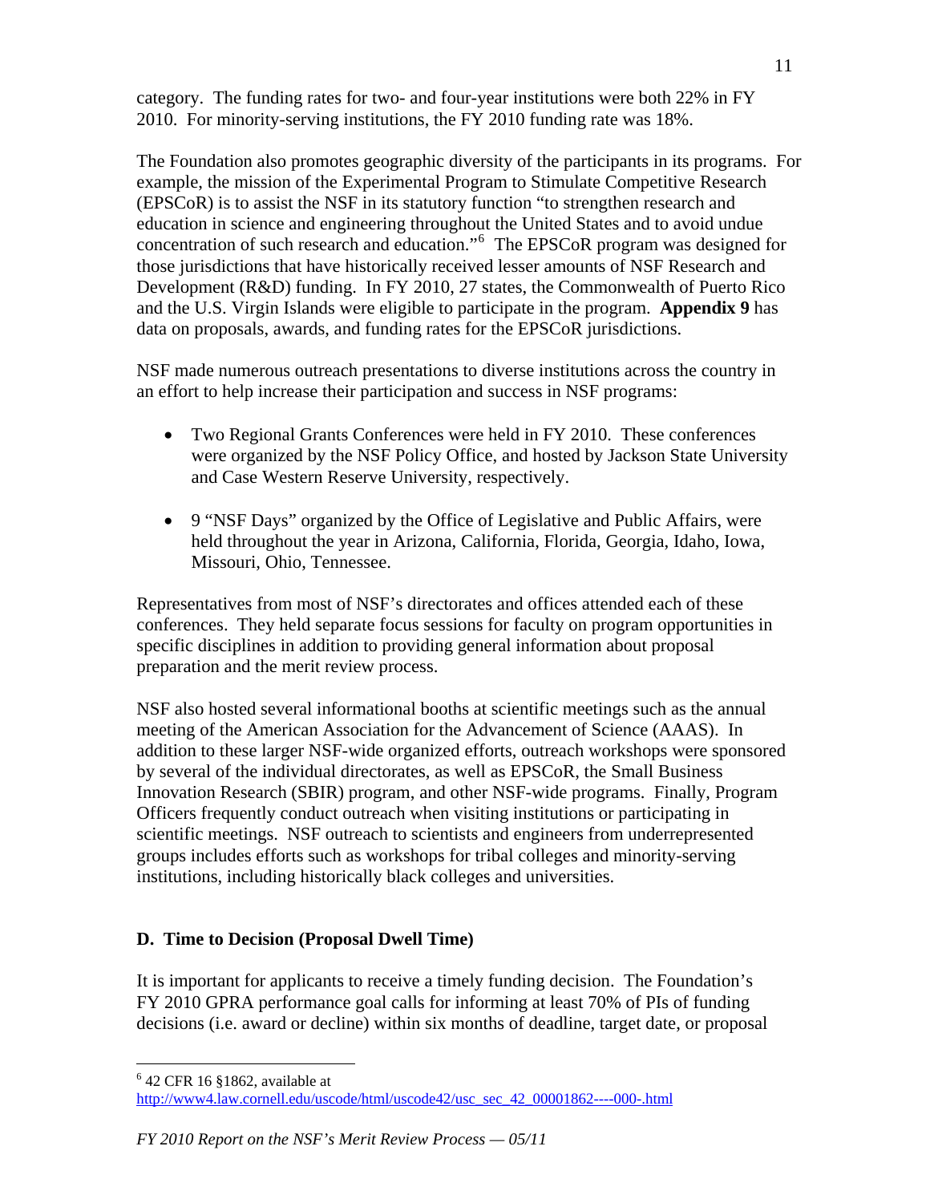category. The funding rates for two- and four-year institutions were both 22% in FY 2010. For minority-serving institutions, the FY 2010 funding rate was 18%.

The Foundation also promotes geographic diversity of the participants in its programs. For example, the mission of the Experimental Program to Stimulate Competitive Research (EPSCoR) is to assist the NSF in its statutory function "to strengthen research and education in science and engineering throughout the United States and to avoid undue concentration of such research and education."[6] The EPSCoR program was designed for those jurisdictions that have historically received lesser amounts of NSF Research and Development (R&D) funding. In FY 2010, 27 states, the Commonwealth of Puerto Rico and the U.S. Virgin Islands were eligible to participate in the program. **Appendix 9** has data on proposals, awards, and funding rates for the EPSCoR jurisdictions.

NSF made numerous outreach presentations to diverse institutions across the country in an effort to help increase their participation and success in NSF programs:

- Two Regional Grants Conferences were held in FY 2010. These conferences were organized by the NSF Policy Office, and hosted by Jackson State University and Case Western Reserve University, respectively.
- 9 "NSF Days" organized by the Office of Legislative and Public Affairs, were held throughout the year in Arizona, California, Florida, Georgia, Idaho, Iowa, Missouri, Ohio, Tennessee.

Representatives from most of NSF's directorates and offices attended each of these conferences. They held separate focus sessions for faculty on program opportunities in specific disciplines in addition to providing general information about proposal preparation and the merit review process.

NSF also hosted several informational booths at scientific meetings such as the annual meeting of the American Association for the Advancement of Science (AAAS). In addition to these larger NSF-wide organized efforts, outreach workshops were sponsored by several of the individual directorates, as well as EPSCoR, the Small Business Innovation Research (SBIR) program, and other NSF-wide programs. Finally, Program Officers frequently conduct outreach when visiting institutions or participating in scientific meetings. NSF outreach to scientists and engineers from underrepresented groups includes efforts such as workshops for tribal colleges and minority-serving institutions, including historically black colleges and universities.

### D. Time to Decision (Proposal Dwell Time)

It is important for applicants to receive a timely funding decision. The Foundation's FY 2010 GPRA performance goal calls for informing at least 70% of PIs of funding decisions (i.e. award or decline) within six months of deadline, target date, or proposal

---

[6] 42 CFR 16 §1862, available at http://www4.law.cornell.edu/uscode/html/uscode42/usc_sec_42_00001862----000-.html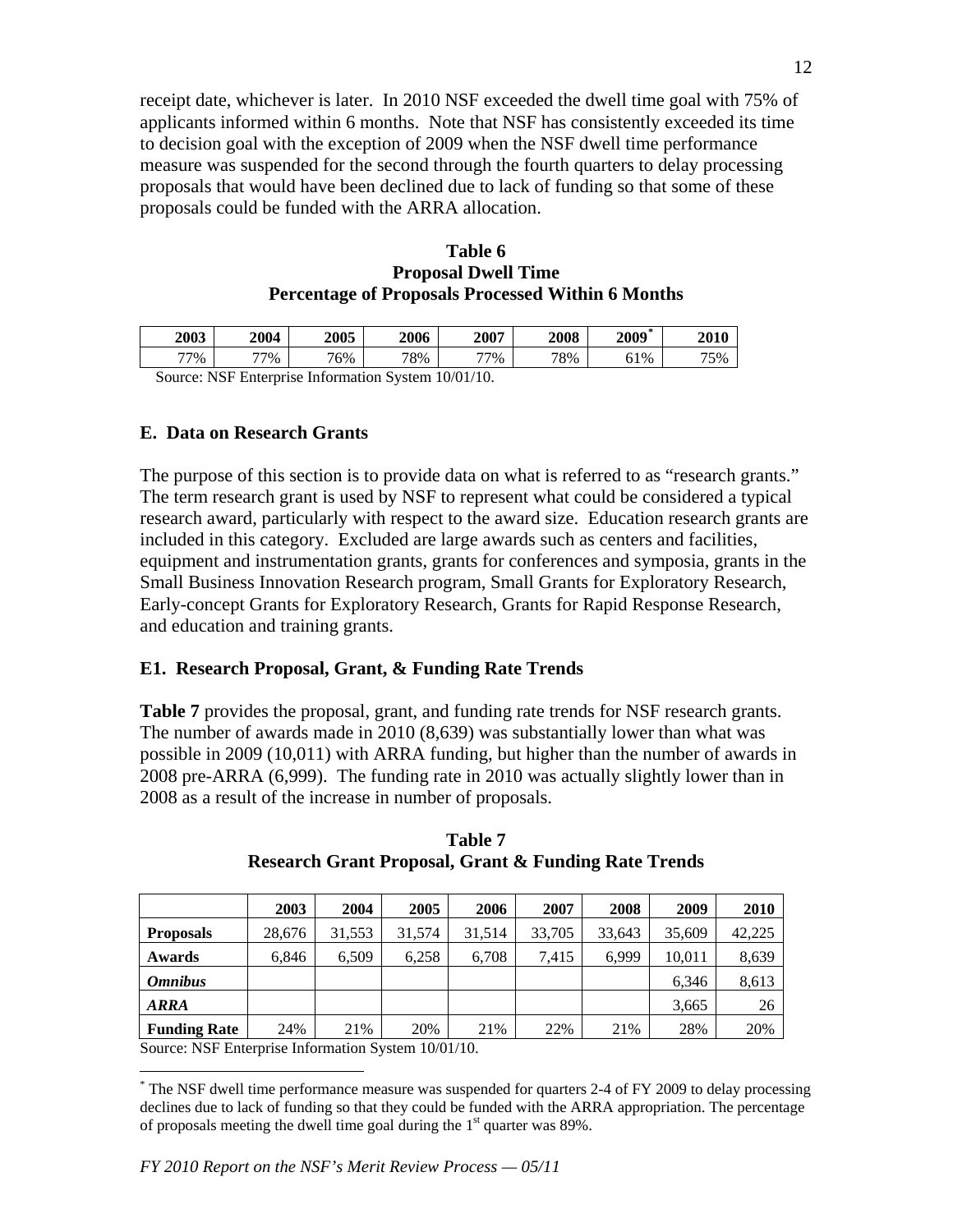receipt date, whichever is later. In 2010 NSF exceeded the dwell time goal with 75% of applicants informed within 6 months. Note that NSF has consistently exceeded its time to decision goal with the exception of 2009 when the NSF dwell time performance measure was suspended for the second through the fourth quarters to delay processing proposals that would have been declined due to lack of funding so that some of these proposals could be funded with the ARRA allocation.

**Table 6**
**Proposal Dwell Time**
**Percentage of Proposals Processed Within 6 Months**

| 2003 | 2004 | 2005 | 2006 | 2007 | 2008 | 2009* | 2010 |
|---|---|---|---|---|---|---|---|
| 77% | 77% | 76% | 78% | 77% | 78% | 61% | 75% |

Source: NSF Enterprise Information System 10/01/10.

### E. Data on Research Grants

The purpose of this section is to provide data on what is referred to as "research grants." The term research grant is used by NSF to represent what could be considered a typical research award, particularly with respect to the award size. Education research grants are included in this category. Excluded are large awards such as centers and facilities, equipment and instrumentation grants, grants for conferences and symposia, grants in the Small Business Innovation Research program, Small Grants for Exploratory Research, Early-concept Grants for Exploratory Research, Grants for Rapid Response Research, and education and training grants.

### E1. Research Proposal, Grant, & Funding Rate Trends

**Table 7** provides the proposal, grant, and funding rate trends for NSF research grants. The number of awards made in 2010 (8,639) was substantially lower than what was possible in 2009 (10,011) with ARRA funding, but higher than the number of awards in 2008 pre-ARRA (6,999). The funding rate in 2010 was actually slightly lower than in 2008 as a result of the increase in number of proposals.

**Table 7**
**Research Grant Proposal, Grant & Funding Rate Trends**

| | 2003 | 2004 | 2005 | 2006 | 2007 | 2008 | 2009 | 2010 |
|---|---|---|---|---|---|---|---|---|
| **Proposals** | 28,676 | 31,553 | 31,574 | 31,514 | 33,705 | 33,643 | 35,609 | 42,225 |
| **Awards** | 6,846 | 6,509 | 6,258 | 6,708 | 7,415 | 6,999 | 10,011 | 8,639 |
| ***Omnibus*** | | | | | | | 6,346 | 8,613 |
| ***ARRA*** | | | | | | | 3,665 | 26 |
| **Funding Rate** | 24% | 21% | 20% | 21% | 22% | 21% | 28% | 20% |

Source: NSF Enterprise Information System 10/01/10.

---

* The NSF dwell time performance measure was suspended for quarters 2-4 of FY 2009 to delay processing declines due to lack of funding so that they could be funded with the ARRA appropriation. The percentage of proposals meeting the dwell time goal during the 1st quarter was 89%.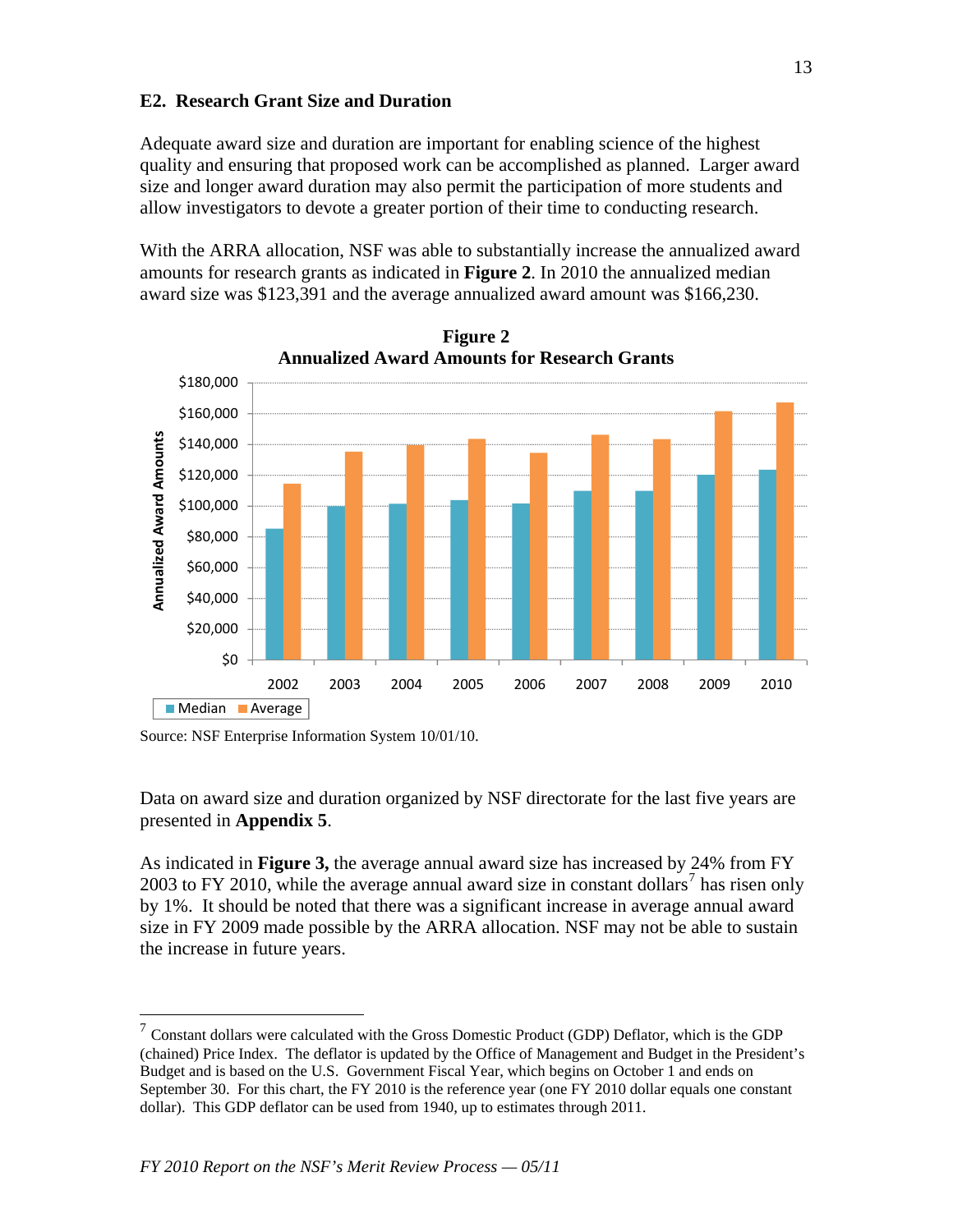### E2. Research Grant Size and Duration

Adequate award size and duration are important for enabling science of the highest quality and ensuring that proposed work can be accomplished as planned. Larger award size and longer award duration may also permit the participation of more students and allow investigators to devote a greater portion of their time to conducting research.

With the ARRA allocation, NSF was able to substantially increase the annualized award amounts for research grants as indicated in **Figure 2**. In 2010 the annualized median award size was $123,391 and the average annualized award amount was $166,230.

**Figure 2**
**Annualized Award Amounts for Research Grants**

Source: NSF Enterprise Information System 10/01/10.

Data on award size and duration organized by NSF directorate for the last five years are presented in **Appendix 5**.

As indicated in **Figure 3,** the average annual award size has increased by 24% from FY 2003 to FY 2010, while the average annual award size in constant dollars[7] has risen only by 1%. It should be noted that there was a significant increase in average annual award size in FY 2009 made possible by the ARRA allocation. NSF may not be able to sustain the increase in future years.

---

[7] Constant dollars were calculated with the Gross Domestic Product (GDP) Deflator, which is the GDP (chained) Price Index. The deflator is updated by the Office of Management and Budget in the President's Budget and is based on the U.S. Government Fiscal Year, which begins on October 1 and ends on September 30. For this chart, the FY 2010 is the reference year (one FY 2010 dollar equals one constant dollar). This GDP deflator can be used from 1940, up to estimates through 2011.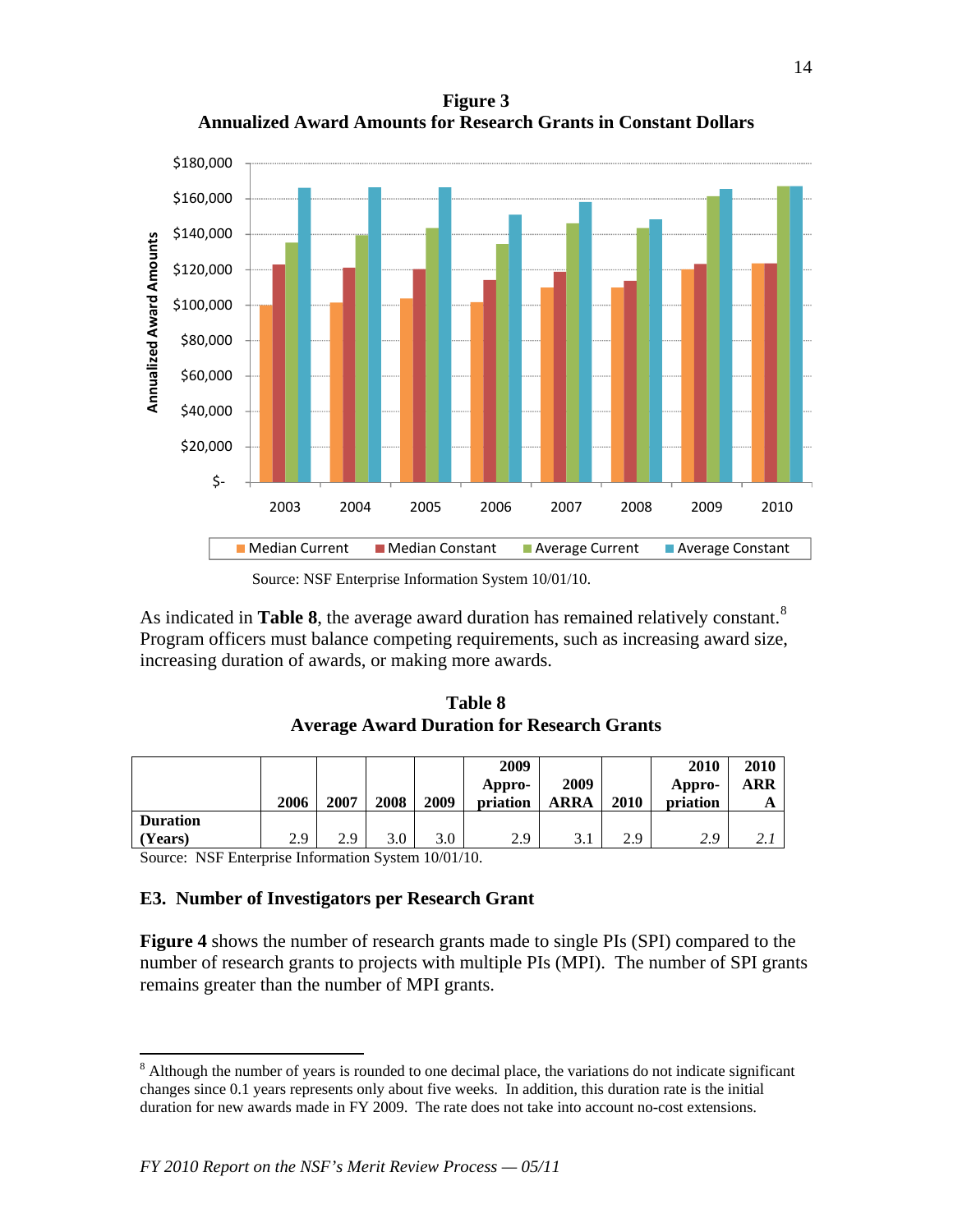**Figure 3**
**Annualized Award Amounts for Research Grants in Constant Dollars**

Source: NSF Enterprise Information System 10/01/10.

As indicated in **Table 8**, the average award duration has remained relatively constant.[8] Program officers must balance competing requirements, such as increasing award size, increasing duration of awards, or making more awards.

**Table 8**
**Average Award Duration for Research Grants**

| | 2006 | 2007 | 2008 | 2009 | 2009 Appro-priation | 2009 ARRA | 2010 | 2010 Appro-priation | 2010 ARRA |
|---|---|---|---|---|---|---|---|---|---|
| **Duration (Years)** | 2.9 | 2.9 | 3.0 | 3.0 | 2.9 | 3.1 | 2.9 | *2.9* | *2.1* |

Source: NSF Enterprise Information System 10/01/10.

### E3. Number of Investigators per Research Grant

**Figure 4** shows the number of research grants made to single PIs (SPI) compared to the number of research grants to projects with multiple PIs (MPI). The number of SPI grants remains greater than the number of MPI grants.

---

[8] Although the number of years is rounded to one decimal place, the variations do not indicate significant changes since 0.1 years represents only about five weeks. In addition, this duration rate is the initial duration for new awards made in FY 2009. The rate does not take into account no-cost extensions.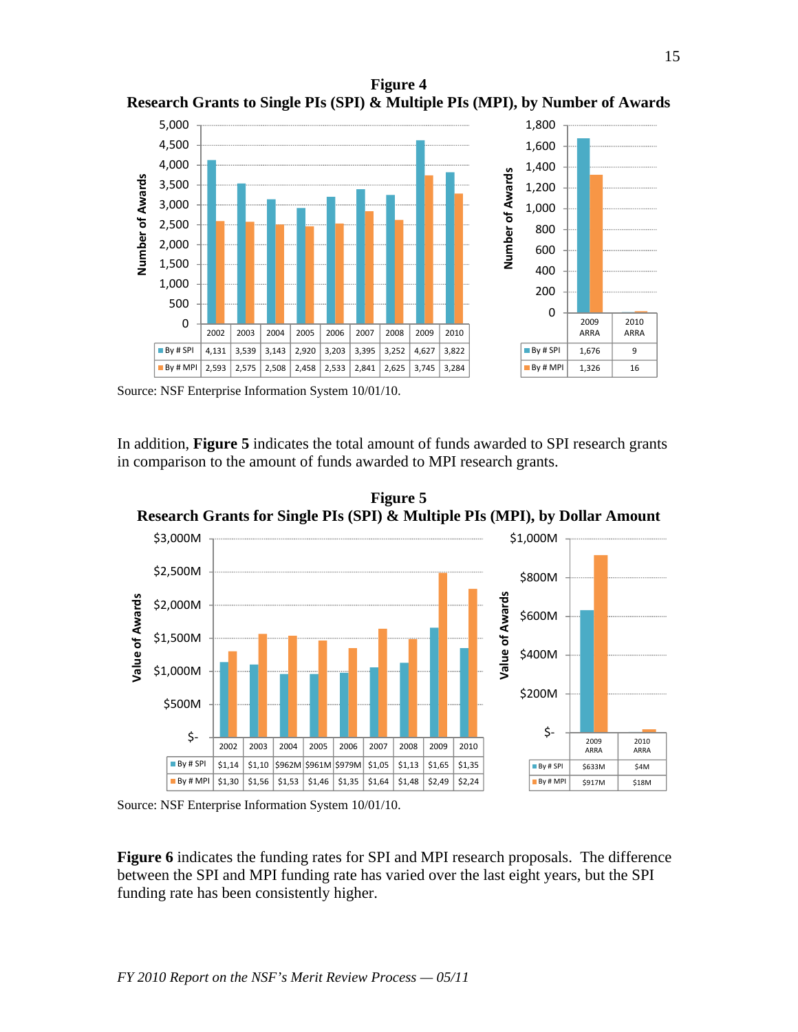**Figure 4**
**Research Grants to Single PIs (SPI) & Multiple PIs (MPI), by Number of Awards**

| | 2002 | 2003 | 2004 | 2005 | 2006 | 2007 | 2008 | 2009 | 2010 |
|---|---|---|---|---|---|---|---|---|---|
| By # SPI | 4,131 | 3,539 | 3,143 | 2,920 | 3,203 | 3,395 | 3,252 | 4,627 | 3,822 |
| By # MPI | 2,593 | 2,575 | 2,508 | 2,458 | 2,533 | 2,841 | 2,625 | 3,745 | 3,284 |

| | 2009 ARRA | 2010 ARRA |
|---|---|---|
| By # SPI | 1,676 | 9 |
| By # MPI | 1,326 | 16 |

Source: NSF Enterprise Information System 10/01/10.

In addition, **Figure 5** indicates the total amount of funds awarded to SPI research grants in comparison to the amount of funds awarded to MPI research grants.

**Figure 5**
**Research Grants for Single PIs (SPI) & Multiple PIs (MPI), by Dollar Amount**

| | 2002 | 2003 | 2004 | 2005 | 2006 | 2007 | 2008 | 2009 | 2010 |
|---|---|---|---|---|---|---|---|---|---|
| By # SPI | $1,14 | $1,10 | $962M | $961M | $979M | $1,05 | $1,13 | $1,65 | $1,35 |
| By # MPI | $1,30 | $1,56 | $1,53 | $1,46 | $1,35 | $1,64 | $1,48 | $2,49 | $2,24 |

| | 2009 ARRA | 2010 ARRA |
|---|---|---|
| By # SPI | $633M | $4M |
| By # MPI | $917M | $18M |

Source: NSF Enterprise Information System 10/01/10.

**Figure 6** indicates the funding rates for SPI and MPI research proposals. The difference between the SPI and MPI funding rate has varied over the last eight years, but the SPI funding rate has been consistently higher.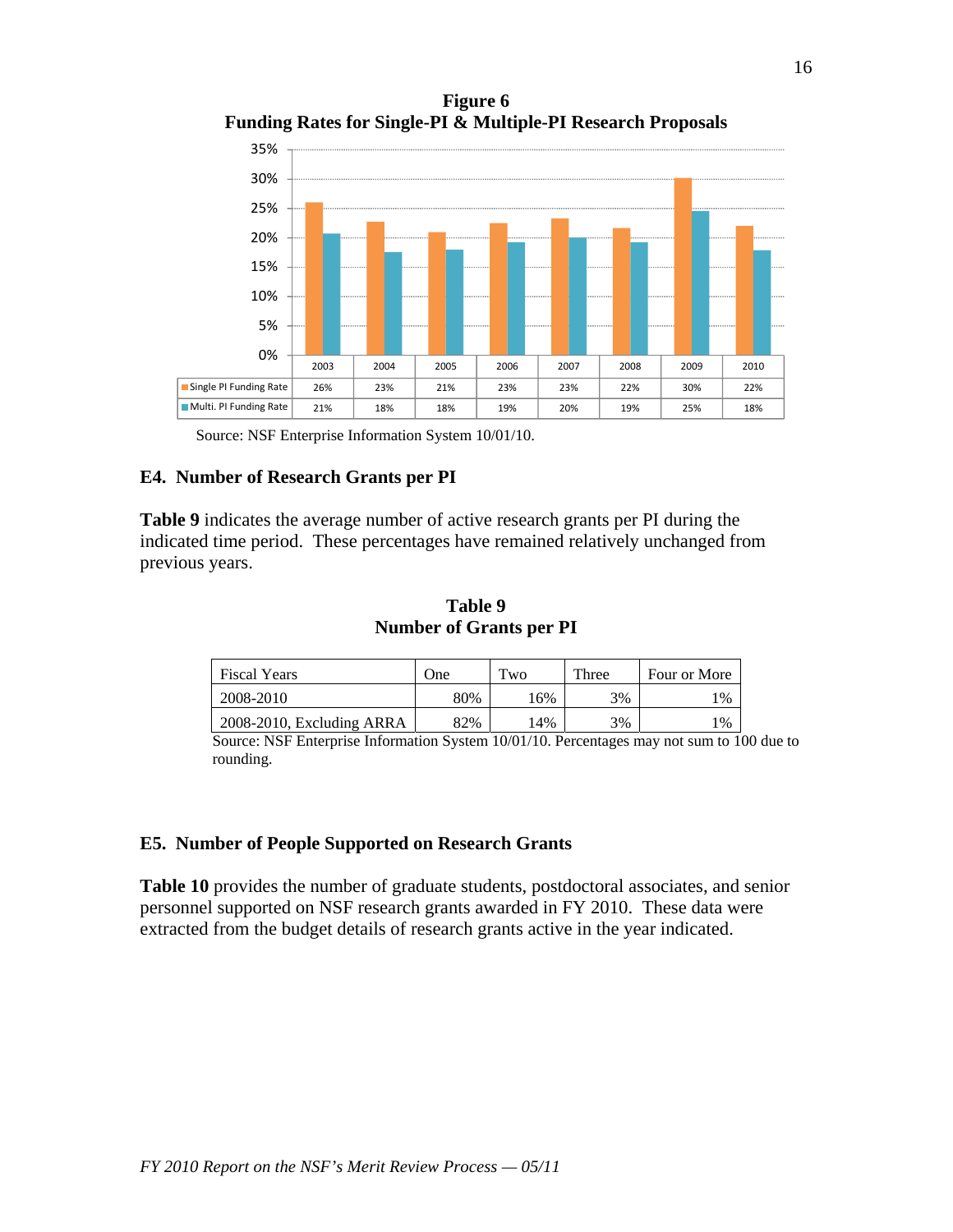**Figure 6**
**Funding Rates for Single-PI & Multiple-PI Research Proposals**

| | 2003 | 2004 | 2005 | 2006 | 2007 | 2008 | 2009 | 2010 |
|---|---|---|---|---|---|---|---|---|
| Single PI Funding Rate | 26% | 23% | 21% | 23% | 23% | 22% | 30% | 22% |
| Multi. PI Funding Rate | 21% | 18% | 18% | 19% | 20% | 19% | 25% | 18% |

Source: NSF Enterprise Information System 10/01/10.

### E4. Number of Research Grants per PI

**Table 9** indicates the average number of active research grants per PI during the indicated time period. These percentages have remained relatively unchanged from previous years.

**Table 9**
**Number of Grants per PI**

| Fiscal Years | One | Two | Three | Four or More |
|---|---|---|---|---|
| 2008-2010 | 80% | 16% | 3% | 1% |
| 2008-2010, Excluding ARRA | 82% | 14% | 3% | 1% |

Source: NSF Enterprise Information System 10/01/10. Percentages may not sum to 100 due to rounding.

### E5. Number of People Supported on Research Grants

**Table 10** provides the number of graduate students, postdoctoral associates, and senior personnel supported on NSF research grants awarded in FY 2010. These data were extracted from the budget details of research grants active in the year indicated.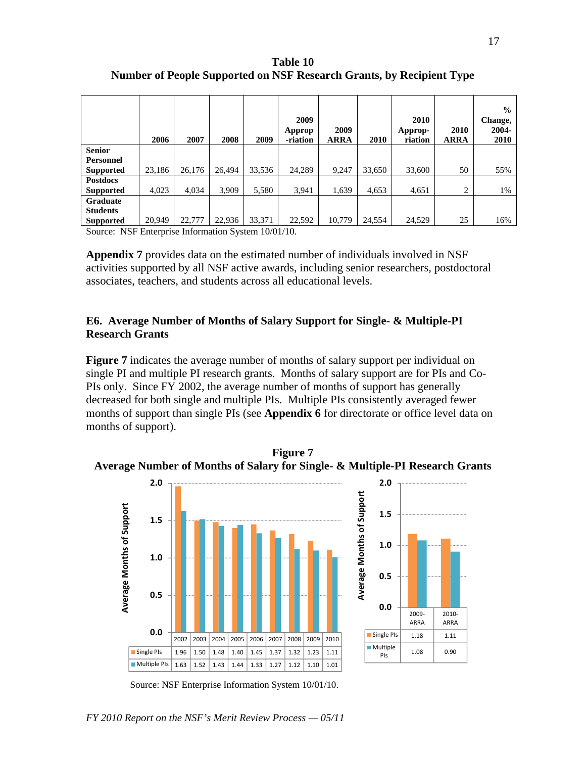**Table 10**
**Number of People Supported on NSF Research Grants, by Recipient Type**

| | 2006 | 2007 | 2008 | 2009 | 2009 Approp-riation | 2009 ARRA | 2010 | 2010 Approp-riation | 2010 ARRA | % Change, 2004-2010 |
|---|---|---|---|---|---|---|---|---|---|---|
| **Senior Personnel Supported** | 23,186 | 26,176 | 26,494 | 33,536 | 24,289 | 9,247 | 33,650 | 33,600 | 50 | 55% |
| **Postdocs Supported** | 4,023 | 4,034 | 3,909 | 5,580 | 3,941 | 1,639 | 4,653 | 4,651 | 2 | 1% |
| **Graduate Students Supported** | 20,949 | 22,777 | 22,936 | 33,371 | 22,592 | 10,779 | 24,554 | 24,529 | 25 | 16% |

Source: NSF Enterprise Information System 10/01/10.

**Appendix 7** provides data on the estimated number of individuals involved in NSF activities supported by all NSF active awards, including senior researchers, postdoctoral associates, teachers, and students across all educational levels.

### E6. Average Number of Months of Salary Support for Single- & Multiple-PI Research Grants

**Figure 7** indicates the average number of months of salary support per individual on single PI and multiple PI research grants. Months of salary support are for PIs and Co-PIs only. Since FY 2002, the average number of months of support has generally decreased for both single and multiple PIs. Multiple PIs consistently averaged fewer months of support than single PIs (see **Appendix 6** for directorate or office level data on months of support).

**Figure 7**
**Average Number of Months of Salary for Single- & Multiple-PI Research Grants**

| | 2002 | 2003 | 2004 | 2005 | 2006 | 2007 | 2008 | 2009 | 2010 |
|---|---|---|---|---|---|---|---|---|---|
| Single PIs | 1.96 | 1.50 | 1.48 | 1.40 | 1.45 | 1.37 | 1.32 | 1.23 | 1.11 |
| Multiple PIs | 1.63 | 1.52 | 1.43 | 1.44 | 1.33 | 1.27 | 1.12 | 1.10 | 1.01 |

| | 2009-ARRA | 2010-ARRA |
|---|---|---|
| Single PIs | 1.18 | 1.11 |
| Multiple PIs | 1.08 | 0.90 |

Source: NSF Enterprise Information System 10/01/10.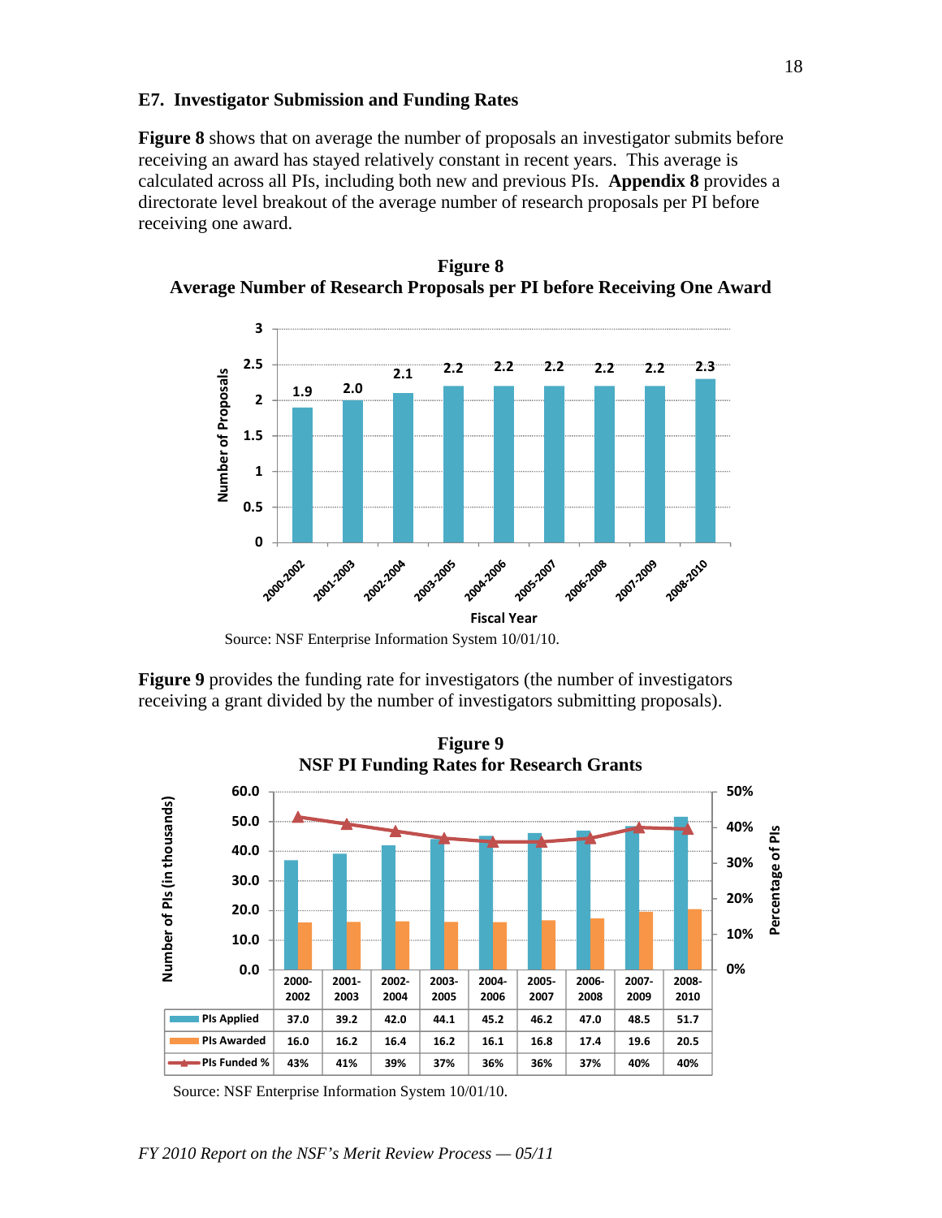### E7. Investigator Submission and Funding Rates

**Figure 8** shows that on average the number of proposals an investigator submits before receiving an award has stayed relatively constant in recent years. This average is calculated across all PIs, including both new and previous PIs. **Appendix 8** provides a directorate level breakout of the average number of research proposals per PI before receiving one award.

**Figure 8**
**Average Number of Research Proposals per PI before Receiving One Award**

| Fiscal Year | Number of Proposals |
|---|---|
| 2000-2002 | 1.9 |
| 2001-2003 | 2.0 |
| 2002-2004 | 2.1 |
| 2003-2005 | 2.2 |
| 2004-2006 | 2.2 |
| 2005-2007 | 2.2 |
| 2006-2008 | 2.2 |
| 2007-2009 | 2.2 |
| 2008-2010 | 2.3 |

Source: NSF Enterprise Information System 10/01/10.

**Figure 9** provides the funding rate for investigators (the number of investigators receiving a grant divided by the number of investigators submitting proposals).

**Figure 9**
**NSF PI Funding Rates for Research Grants**

| | 2000-2002 | 2001-2003 | 2002-2004 | 2003-2005 | 2004-2006 | 2005-2007 | 2006-2008 | 2007-2009 | 2008-2010 |
|---|---|---|---|---|---|---|---|---|---|
| PIs Applied | 37.0 | 39.2 | 42.0 | 44.1 | 45.2 | 46.2 | 47.0 | 48.5 | 51.7 |
| PIs Awarded | 16.0 | 16.2 | 16.4 | 16.2 | 16.1 | 16.8 | 17.4 | 19.6 | 20.5 |
| PIs Funded % | 43% | 41% | 39% | 37% | 36% | 36% | 37% | 40% | 40% |

Number of PIs (in thousands); Percentage of PIs

Source: NSF Enterprise Information System 10/01/10.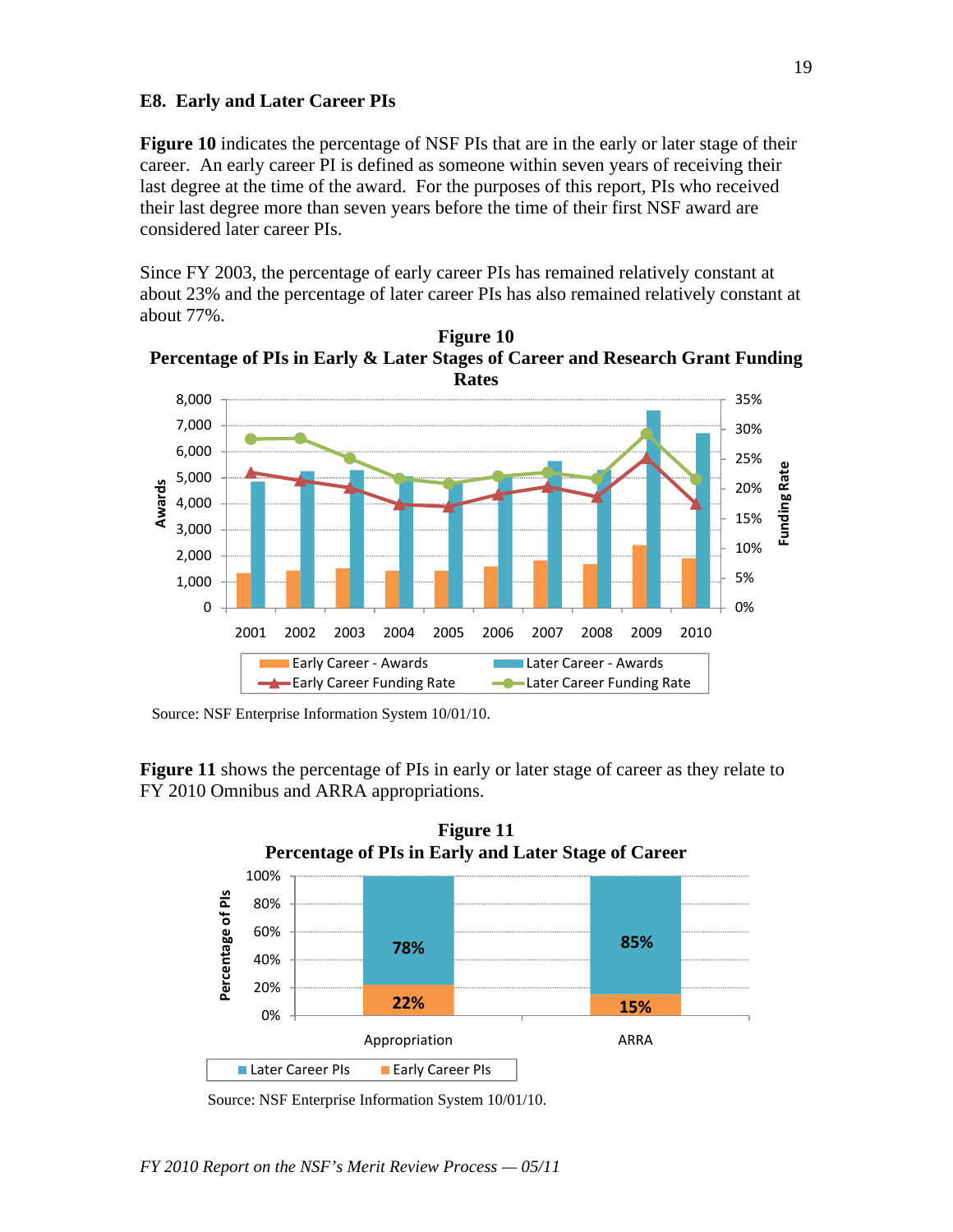### E8. Early and Later Career PIs

**Figure 10** indicates the percentage of NSF PIs that are in the early or later stage of their career. An early career PI is defined as someone within seven years of receiving their last degree at the time of the award. For the purposes of this report, PIs who received their last degree more than seven years before the time of their first NSF award are considered later career PIs.

Since FY 2003, the percentage of early career PIs has remained relatively constant at about 23% and the percentage of later career PIs has also remained relatively constant at about 77%.

**Figure 10**
**Percentage of PIs in Early & Later Stages of Career and Research Grant Funding Rates**

Source: NSF Enterprise Information System 10/01/10.

**Figure 11** shows the percentage of PIs in early or later stage of career as they relate to FY 2010 Omnibus and ARRA appropriations.

**Figure 11**
**Percentage of PIs in Early and Later Stage of Career**

| | Appropriation | ARRA |
|---|---|---|
| Later Career PIs | 78% | 85% |
| Early Career PIs | 22% | 15% |

Source: NSF Enterprise Information System 10/01/10.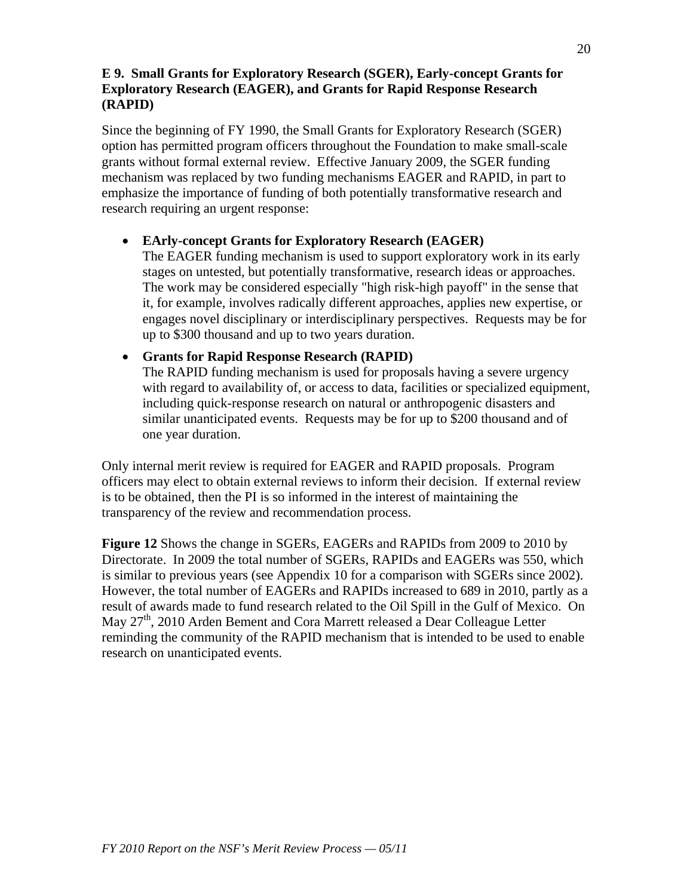### E 9. Small Grants for Exploratory Research (SGER), Early-concept Grants for Exploratory Research (EAGER), and Grants for Rapid Response Research (RAPID)

Since the beginning of FY 1990, the Small Grants for Exploratory Research (SGER) option has permitted program officers throughout the Foundation to make small-scale grants without formal external review. Effective January 2009, the SGER funding mechanism was replaced by two funding mechanisms EAGER and RAPID, in part to emphasize the importance of funding of both potentially transformative research and research requiring an urgent response:

- **EArly-concept Grants for Exploratory Research (EAGER)**
  The EAGER funding mechanism is used to support exploratory work in its early stages on untested, but potentially transformative, research ideas or approaches. The work may be considered especially "high risk-high payoff" in the sense that it, for example, involves radically different approaches, applies new expertise, or engages novel disciplinary or interdisciplinary perspectives. Requests may be for up to $300 thousand and up to two years duration.

- **Grants for Rapid Response Research (RAPID)**
  The RAPID funding mechanism is used for proposals having a severe urgency with regard to availability of, or access to data, facilities or specialized equipment, including quick-response research on natural or anthropogenic disasters and similar unanticipated events. Requests may be for up to $200 thousand and of one year duration.

Only internal merit review is required for EAGER and RAPID proposals. Program officers may elect to obtain external reviews to inform their decision. If external review is to be obtained, then the PI is so informed in the interest of maintaining the transparency of the review and recommendation process.

**Figure 12** Shows the change in SGERs, EAGERs and RAPIDs from 2009 to 2010 by Directorate. In 2009 the total number of SGERs, RAPIDs and EAGERs was 550, which is similar to previous years (see Appendix 10 for a comparison with SGERs since 2002). However, the total number of EAGERs and RAPIDs increased to 689 in 2010, partly as a result of awards made to fund research related to the Oil Spill in the Gulf of Mexico. On May 27th, 2010 Arden Bement and Cora Marrett released a Dear Colleague Letter reminding the community of the RAPID mechanism that is intended to be used to enable research on unanticipated events.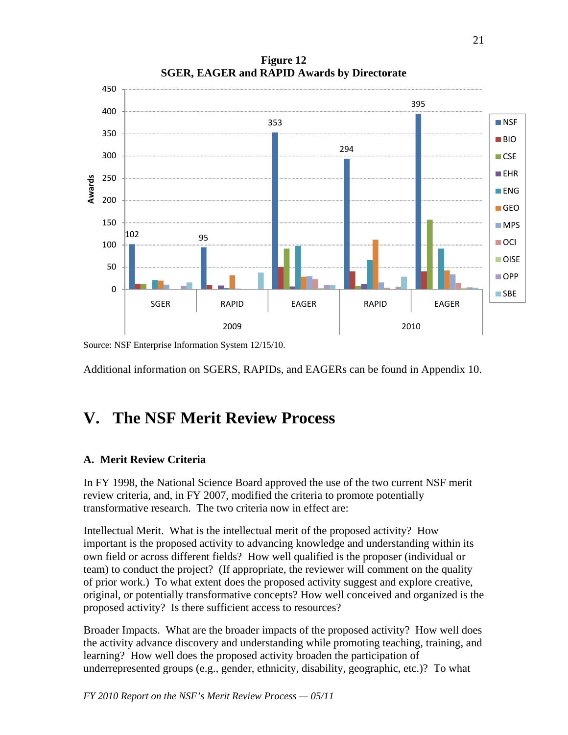**Figure 12**
**SGER, EAGER and RAPID Awards by Directorate**

Source: NSF Enterprise Information System 12/15/10.

Additional information on SGERS, RAPIDs, and EAGERs can be found in Appendix 10.

# V. The NSF Merit Review Process

## A. Merit Review Criteria

In FY 1998, the National Science Board approved the use of the two current NSF merit review criteria, and, in FY 2007, modified the criteria to promote potentially transformative research. The two criteria now in effect are:

Intellectual Merit. What is the intellectual merit of the proposed activity? How important is the proposed activity to advancing knowledge and understanding within its own field or across different fields? How well qualified is the proposer (individual or team) to conduct the project? (If appropriate, the reviewer will comment on the quality of prior work.) To what extent does the proposed activity suggest and explore creative, original, or potentially transformative concepts? How well conceived and organized is the proposed activity? Is there sufficient access to resources?

Broader Impacts. What are the broader impacts of the proposed activity? How well does the activity advance discovery and understanding while promoting teaching, training, and learning? How well does the proposed activity broaden the participation of underrepresented groups (e.g., gender, ethnicity, disability, geographic, etc.)? To what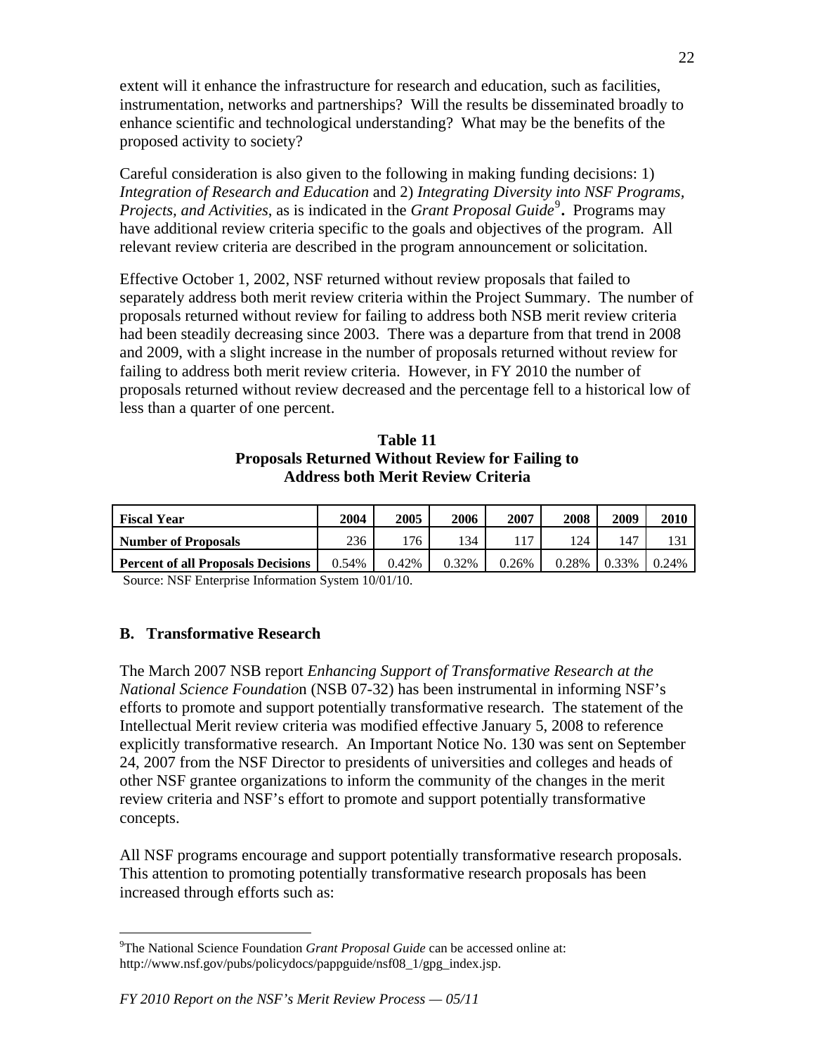extent will it enhance the infrastructure for research and education, such as facilities, instrumentation, networks and partnerships? Will the results be disseminated broadly to enhance scientific and technological understanding? What may be the benefits of the proposed activity to society?

Careful consideration is also given to the following in making funding decisions: 1) *Integration of Research and Education* and 2) *Integrating Diversity into NSF Programs, Projects, and Activities*, as is indicated in the *Grant Proposal Guide*[9]**.** Programs may have additional review criteria specific to the goals and objectives of the program. All relevant review criteria are described in the program announcement or solicitation.

Effective October 1, 2002, NSF returned without review proposals that failed to separately address both merit review criteria within the Project Summary. The number of proposals returned without review for failing to address both NSB merit review criteria had been steadily decreasing since 2003. There was a departure from that trend in 2008 and 2009, with a slight increase in the number of proposals returned without review for failing to address both merit review criteria. However, in FY 2010 the number of proposals returned without review decreased and the percentage fell to a historical low of less than a quarter of one percent.

**Table 11**
**Proposals Returned Without Review for Failing to Address both Merit Review Criteria**

| Fiscal Year | 2004 | 2005 | 2006 | 2007 | 2008 | 2009 | 2010 |
|---|---|---|---|---|---|---|---|
| Number of Proposals | 236 | 176 | 134 | 117 | 124 | 147 | 131 |
| Percent of all Proposals Decisions | 0.54% | 0.42% | 0.32% | 0.26% | 0.28% | 0.33% | 0.24% |

Source: NSF Enterprise Information System 10/01/10.

### B. Transformative Research

The March 2007 NSB report *Enhancing Support of Transformative Research at the National Science Foundation* (NSB 07-32) has been instrumental in informing NSF's efforts to promote and support potentially transformative research. The statement of the Intellectual Merit review criteria was modified effective January 5, 2008 to reference explicitly transformative research. An Important Notice No. 130 was sent on September 24, 2007 from the NSF Director to presidents of universities and colleges and heads of other NSF grantee organizations to inform the community of the changes in the merit review criteria and NSF's effort to promote and support potentially transformative concepts.

All NSF programs encourage and support potentially transformative research proposals. This attention to promoting potentially transformative research proposals has been increased through efforts such as:

---

[9]The National Science Foundation *Grant Proposal Guide* can be accessed online at: http://www.nsf.gov/pubs/policydocs/pappguide/nsf08_1/gpg_index.jsp.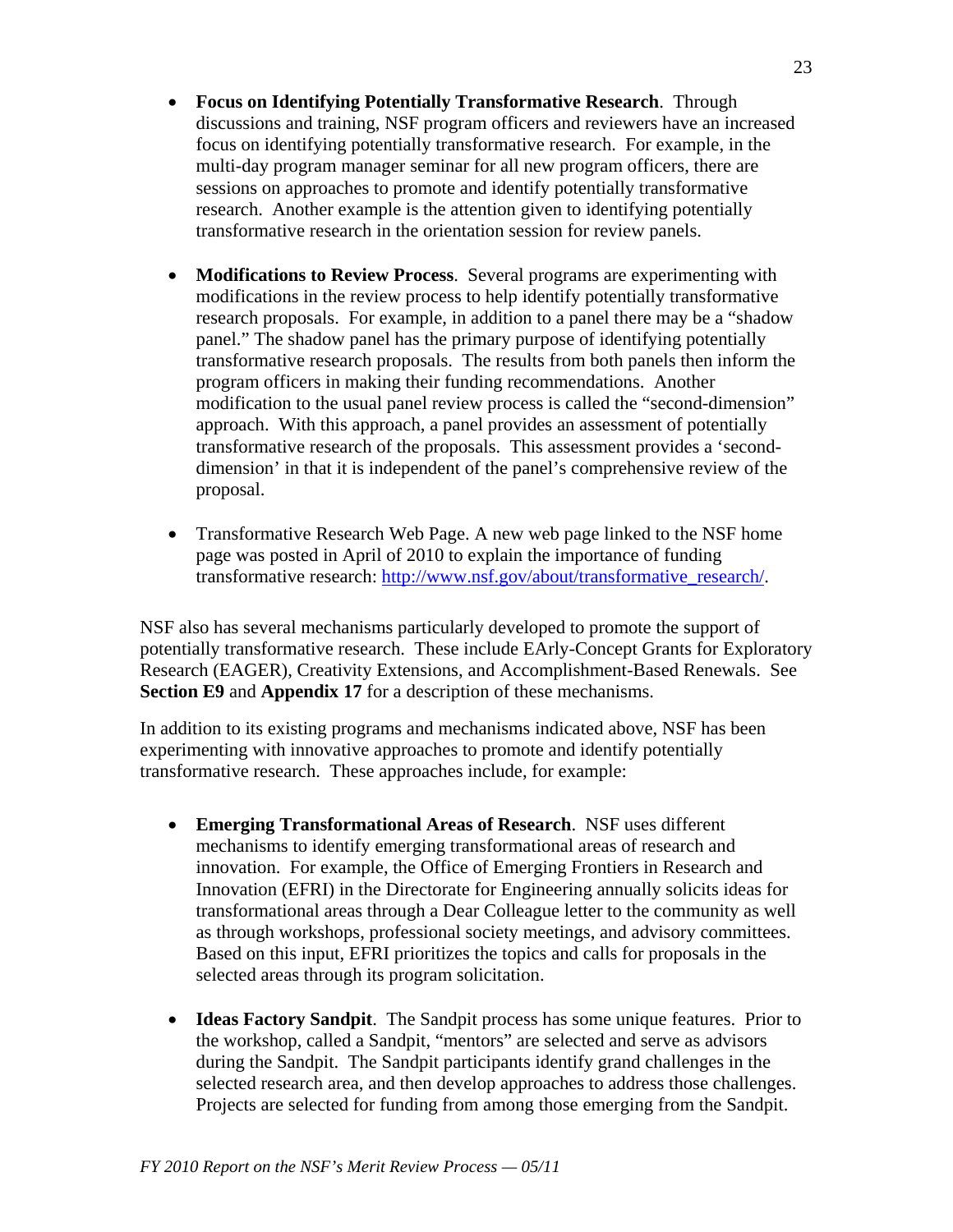- **Focus on Identifying Potentially Transformative Research**. Through discussions and training, NSF program officers and reviewers have an increased focus on identifying potentially transformative research. For example, in the multi-day program manager seminar for all new program officers, there are sessions on approaches to promote and identify potentially transformative research. Another example is the attention given to identifying potentially transformative research in the orientation session for review panels.

- **Modifications to Review Process**. Several programs are experimenting with modifications in the review process to help identify potentially transformative research proposals. For example, in addition to a panel there may be a "shadow panel." The shadow panel has the primary purpose of identifying potentially transformative research proposals. The results from both panels then inform the program officers in making their funding recommendations. Another modification to the usual panel review process is called the "second-dimension" approach. With this approach, a panel provides an assessment of potentially transformative research of the proposals. This assessment provides a 'second-dimension' in that it is independent of the panel's comprehensive review of the proposal.

- Transformative Research Web Page. A new web page linked to the NSF home page was posted in April of 2010 to explain the importance of funding transformative research: http://www.nsf.gov/about/transformative_research/.

NSF also has several mechanisms particularly developed to promote the support of potentially transformative research. These include EArly-Concept Grants for Exploratory Research (EAGER), Creativity Extensions, and Accomplishment-Based Renewals. See **Section E9** and **Appendix 17** for a description of these mechanisms.

In addition to its existing programs and mechanisms indicated above, NSF has been experimenting with innovative approaches to promote and identify potentially transformative research. These approaches include, for example:

- **Emerging Transformational Areas of Research**. NSF uses different mechanisms to identify emerging transformational areas of research and innovation. For example, the Office of Emerging Frontiers in Research and Innovation (EFRI) in the Directorate for Engineering annually solicits ideas for transformational areas through a Dear Colleague letter to the community as well as through workshops, professional society meetings, and advisory committees. Based on this input, EFRI prioritizes the topics and calls for proposals in the selected areas through its program solicitation.

- **Ideas Factory Sandpit**. The Sandpit process has some unique features. Prior to the workshop, called a Sandpit, "mentors" are selected and serve as advisors during the Sandpit. The Sandpit participants identify grand challenges in the selected research area, and then develop approaches to address those challenges. Projects are selected for funding from among those emerging from the Sandpit.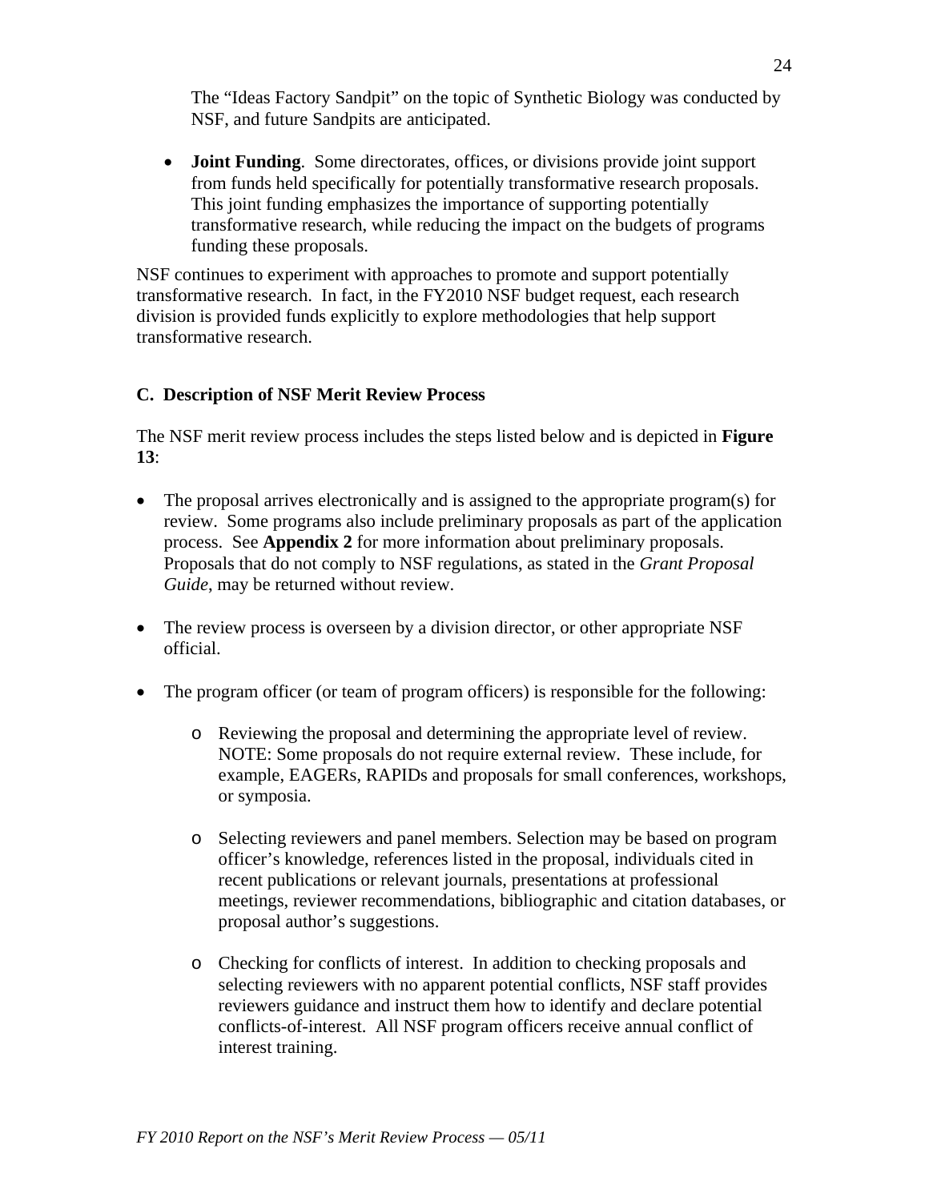The "Ideas Factory Sandpit" on the topic of Synthetic Biology was conducted by NSF, and future Sandpits are anticipated.

- **Joint Funding**. Some directorates, offices, or divisions provide joint support from funds held specifically for potentially transformative research proposals. This joint funding emphasizes the importance of supporting potentially transformative research, while reducing the impact on the budgets of programs funding these proposals.

NSF continues to experiment with approaches to promote and support potentially transformative research. In fact, in the FY2010 NSF budget request, each research division is provided funds explicitly to explore methodologies that help support transformative research.

### C. Description of NSF Merit Review Process

The NSF merit review process includes the steps listed below and is depicted in **Figure 13**:

- The proposal arrives electronically and is assigned to the appropriate program(s) for review. Some programs also include preliminary proposals as part of the application process. See **Appendix 2** for more information about preliminary proposals. Proposals that do not comply to NSF regulations, as stated in the *Grant Proposal Guide*, may be returned without review.

- The review process is overseen by a division director, or other appropriate NSF official.

- The program officer (or team of program officers) is responsible for the following:

    - Reviewing the proposal and determining the appropriate level of review. NOTE: Some proposals do not require external review. These include, for example, EAGERs, RAPIDs and proposals for small conferences, workshops, or symposia.

    - Selecting reviewers and panel members. Selection may be based on program officer's knowledge, references listed in the proposal, individuals cited in recent publications or relevant journals, presentations at professional meetings, reviewer recommendations, bibliographic and citation databases, or proposal author's suggestions.

    - Checking for conflicts of interest. In addition to checking proposals and selecting reviewers with no apparent potential conflicts, NSF staff provides reviewers guidance and instruct them how to identify and declare potential conflicts-of-interest. All NSF program officers receive annual conflict of interest training.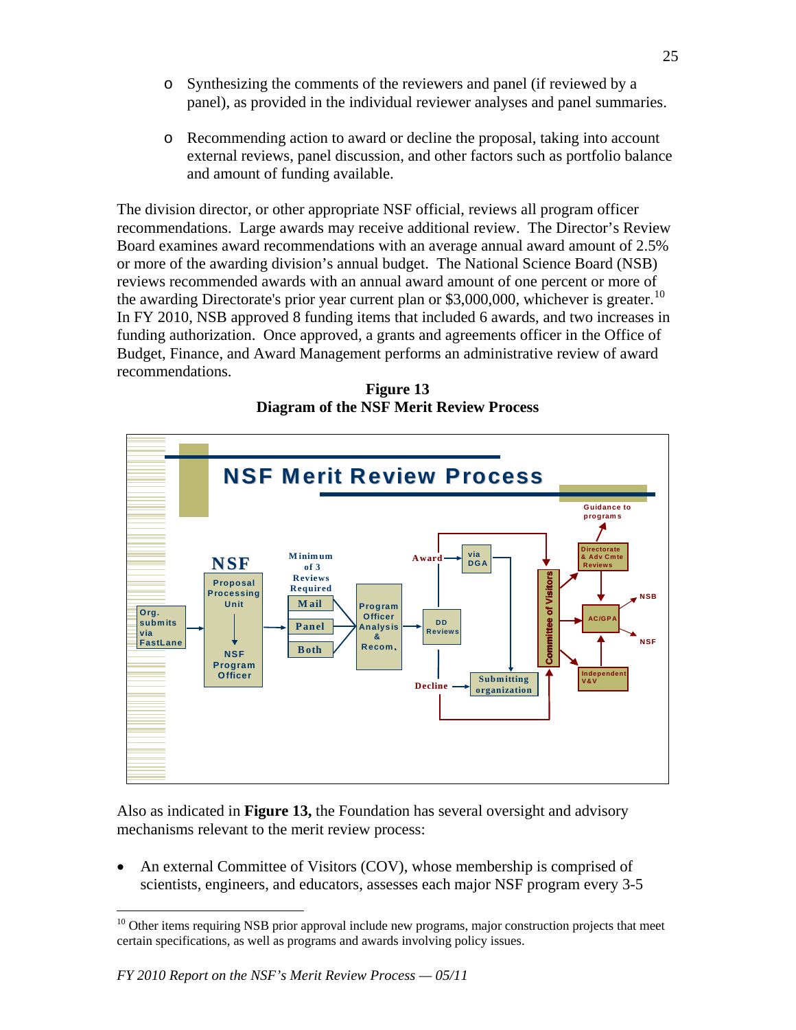- Synthesizing the comments of the reviewers and panel (if reviewed by a panel), as provided in the individual reviewer analyses and panel summaries.

- Recommending action to award or decline the proposal, taking into account external reviews, panel discussion, and other factors such as portfolio balance and amount of funding available.

The division director, or other appropriate NSF official, reviews all program officer recommendations. Large awards may receive additional review. The Director's Review Board examines award recommendations with an average annual award amount of 2.5% or more of the awarding division's annual budget. The National Science Board (NSB) reviews recommended awards with an annual award amount of one percent or more of the awarding Directorate's prior year current plan or $3,000,000, whichever is greater.[10] In FY 2010, NSB approved 8 funding items that included 6 awards, and two increases in funding authorization. Once approved, a grants and agreements officer in the Office of Budget, Finance, and Award Management performs an administrative review of award recommendations.

**Figure 13**
**Diagram of the NSF Merit Review Process**

Also as indicated in **Figure 13,** the Foundation has several oversight and advisory mechanisms relevant to the merit review process:

- An external Committee of Visitors (COV), whose membership is comprised of scientists, engineers, and educators, assesses each major NSF program every 3-5

[10] Other items requiring NSB prior approval include new programs, major construction projects that meet certain specifications, as well as programs and awards involving policy issues.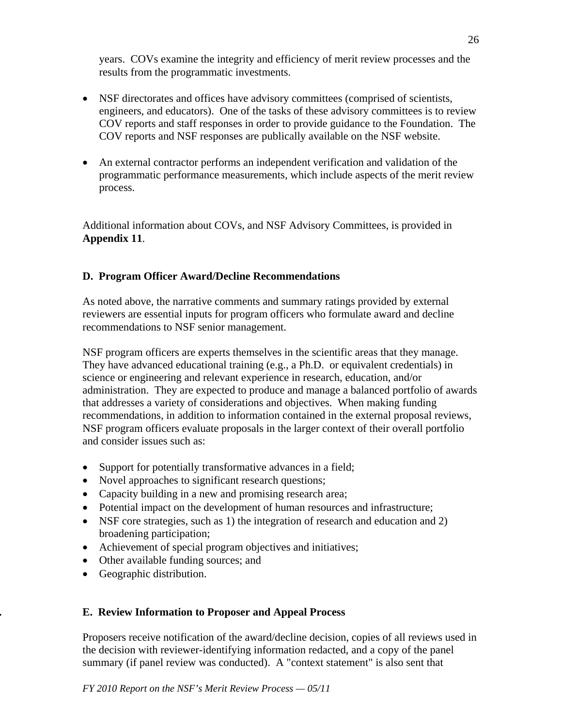years. COVs examine the integrity and efficiency of merit review processes and the results from the programmatic investments.

- NSF directorates and offices have advisory committees (comprised of scientists, engineers, and educators). One of the tasks of these advisory committees is to review COV reports and staff responses in order to provide guidance to the Foundation. The COV reports and NSF responses are publically available on the NSF website.
- An external contractor performs an independent verification and validation of the programmatic performance measurements, which include aspects of the merit review process.

Additional information about COVs, and NSF Advisory Committees, is provided in **Appendix 11**.

### D. Program Officer Award/Decline Recommendations

As noted above, the narrative comments and summary ratings provided by external reviewers are essential inputs for program officers who formulate award and decline recommendations to NSF senior management.

NSF program officers are experts themselves in the scientific areas that they manage. They have advanced educational training (e.g., a Ph.D. or equivalent credentials) in science or engineering and relevant experience in research, education, and/or administration. They are expected to produce and manage a balanced portfolio of awards that addresses a variety of considerations and objectives. When making funding recommendations, in addition to information contained in the external proposal reviews, NSF program officers evaluate proposals in the larger context of their overall portfolio and consider issues such as:

- Support for potentially transformative advances in a field;
- Novel approaches to significant research questions;
- Capacity building in a new and promising research area;
- Potential impact on the development of human resources and infrastructure;
- NSF core strategies, such as 1) the integration of research and education and 2) broadening participation;
- Achievement of special program objectives and initiatives;
- Other available funding sources; and
- Geographic distribution.

### E. Review Information to Proposer and Appeal Process

Proposers receive notification of the award/decline decision, copies of all reviews used in the decision with reviewer-identifying information redacted, and a copy of the panel summary (if panel review was conducted). A "context statement" is also sent that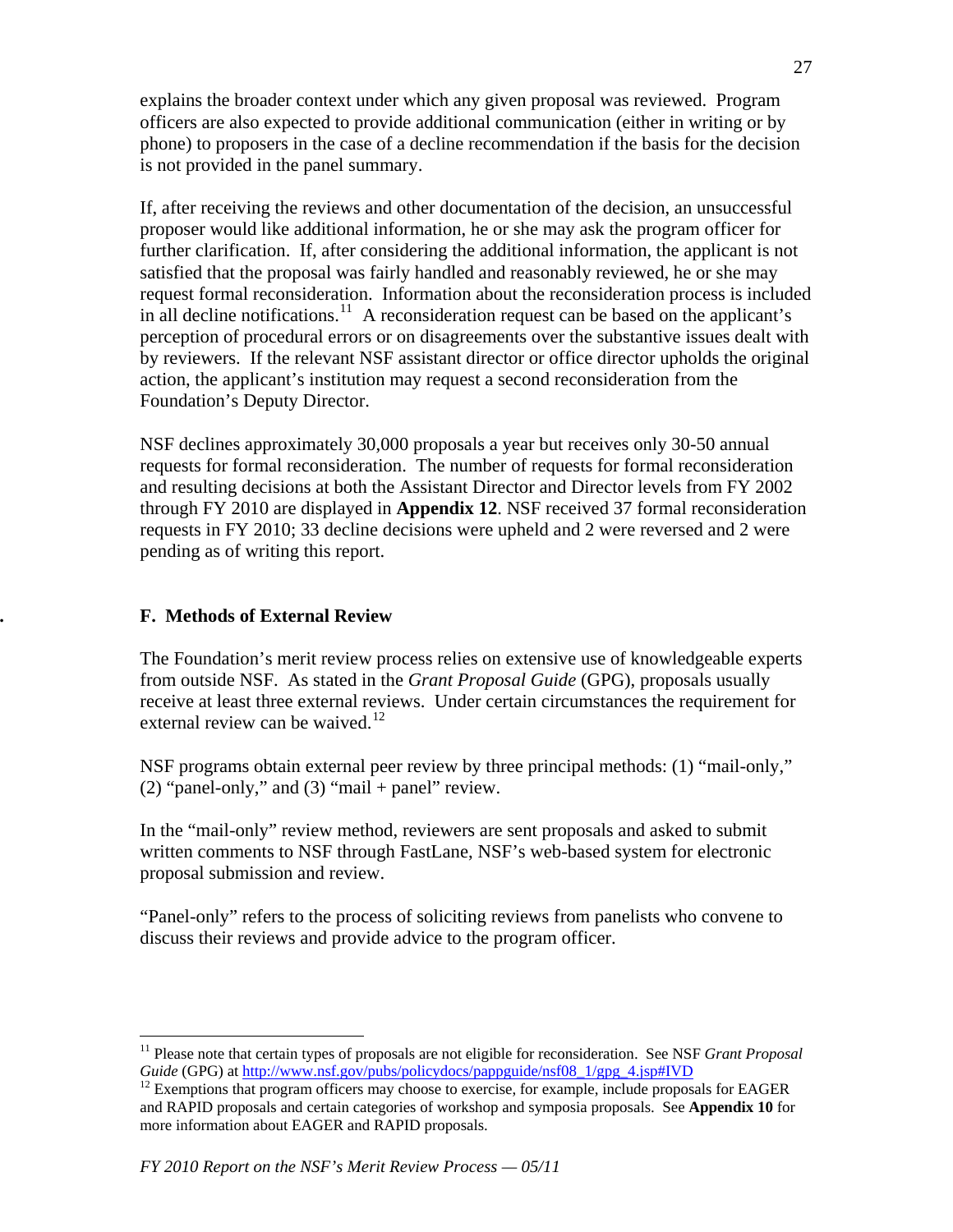explains the broader context under which any given proposal was reviewed. Program officers are also expected to provide additional communication (either in writing or by phone) to proposers in the case of a decline recommendation if the basis for the decision is not provided in the panel summary.

If, after receiving the reviews and other documentation of the decision, an unsuccessful proposer would like additional information, he or she may ask the program officer for further clarification. If, after considering the additional information, the applicant is not satisfied that the proposal was fairly handled and reasonably reviewed, he or she may request formal reconsideration. Information about the reconsideration process is included in all decline notifications.[11] A reconsideration request can be based on the applicant's perception of procedural errors or on disagreements over the substantive issues dealt with by reviewers. If the relevant NSF assistant director or office director upholds the original action, the applicant's institution may request a second reconsideration from the Foundation's Deputy Director.

NSF declines approximately 30,000 proposals a year but receives only 30-50 annual requests for formal reconsideration. The number of requests for formal reconsideration and resulting decisions at both the Assistant Director and Director levels from FY 2002 through FY 2010 are displayed in **Appendix 12**. NSF received 37 formal reconsideration requests in FY 2010; 33 decline decisions were upheld and 2 were reversed and 2 were pending as of writing this report.

## F. Methods of External Review

The Foundation's merit review process relies on extensive use of knowledgeable experts from outside NSF. As stated in the *Grant Proposal Guide* (GPG), proposals usually receive at least three external reviews. Under certain circumstances the requirement for external review can be waived.[12]

NSF programs obtain external peer review by three principal methods: (1) "mail-only," (2) "panel-only," and (3) "mail + panel" review.

In the "mail-only" review method, reviewers are sent proposals and asked to submit written comments to NSF through FastLane, NSF's web-based system for electronic proposal submission and review.

"Panel-only" refers to the process of soliciting reviews from panelists who convene to discuss their reviews and provide advice to the program officer.

---

[11] Please note that certain types of proposals are not eligible for reconsideration. See NSF *Grant Proposal Guide* (GPG) at http://www.nsf.gov/pubs/policydocs/pappguide/nsf08_1/gpg_4.jsp#IVD

[12] Exemptions that program officers may choose to exercise, for example, include proposals for EAGER and RAPID proposals and certain categories of workshop and symposia proposals. See **Appendix 10** for more information about EAGER and RAPID proposals.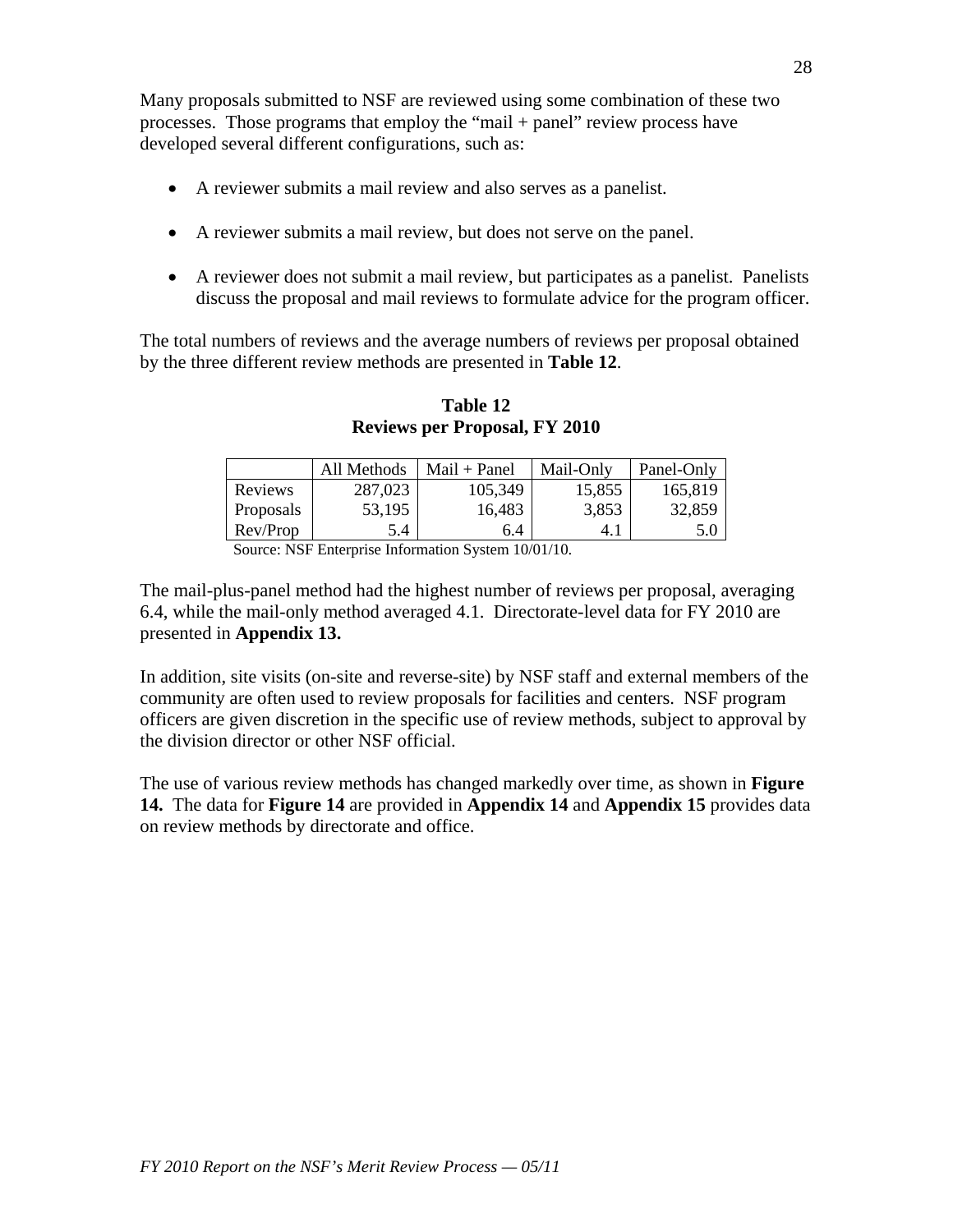Many proposals submitted to NSF are reviewed using some combination of these two processes. Those programs that employ the "mail + panel" review process have developed several different configurations, such as:

- A reviewer submits a mail review and also serves as a panelist.
- A reviewer submits a mail review, but does not serve on the panel.
- A reviewer does not submit a mail review, but participates as a panelist. Panelists discuss the proposal and mail reviews to formulate advice for the program officer.

The total numbers of reviews and the average numbers of reviews per proposal obtained by the three different review methods are presented in **Table 12**.

**Table 12**
**Reviews per Proposal, FY 2010**

| | All Methods | Mail + Panel | Mail-Only | Panel-Only |
|---|---|---|---|---|
| Reviews | 287,023 | 105,349 | 15,855 | 165,819 |
| Proposals | 53,195 | 16,483 | 3,853 | 32,859 |
| Rev/Prop | 5.4 | 6.4 | 4.1 | 5.0 |

Source: NSF Enterprise Information System 10/01/10.

The mail-plus-panel method had the highest number of reviews per proposal, averaging 6.4, while the mail-only method averaged 4.1. Directorate-level data for FY 2010 are presented in **Appendix 13.**

In addition, site visits (on-site and reverse-site) by NSF staff and external members of the community are often used to review proposals for facilities and centers. NSF program officers are given discretion in the specific use of review methods, subject to approval by the division director or other NSF official.

The use of various review methods has changed markedly over time, as shown in **Figure 14.** The data for **Figure 14** are provided in **Appendix 14** and **Appendix 15** provides data on review methods by directorate and office.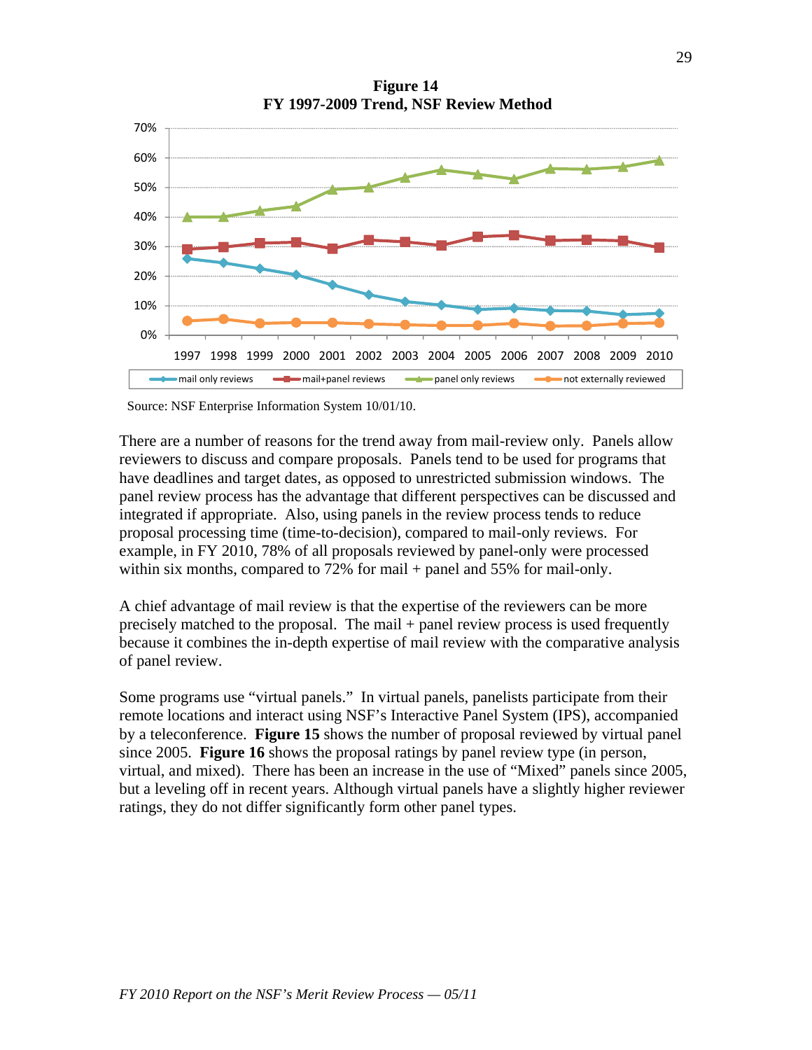**Figure 14**
**FY 1997-2009 Trend, NSF Review Method**

Source: NSF Enterprise Information System 10/01/10.

There are a number of reasons for the trend away from mail-review only. Panels allow reviewers to discuss and compare proposals. Panels tend to be used for programs that have deadlines and target dates, as opposed to unrestricted submission windows. The panel review process has the advantage that different perspectives can be discussed and integrated if appropriate. Also, using panels in the review process tends to reduce proposal processing time (time-to-decision), compared to mail-only reviews. For example, in FY 2010, 78% of all proposals reviewed by panel-only were processed within six months, compared to 72% for mail + panel and 55% for mail-only.

A chief advantage of mail review is that the expertise of the reviewers can be more precisely matched to the proposal. The mail + panel review process is used frequently because it combines the in-depth expertise of mail review with the comparative analysis of panel review.

Some programs use “virtual panels.” In virtual panels, panelists participate from their remote locations and interact using NSF’s Interactive Panel System (IPS), accompanied by a teleconference. **Figure 15** shows the number of proposal reviewed by virtual panel since 2005. **Figure 16** shows the proposal ratings by panel review type (in person, virtual, and mixed). There has been an increase in the use of “Mixed” panels since 2005, but a leveling off in recent years. Although virtual panels have a slightly higher reviewer ratings, they do not differ significantly form other panel types.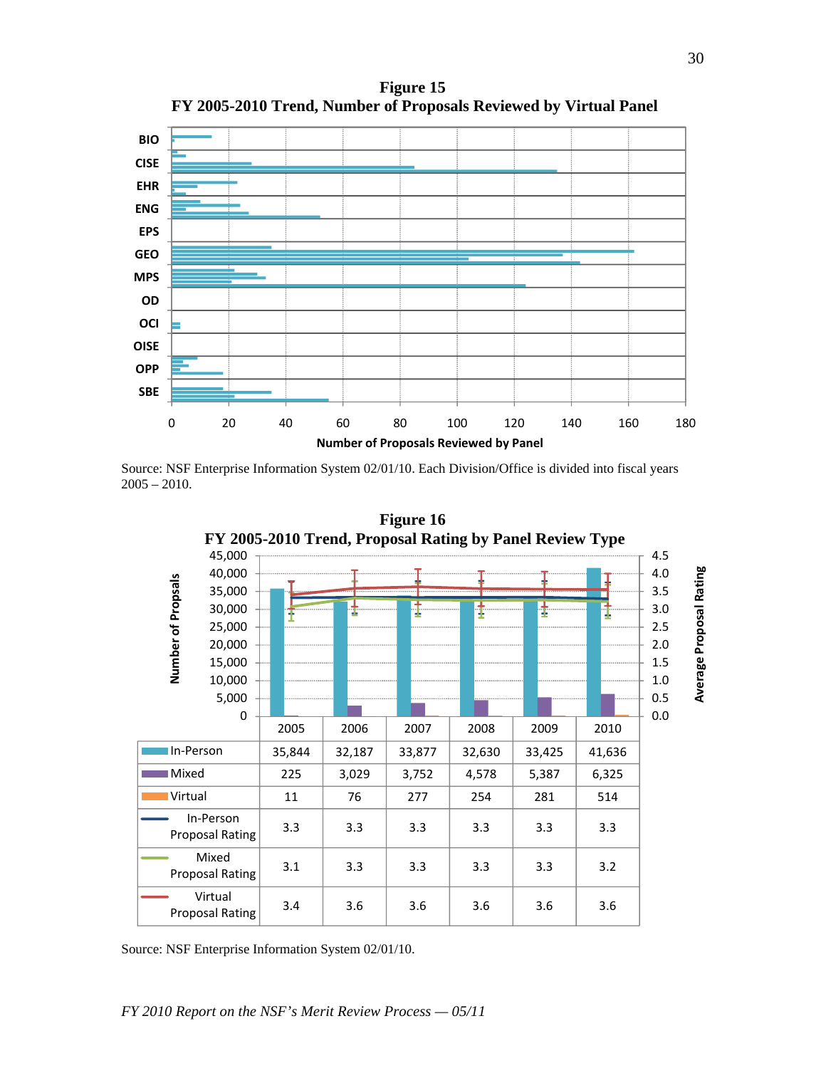**Figure 15**
**FY 2005-2010 Trend, Number of Proposals Reviewed by Virtual Panel**

Source: NSF Enterprise Information System 02/01/10. Each Division/Office is divided into fiscal years 2005 – 2010.

**Figure 16**
**FY 2005-2010 Trend, Proposal Rating by Panel Review Type**

| | 2005 | 2006 | 2007 | 2008 | 2009 | 2010 |
|---|---|---|---|---|---|---|
| In-Person | 35,844 | 32,187 | 33,877 | 32,630 | 33,425 | 41,636 |
| Mixed | 225 | 3,029 | 3,752 | 4,578 | 5,387 | 6,325 |
| Virtual | 11 | 76 | 277 | 254 | 281 | 514 |
| In-Person Proposal Rating | 3.3 | 3.3 | 3.3 | 3.3 | 3.3 | 3.3 |
| Mixed Proposal Rating | 3.1 | 3.3 | 3.3 | 3.3 | 3.3 | 3.2 |
| Virtual Proposal Rating | 3.4 | 3.6 | 3.6 | 3.6 | 3.6 | 3.6 |

Source: NSF Enterprise Information System 02/01/10.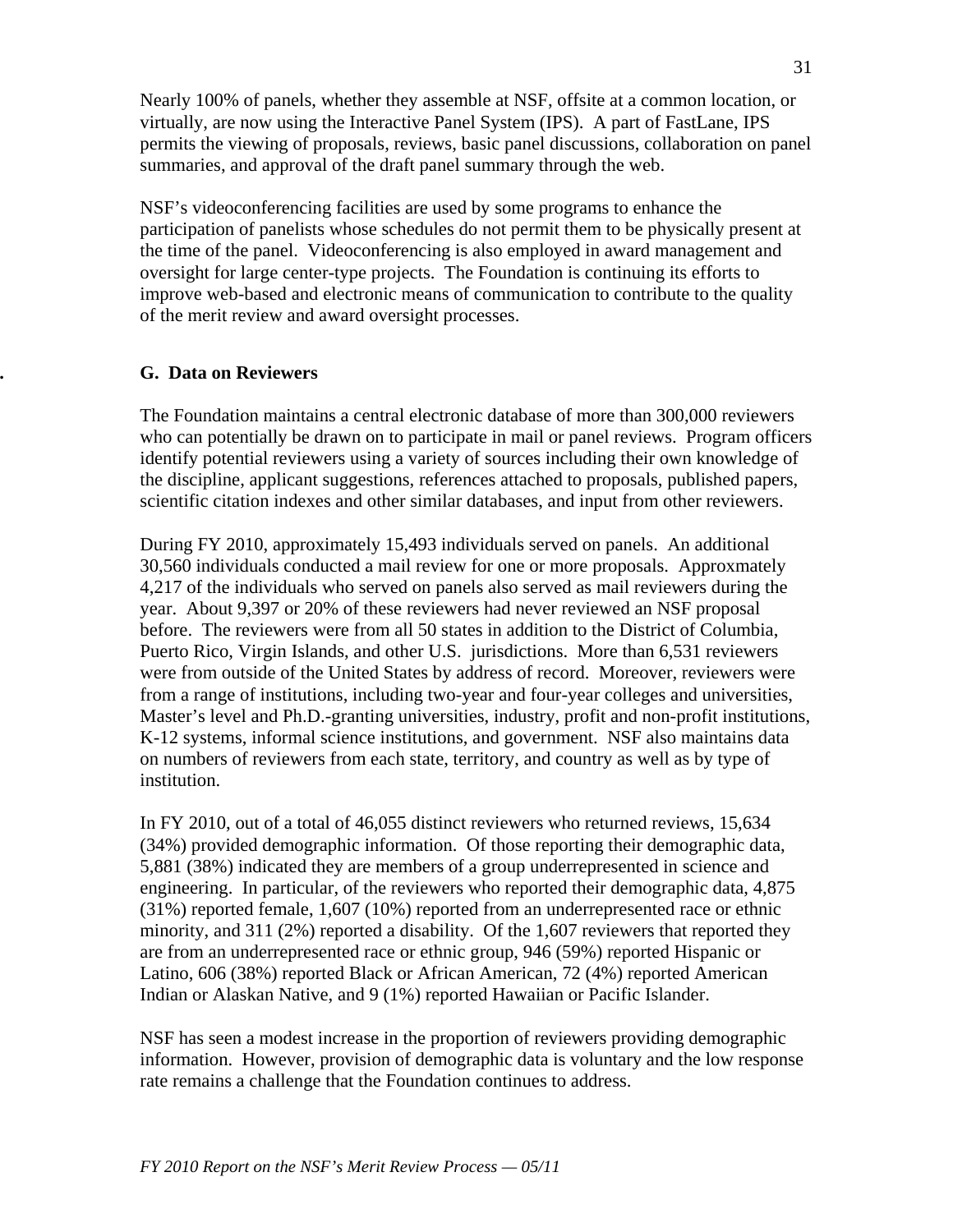Nearly 100% of panels, whether they assemble at NSF, offsite at a common location, or virtually, are now using the Interactive Panel System (IPS). A part of FastLane, IPS permits the viewing of proposals, reviews, basic panel discussions, collaboration on panel summaries, and approval of the draft panel summary through the web.

NSF's videoconferencing facilities are used by some programs to enhance the participation of panelists whose schedules do not permit them to be physically present at the time of the panel. Videoconferencing is also employed in award management and oversight for large center-type projects. The Foundation is continuing its efforts to improve web-based and electronic means of communication to contribute to the quality of the merit review and award oversight processes.

## G. Data on Reviewers

The Foundation maintains a central electronic database of more than 300,000 reviewers who can potentially be drawn on to participate in mail or panel reviews. Program officers identify potential reviewers using a variety of sources including their own knowledge of the discipline, applicant suggestions, references attached to proposals, published papers, scientific citation indexes and other similar databases, and input from other reviewers.

During FY 2010, approximately 15,493 individuals served on panels. An additional 30,560 individuals conducted a mail review for one or more proposals. Approxmately 4,217 of the individuals who served on panels also served as mail reviewers during the year. About 9,397 or 20% of these reviewers had never reviewed an NSF proposal before. The reviewers were from all 50 states in addition to the District of Columbia, Puerto Rico, Virgin Islands, and other U.S. jurisdictions. More than 6,531 reviewers were from outside of the United States by address of record. Moreover, reviewers were from a range of institutions, including two-year and four-year colleges and universities, Master's level and Ph.D.-granting universities, industry, profit and non-profit institutions, K-12 systems, informal science institutions, and government. NSF also maintains data on numbers of reviewers from each state, territory, and country as well as by type of institution.

In FY 2010, out of a total of 46,055 distinct reviewers who returned reviews, 15,634 (34%) provided demographic information. Of those reporting their demographic data, 5,881 (38%) indicated they are members of a group underrepresented in science and engineering. In particular, of the reviewers who reported their demographic data, 4,875 (31%) reported female, 1,607 (10%) reported from an underrepresented race or ethnic minority, and 311 (2%) reported a disability. Of the 1,607 reviewers that reported they are from an underrepresented race or ethnic group, 946 (59%) reported Hispanic or Latino, 606 (38%) reported Black or African American, 72 (4%) reported American Indian or Alaskan Native, and 9 (1%) reported Hawaiian or Pacific Islander.

NSF has seen a modest increase in the proportion of reviewers providing demographic information. However, provision of demographic data is voluntary and the low response rate remains a challenge that the Foundation continues to address.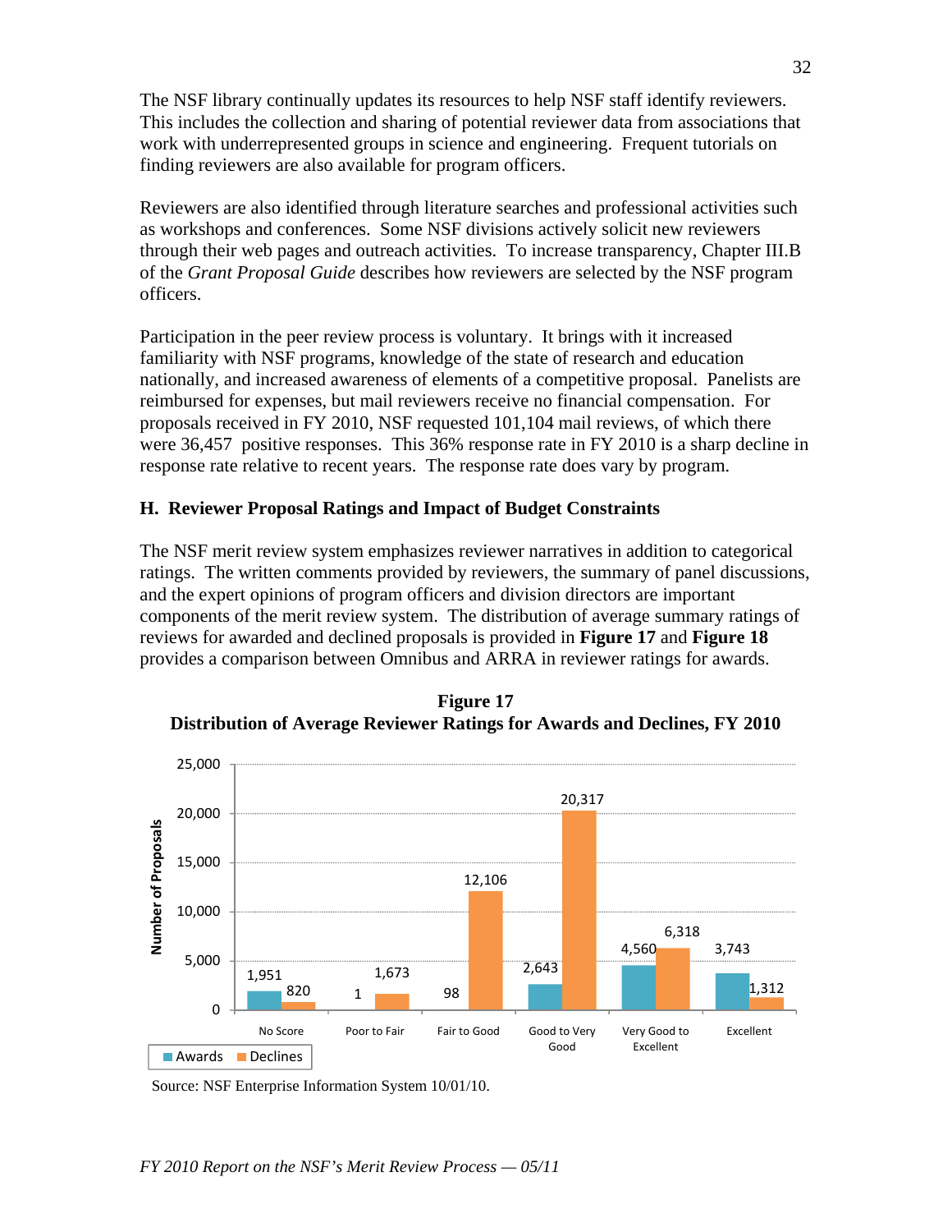The NSF library continually updates its resources to help NSF staff identify reviewers. This includes the collection and sharing of potential reviewer data from associations that work with underrepresented groups in science and engineering. Frequent tutorials on finding reviewers are also available for program officers.

Reviewers are also identified through literature searches and professional activities such as workshops and conferences. Some NSF divisions actively solicit new reviewers through their web pages and outreach activities. To increase transparency, Chapter III.B of the *Grant Proposal Guide* describes how reviewers are selected by the NSF program officers.

Participation in the peer review process is voluntary. It brings with it increased familiarity with NSF programs, knowledge of the state of research and education nationally, and increased awareness of elements of a competitive proposal. Panelists are reimbursed for expenses, but mail reviewers receive no financial compensation. For proposals received in FY 2010, NSF requested 101,104 mail reviews, of which there were 36,457 positive responses. This 36% response rate in FY 2010 is a sharp decline in response rate relative to recent years. The response rate does vary by program.

### H. Reviewer Proposal Ratings and Impact of Budget Constraints

The NSF merit review system emphasizes reviewer narratives in addition to categorical ratings. The written comments provided by reviewers, the summary of panel discussions, and the expert opinions of program officers and division directors are important components of the merit review system. The distribution of average summary ratings of reviews for awarded and declined proposals is provided in **Figure 17** and **Figure 18** provides a comparison between Omnibus and ARRA in reviewer ratings for awards.

**Figure 17**
**Distribution of Average Reviewer Ratings for Awards and Declines, FY 2010**

| Rating | Awards | Declines |
|---|---|---|
| No Score | 1,951 | 820 |
| Poor to Fair | 1 | 1,673 |
| Fair to Good | 98 | 12,106 |
| Good to Very Good | 2,643 | 20,317 |
| Very Good to Excellent | 4,560 | 6,318 |
| Excellent | 3,743 | 1,312 |

Source: NSF Enterprise Information System 10/01/10.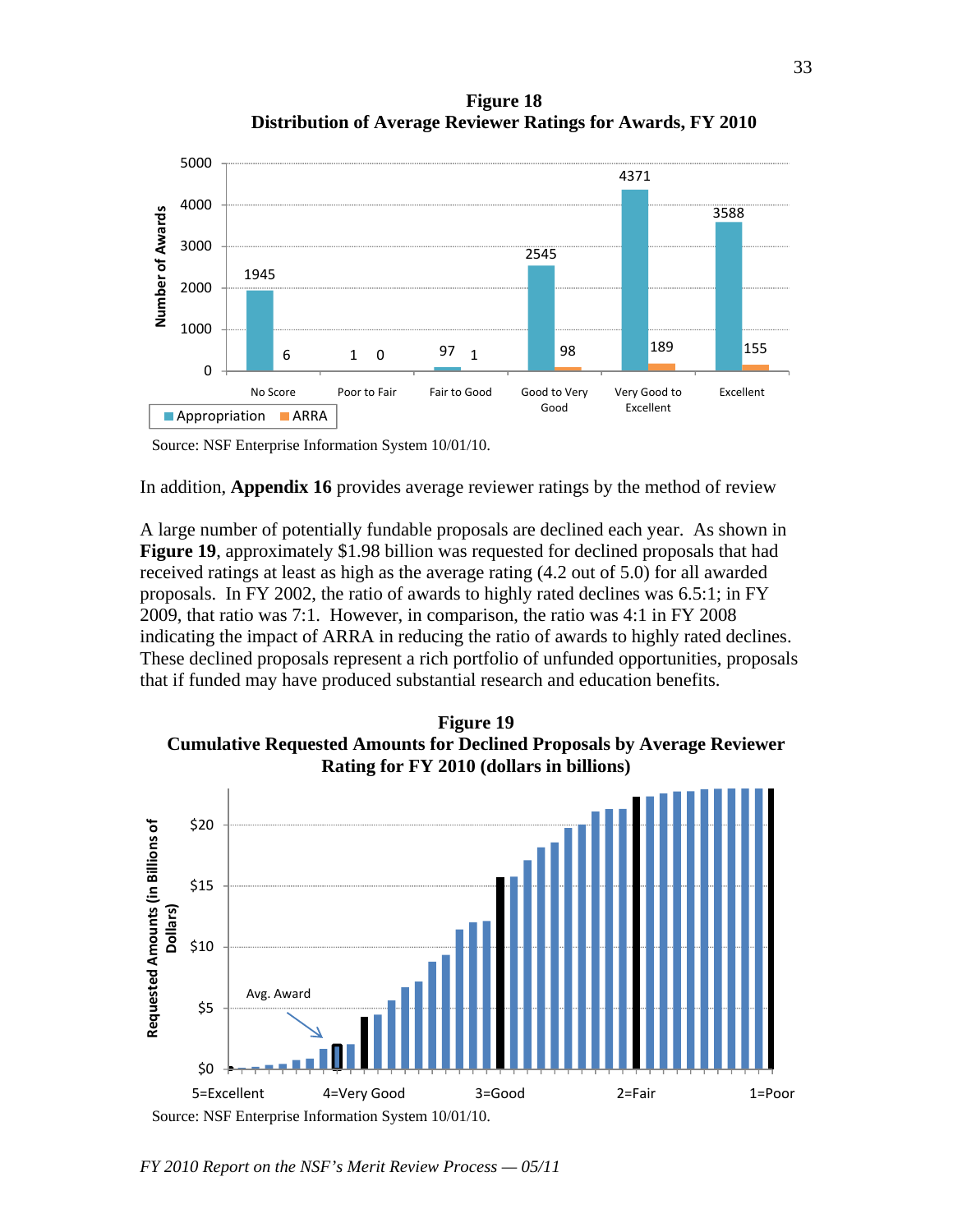**Figure 18**
**Distribution of Average Reviewer Ratings for Awards, FY 2010**

| | No Score | Poor to Fair | Fair to Good | Good to Very Good | Very Good to Excellent | Excellent |
|---|---|---|---|---|---|---|
| Appropriation | 1945 | 1 | 97 | 2545 | 4371 | 3588 |
| ARRA | 6 | 0 | 1 | 98 | 189 | 155 |

Source: NSF Enterprise Information System 10/01/10.

In addition, **Appendix 16** provides average reviewer ratings by the method of review

A large number of potentially fundable proposals are declined each year. As shown in **Figure 19**, approximately $1.98 billion was requested for declined proposals that had received ratings at least as high as the average rating (4.2 out of 5.0) for all awarded proposals. In FY 2002, the ratio of awards to highly rated declines was 6.5:1; in FY 2009, that ratio was 7:1. However, in comparison, the ratio was 4:1 in FY 2008 indicating the impact of ARRA in reducing the ratio of awards to highly rated declines. These declined proposals represent a rich portfolio of unfunded opportunities, proposals that if funded may have produced substantial research and education benefits.

**Figure 19**
**Cumulative Requested Amounts for Declined Proposals by Average Reviewer Rating for FY 2010 (dollars in billions)**

Source: NSF Enterprise Information System 10/01/10.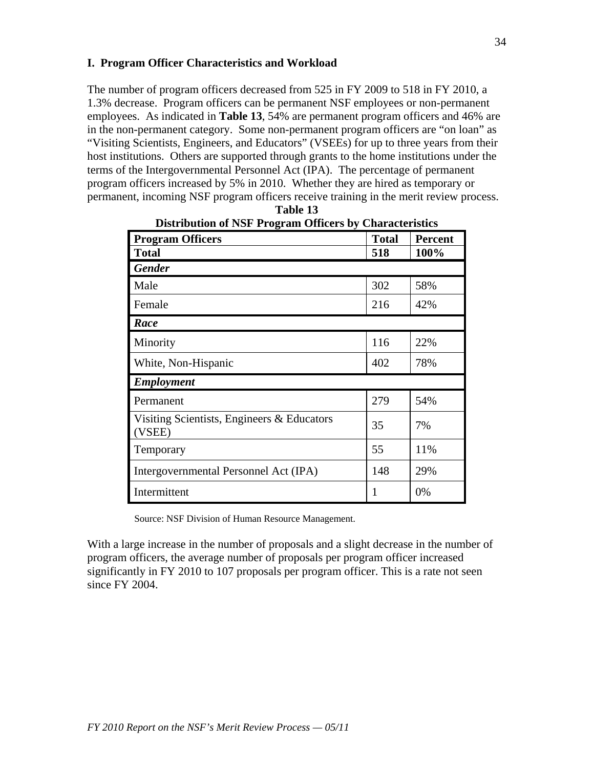## I. Program Officer Characteristics and Workload

The number of program officers decreased from 525 in FY 2009 to 518 in FY 2010, a 1.3% decrease. Program officers can be permanent NSF employees or non-permanent employees. As indicated in **Table 13**, 54% are permanent program officers and 46% are in the non-permanent category. Some non-permanent program officers are "on loan" as "Visiting Scientists, Engineers, and Educators" (VSEEs) for up to three years from their host institutions. Others are supported through grants to the home institutions under the terms of the Intergovernmental Personnel Act (IPA). The percentage of permanent program officers increased by 5% in 2010. Whether they are hired as temporary or permanent, incoming NSF program officers receive training in the merit review process.

**Table 13**
**Distribution of NSF Program Officers by Characteristics**

| **Program Officers** | **Total** | **Percent** |
|---|---|---|
| **Total** | **518** | **100%** |
| ***Gender*** | | |
| Male | 302 | 58% |
| Female | 216 | 42% |
| ***Race*** | | |
| Minority | 116 | 22% |
| White, Non-Hispanic | 402 | 78% |
| ***Employment*** | | |
| Permanent | 279 | 54% |
| Visiting Scientists, Engineers & Educators (VSEE) | 35 | 7% |
| Temporary | 55 | 11% |
| Intergovernmental Personnel Act (IPA) | 148 | 29% |
| Intermittent | 1 | 0% |

Source: NSF Division of Human Resource Management.

With a large increase in the number of proposals and a slight decrease in the number of program officers, the average number of proposals per program officer increased significantly in FY 2010 to 107 proposals per program officer. This is a rate not seen since FY 2004.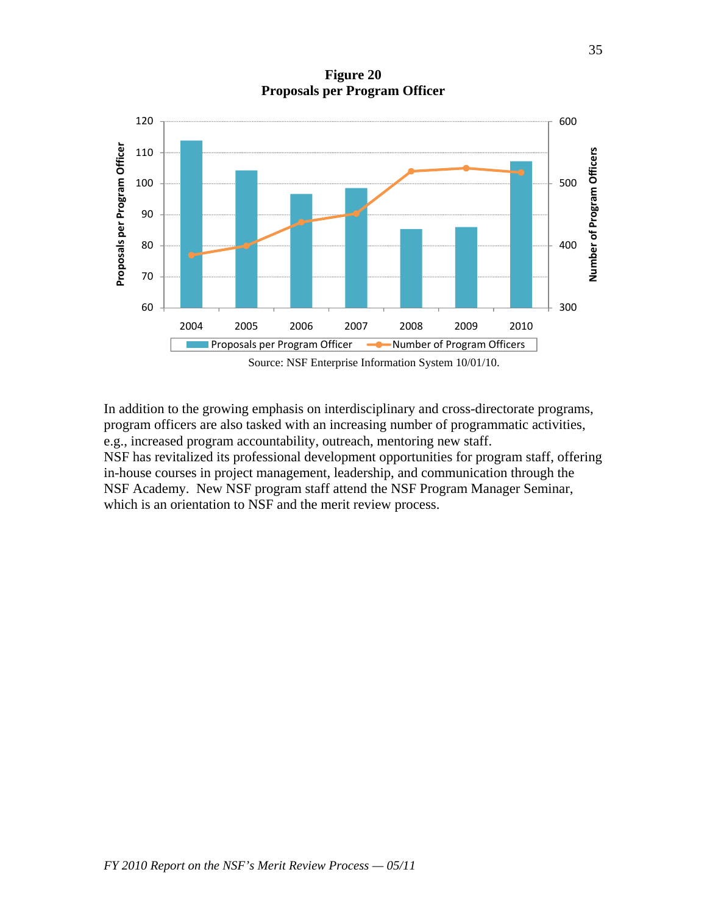**Figure 20**
**Proposals per Program Officer**

Source: NSF Enterprise Information System 10/01/10.

In addition to the growing emphasis on interdisciplinary and cross-directorate programs, program officers are also tasked with an increasing number of programmatic activities, e.g., increased program accountability, outreach, mentoring new staff.
NSF has revitalized its professional development opportunities for program staff, offering in-house courses in project management, leadership, and communication through the NSF Academy. New NSF program staff attend the NSF Program Manager Seminar, which is an orientation to NSF and the merit review process.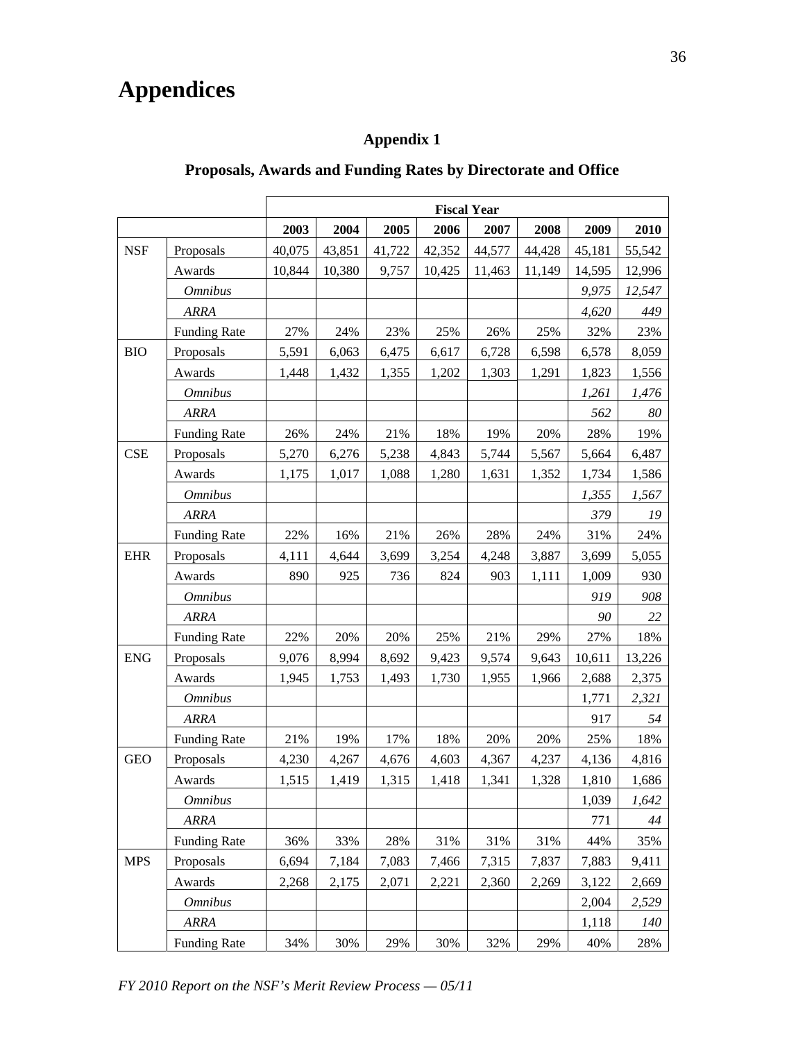# Appendices

## Appendix 1

### Proposals, Awards and Funding Rates by Directorate and Office

| | | Fiscal Year | | | | | | | |
|---|---|---|---|---|---|---|---|---|---|
| | | **2003** | **2004** | **2005** | **2006** | **2007** | **2008** | **2009** | **2010** |
| NSF | Proposals | 40,075 | 43,851 | 41,722 | 42,352 | 44,577 | 44,428 | 45,181 | 55,542 |
| | Awards | 10,844 | 10,380 | 9,757 | 10,425 | 11,463 | 11,149 | 14,595 | 12,996 |
| | *Omnibus* | | | | | | | *9,975* | *12,547* |
| | *ARRA* | | | | | | | *4,620* | *449* |
| | Funding Rate | 27% | 24% | 23% | 25% | 26% | 25% | 32% | 23% |
| BIO | Proposals | 5,591 | 6,063 | 6,475 | 6,617 | 6,728 | 6,598 | 6,578 | 8,059 |
| | Awards | 1,448 | 1,432 | 1,355 | 1,202 | 1,303 | 1,291 | 1,823 | 1,556 |
| | *Omnibus* | | | | | | | *1,261* | *1,476* |
| | *ARRA* | | | | | | | *562* | *80* |
| | Funding Rate | 26% | 24% | 21% | 18% | 19% | 20% | 28% | 19% |
| CSE | Proposals | 5,270 | 6,276 | 5,238 | 4,843 | 5,744 | 5,567 | 5,664 | 6,487 |
| | Awards | 1,175 | 1,017 | 1,088 | 1,280 | 1,631 | 1,352 | 1,734 | 1,586 |
| | *Omnibus* | | | | | | | *1,355* | *1,567* |
| | *ARRA* | | | | | | | *379* | *19* |
| | Funding Rate | 22% | 16% | 21% | 26% | 28% | 24% | 31% | 24% |
| EHR | Proposals | 4,111 | 4,644 | 3,699 | 3,254 | 4,248 | 3,887 | 3,699 | 5,055 |
| | Awards | 890 | 925 | 736 | 824 | 903 | 1,111 | 1,009 | 930 |
| | *Omnibus* | | | | | | | *919* | *908* |
| | *ARRA* | | | | | | | *90* | *22* |
| | Funding Rate | 22% | 20% | 20% | 25% | 21% | 29% | 27% | 18% |
| ENG | Proposals | 9,076 | 8,994 | 8,692 | 9,423 | 9,574 | 9,643 | 10,611 | 13,226 |
| | Awards | 1,945 | 1,753 | 1,493 | 1,730 | 1,955 | 1,966 | 2,688 | 2,375 |
| | *Omnibus* | | | | | | | 1,771 | *2,321* |
| | *ARRA* | | | | | | | 917 | *54* |
| | Funding Rate | 21% | 19% | 17% | 18% | 20% | 20% | 25% | 18% |
| GEO | Proposals | 4,230 | 4,267 | 4,676 | 4,603 | 4,367 | 4,237 | 4,136 | 4,816 |
| | Awards | 1,515 | 1,419 | 1,315 | 1,418 | 1,341 | 1,328 | 1,810 | 1,686 |
| | *Omnibus* | | | | | | | 1,039 | *1,642* |
| | *ARRA* | | | | | | | 771 | *44* |
| | Funding Rate | 36% | 33% | 28% | 31% | 31% | 31% | 44% | 35% |
| MPS | Proposals | 6,694 | 7,184 | 7,083 | 7,466 | 7,315 | 7,837 | 7,883 | 9,411 |
| | Awards | 2,268 | 2,175 | 2,071 | 2,221 | 2,360 | 2,269 | 3,122 | 2,669 |
| | *Omnibus* | | | | | | | 2,004 | *2,529* |
| | *ARRA* | | | | | | | 1,118 | *140* |
| | Funding Rate | 34% | 30% | 29% | 30% | 32% | 29% | 40% | 28% |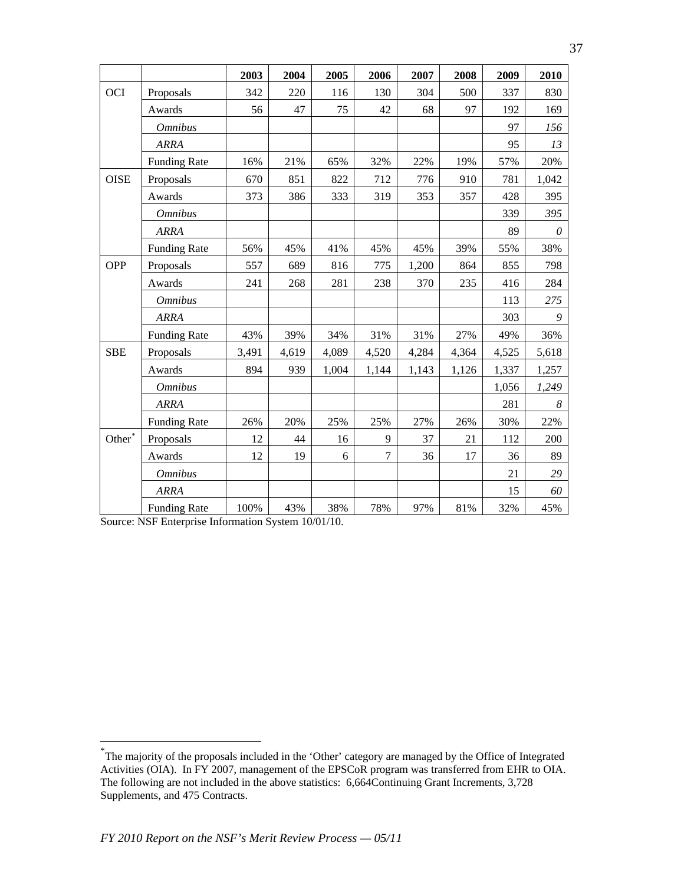| | | 2003 | 2004 | 2005 | 2006 | 2007 | 2008 | 2009 | 2010 |
|---|---|---|---|---|---|---|---|---|---|
| OCI | Proposals | 342 | 220 | 116 | 130 | 304 | 500 | 337 | 830 |
| | Awards | 56 | 47 | 75 | 42 | 68 | 97 | 192 | 169 |
| | *Omnibus* | | | | | | | 97 | *156* |
| | *ARRA* | | | | | | | 95 | *13* |
| | Funding Rate | 16% | 21% | 65% | 32% | 22% | 19% | 57% | 20% |
| OISE | Proposals | 670 | 851 | 822 | 712 | 776 | 910 | 781 | 1,042 |
| | Awards | 373 | 386 | 333 | 319 | 353 | 357 | 428 | 395 |
| | *Omnibus* | | | | | | | 339 | *395* |
| | *ARRA* | | | | | | | 89 | *0* |
| | Funding Rate | 56% | 45% | 41% | 45% | 45% | 39% | 55% | 38% |
| OPP | Proposals | 557 | 689 | 816 | 775 | 1,200 | 864 | 855 | 798 |
| | Awards | 241 | 268 | 281 | 238 | 370 | 235 | 416 | 284 |
| | *Omnibus* | | | | | | | 113 | *275* |
| | *ARRA* | | | | | | | 303 | *9* |
| | Funding Rate | 43% | 39% | 34% | 31% | 31% | 27% | 49% | 36% |
| SBE | Proposals | 3,491 | 4,619 | 4,089 | 4,520 | 4,284 | 4,364 | 4,525 | 5,618 |
| | Awards | 894 | 939 | 1,004 | 1,144 | 1,143 | 1,126 | 1,337 | 1,257 |
| | *Omnibus* | | | | | | | 1,056 | *1,249* |
| | *ARRA* | | | | | | | 281 | *8* |
| | Funding Rate | 26% | 20% | 25% | 25% | 27% | 26% | 30% | 22% |
| Other* | Proposals | 12 | 44 | 16 | 9 | 37 | 21 | 112 | 200 |
| | Awards | 12 | 19 | 6 | 7 | 36 | 17 | 36 | 89 |
| | *Omnibus* | | | | | | | 21 | *29* |
| | *ARRA* | | | | | | | 15 | *60* |
| | Funding Rate | 100% | 43% | 38% | 78% | 97% | 81% | 32% | 45% |

Source: NSF Enterprise Information System 10/01/10.

* The majority of the proposals included in the 'Other' category are managed by the Office of Integrated Activities (OIA). In FY 2007, management of the EPSCoR program was transferred from EHR to OIA. The following are not included in the above statistics: 6,664Continuing Grant Increments, 3,728 Supplements, and 475 Contracts.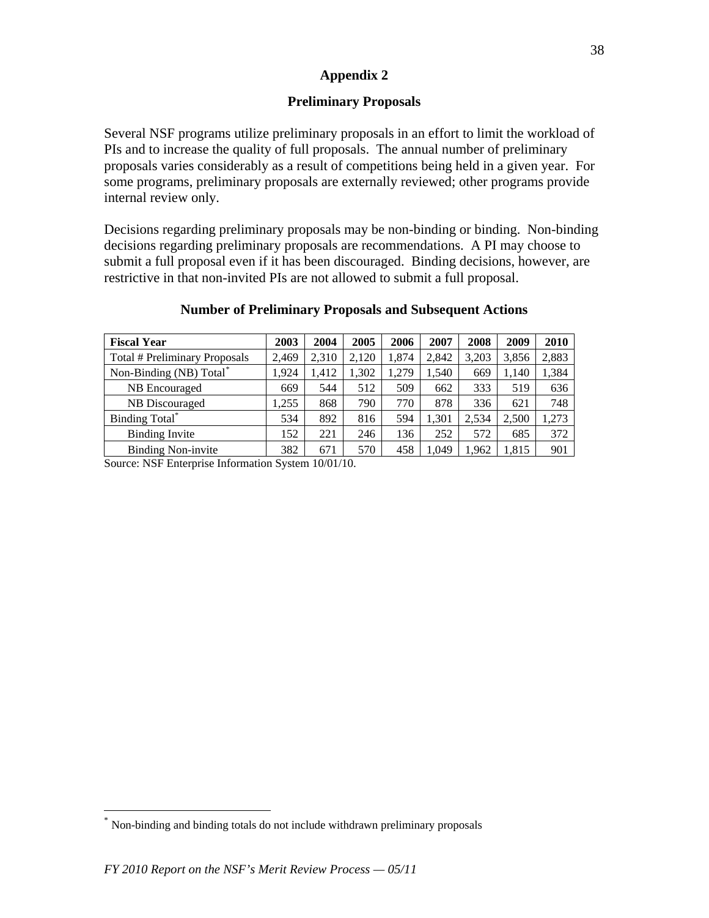# Appendix 2

## Preliminary Proposals

Several NSF programs utilize preliminary proposals in an effort to limit the workload of PIs and to increase the quality of full proposals. The annual number of preliminary proposals varies considerably as a result of competitions being held in a given year. For some programs, preliminary proposals are externally reviewed; other programs provide internal review only.

Decisions regarding preliminary proposals may be non-binding or binding. Non-binding decisions regarding preliminary proposals are recommendations. A PI may choose to submit a full proposal even if it has been discouraged. Binding decisions, however, are restrictive in that non-invited PIs are not allowed to submit a full proposal.

**Number of Preliminary Proposals and Subsequent Actions**

| Fiscal Year | 2003 | 2004 | 2005 | 2006 | 2007 | 2008 | 2009 | 2010 |
|---|---|---|---|---|---|---|---|---|
| Total # Preliminary Proposals | 2,469 | 2,310 | 2,120 | 1,874 | 2,842 | 3,203 | 3,856 | 2,883 |
| Non-Binding (NB) Total* | 1,924 | 1,412 | 1,302 | 1,279 | 1,540 | 669 | 1,140 | 1,384 |
| NB Encouraged | 669 | 544 | 512 | 509 | 662 | 333 | 519 | 636 |
| NB Discouraged | 1,255 | 868 | 790 | 770 | 878 | 336 | 621 | 748 |
| Binding Total* | 534 | 892 | 816 | 594 | 1,301 | 2,534 | 2,500 | 1,273 |
| Binding Invite | 152 | 221 | 246 | 136 | 252 | 572 | 685 | 372 |
| Binding Non-invite | 382 | 671 | 570 | 458 | 1,049 | 1,962 | 1,815 | 901 |

Source: NSF Enterprise Information System 10/01/10.

* Non-binding and binding totals do not include withdrawn preliminary proposals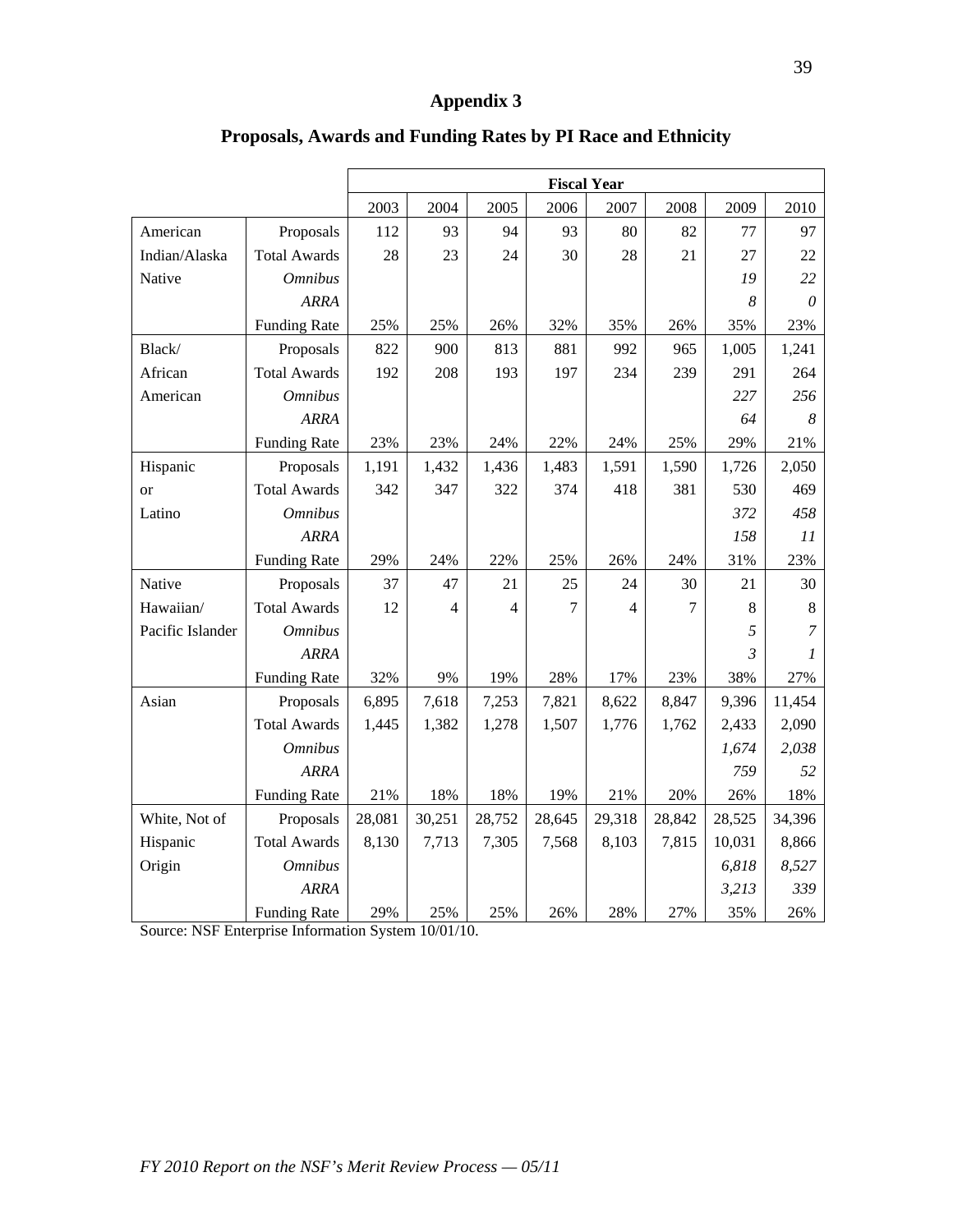## Appendix 3

## Proposals, Awards and Funding Rates by PI Race and Ethnicity

| | | Fiscal Year | | | | | | | |
|---|---|---|---|---|---|---|---|---|---|
| | | 2003 | 2004 | 2005 | 2006 | 2007 | 2008 | 2009 | 2010 |
| American Indian/Alaska Native | Proposals | 112 | 93 | 94 | 93 | 80 | 82 | 77 | 97 |
| | Total Awards | 28 | 23 | 24 | 30 | 28 | 21 | 27 | 22 |
| | *Omnibus* | | | | | | | *19* | *22* |
| | *ARRA* | | | | | | | *8* | *0* |
| | Funding Rate | 25% | 25% | 26% | 32% | 35% | 26% | 35% | 23% |
| Black/ African American | Proposals | 822 | 900 | 813 | 881 | 992 | 965 | 1,005 | 1,241 |
| | Total Awards | 192 | 208 | 193 | 197 | 234 | 239 | 291 | 264 |
| | *Omnibus* | | | | | | | *227* | *256* |
| | *ARRA* | | | | | | | *64* | *8* |
| | Funding Rate | 23% | 23% | 24% | 22% | 24% | 25% | 29% | 21% |
| Hispanic or Latino | Proposals | 1,191 | 1,432 | 1,436 | 1,483 | 1,591 | 1,590 | 1,726 | 2,050 |
| | Total Awards | 342 | 347 | 322 | 374 | 418 | 381 | 530 | 469 |
| | *Omnibus* | | | | | | | *372* | *458* |
| | *ARRA* | | | | | | | *158* | *11* |
| | Funding Rate | 29% | 24% | 22% | 25% | 26% | 24% | 31% | 23% |
| Native Hawaiian/ Pacific Islander | Proposals | 37 | 47 | 21 | 25 | 24 | 30 | 21 | 30 |
| | Total Awards | 12 | 4 | 4 | 7 | 4 | 7 | 8 | 8 |
| | *Omnibus* | | | | | | | *5* | *7* |
| | *ARRA* | | | | | | | *3* | *1* |
| | Funding Rate | 32% | 9% | 19% | 28% | 17% | 23% | 38% | 27% |
| Asian | Proposals | 6,895 | 7,618 | 7,253 | 7,821 | 8,622 | 8,847 | 9,396 | 11,454 |
| | Total Awards | 1,445 | 1,382 | 1,278 | 1,507 | 1,776 | 1,762 | 2,433 | 2,090 |
| | *Omnibus* | | | | | | | *1,674* | *2,038* |
| | *ARRA* | | | | | | | *759* | *52* |
| | Funding Rate | 21% | 18% | 18% | 19% | 21% | 20% | 26% | 18% |
| White, Not of Hispanic Origin | Proposals | 28,081 | 30,251 | 28,752 | 28,645 | 29,318 | 28,842 | 28,525 | 34,396 |
| | Total Awards | 8,130 | 7,713 | 7,305 | 7,568 | 8,103 | 7,815 | 10,031 | 8,866 |
| | *Omnibus* | | | | | | | *6,818* | *8,527* |
| | *ARRA* | | | | | | | *3,213* | *339* |
| | Funding Rate | 29% | 25% | 25% | 26% | 28% | 27% | 35% | 26% |

Source: NSF Enterprise Information System 10/01/10.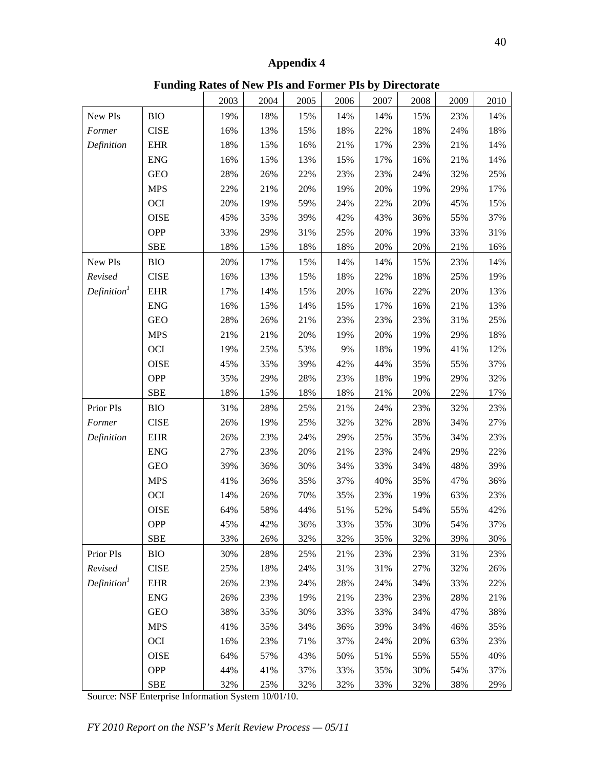## Appendix 4

### Funding Rates of New PIs and Former PIs by Directorate

| | | 2003 | 2004 | 2005 | 2006 | 2007 | 2008 | 2009 | 2010 |
|---|---|---|---|---|---|---|---|---|---|
| New PIs | BIO | 19% | 18% | 15% | 14% | 14% | 15% | 23% | 14% |
| *Former* | CISE | 16% | 13% | 15% | 18% | 22% | 18% | 24% | 18% |
| *Definition* | EHR | 18% | 15% | 16% | 21% | 17% | 23% | 21% | 14% |
| | ENG | 16% | 15% | 13% | 15% | 17% | 16% | 21% | 14% |
| | GEO | 28% | 26% | 22% | 23% | 23% | 24% | 32% | 25% |
| | MPS | 22% | 21% | 20% | 19% | 20% | 19% | 29% | 17% |
| | OCI | 20% | 19% | 59% | 24% | 22% | 20% | 45% | 15% |
| | OISE | 45% | 35% | 39% | 42% | 43% | 36% | 55% | 37% |
| | OPP | 33% | 29% | 31% | 25% | 20% | 19% | 33% | 31% |
| | SBE | 18% | 15% | 18% | 18% | 20% | 20% | 21% | 16% |
| New PIs | BIO | 20% | 17% | 15% | 14% | 14% | 15% | 23% | 14% |
| *Revised* | CISE | 16% | 13% | 15% | 18% | 22% | 18% | 25% | 19% |
| *Definition*[1] | EHR | 17% | 14% | 15% | 20% | 16% | 22% | 20% | 13% |
| | ENG | 16% | 15% | 14% | 15% | 17% | 16% | 21% | 13% |
| | GEO | 28% | 26% | 21% | 23% | 23% | 23% | 31% | 25% |
| | MPS | 21% | 21% | 20% | 19% | 20% | 19% | 29% | 18% |
| | OCI | 19% | 25% | 53% | 9% | 18% | 19% | 41% | 12% |
| | OISE | 45% | 35% | 39% | 42% | 44% | 35% | 55% | 37% |
| | OPP | 35% | 29% | 28% | 23% | 18% | 19% | 29% | 32% |
| | SBE | 18% | 15% | 18% | 18% | 21% | 20% | 22% | 17% |
| Prior PIs | BIO | 31% | 28% | 25% | 21% | 24% | 23% | 32% | 23% |
| *Former* | CISE | 26% | 19% | 25% | 32% | 32% | 28% | 34% | 27% |
| *Definition* | EHR | 26% | 23% | 24% | 29% | 25% | 35% | 34% | 23% |
| | ENG | 27% | 23% | 20% | 21% | 23% | 24% | 29% | 22% |
| | GEO | 39% | 36% | 30% | 34% | 33% | 34% | 48% | 39% |
| | MPS | 41% | 36% | 35% | 37% | 40% | 35% | 47% | 36% |
| | OCI | 14% | 26% | 70% | 35% | 23% | 19% | 63% | 23% |
| | OISE | 64% | 58% | 44% | 51% | 52% | 54% | 55% | 42% |
| | OPP | 45% | 42% | 36% | 33% | 35% | 30% | 54% | 37% |
| | SBE | 33% | 26% | 32% | 32% | 35% | 32% | 39% | 30% |
| Prior PIs | BIO | 30% | 28% | 25% | 21% | 23% | 23% | 31% | 23% |
| *Revised* | CISE | 25% | 18% | 24% | 31% | 31% | 27% | 32% | 26% |
| *Definition*[1] | EHR | 26% | 23% | 24% | 28% | 24% | 34% | 33% | 22% |
| | ENG | 26% | 23% | 19% | 21% | 23% | 23% | 28% | 21% |
| | GEO | 38% | 35% | 30% | 33% | 33% | 34% | 47% | 38% |
| | MPS | 41% | 35% | 34% | 36% | 39% | 34% | 46% | 35% |
| | OCI | 16% | 23% | 71% | 37% | 24% | 20% | 63% | 23% |
| | OISE | 64% | 57% | 43% | 50% | 51% | 55% | 55% | 40% |
| | OPP | 44% | 41% | 37% | 33% | 35% | 30% | 54% | 37% |
| | SBE | 32% | 25% | 32% | 32% | 33% | 32% | 38% | 29% |

Source: NSF Enterprise Information System 10/01/10.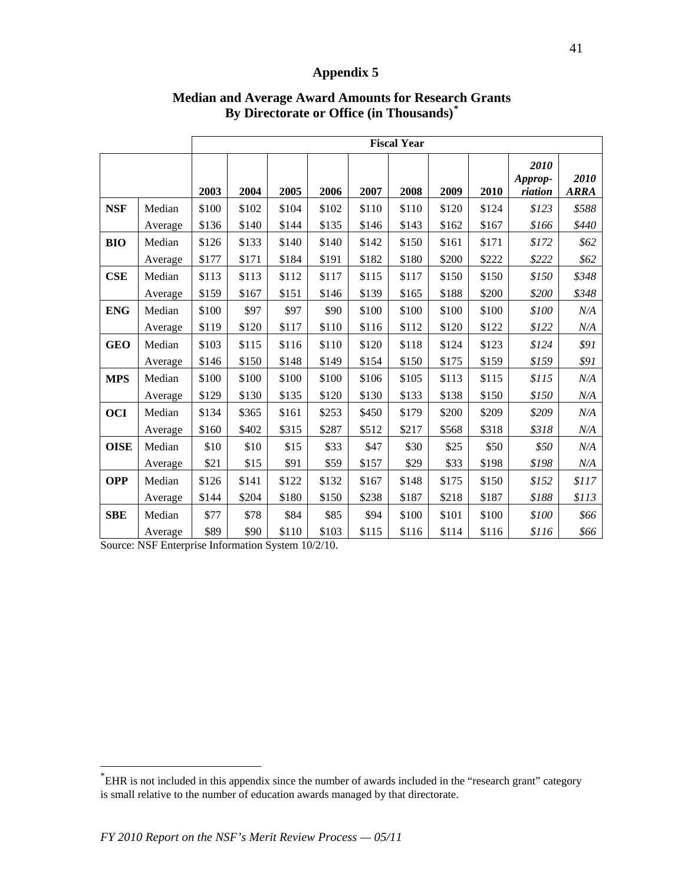# Appendix 5

## Median and Average Award Amounts for Research Grants By Directorate or Office (in Thousands)*

| | | Fiscal Year | | | | | | | | | |
|---|---|---|---|---|---|---|---|---|---|---|---|
| | | 2003 | 2004 | 2005 | 2006 | 2007 | 2008 | 2009 | 2010 | *2010 Approp-riation* | *2010 ARRA* |
| **NSF** | Median | $100 | $102 | $104 | $102 | $110 | $110 | $120 | $124 | *$123* | *$588* |
| | Average | $136 | $140 | $144 | $135 | $146 | $143 | $162 | $167 | *$166* | *$440* |
| **BIO** | Median | $126 | $133 | $140 | $140 | $142 | $150 | $161 | $171 | *$172* | *$62* |
| | Average | $177 | $171 | $184 | $191 | $182 | $180 | $200 | $222 | *$222* | *$62* |
| **CSE** | Median | $113 | $113 | $112 | $117 | $115 | $117 | $150 | $150 | *$150* | *$348* |
| | Average | $159 | $167 | $151 | $146 | $139 | $165 | $188 | $200 | *$200* | *$348* |
| **ENG** | Median | $100 | $97 | $97 | $90 | $100 | $100 | $100 | $100 | *$100* | *N/A* |
| | Average | $119 | $120 | $117 | $110 | $116 | $112 | $120 | $122 | *$122* | *N/A* |
| **GEO** | Median | $103 | $115 | $116 | $110 | $120 | $118 | $124 | $123 | *$124* | *$91* |
| | Average | $146 | $150 | $148 | $149 | $154 | $150 | $175 | $159 | *$159* | *$91* |
| **MPS** | Median | $100 | $100 | $100 | $100 | $106 | $105 | $113 | $115 | *$115* | *N/A* |
| | Average | $129 | $130 | $135 | $120 | $130 | $133 | $138 | $150 | *$150* | *N/A* |
| **OCI** | Median | $134 | $365 | $161 | $253 | $450 | $179 | $200 | $209 | *$209* | *N/A* |
| | Average | $160 | $402 | $315 | $287 | $512 | $217 | $568 | $318 | *$318* | *N/A* |
| **OISE** | Median | $10 | $10 | $15 | $33 | $47 | $30 | $25 | $50 | *$50* | *N/A* |
| | Average | $21 | $15 | $91 | $59 | $157 | $29 | $33 | $198 | *$198* | *N/A* |
| **OPP** | Median | $126 | $141 | $122 | $132 | $167 | $148 | $175 | $150 | *$152* | *$117* |
| | Average | $144 | $204 | $180 | $150 | $238 | $187 | $218 | $187 | *$188* | *$113* |
| **SBE** | Median | $77 | $78 | $84 | $85 | $94 | $100 | $101 | $100 | *$100* | *$66* |
| | Average | $89 | $90 | $110 | $103 | $115 | $116 | $114 | $116 | *$116* | *$66* |

Source: NSF Enterprise Information System 10/2/10.

* EHR is not included in this appendix since the number of awards included in the "research grant" category is small relative to the number of education awards managed by that directorate.

*FY 2010 Report on the NSF's Merit Review Process — 05/11*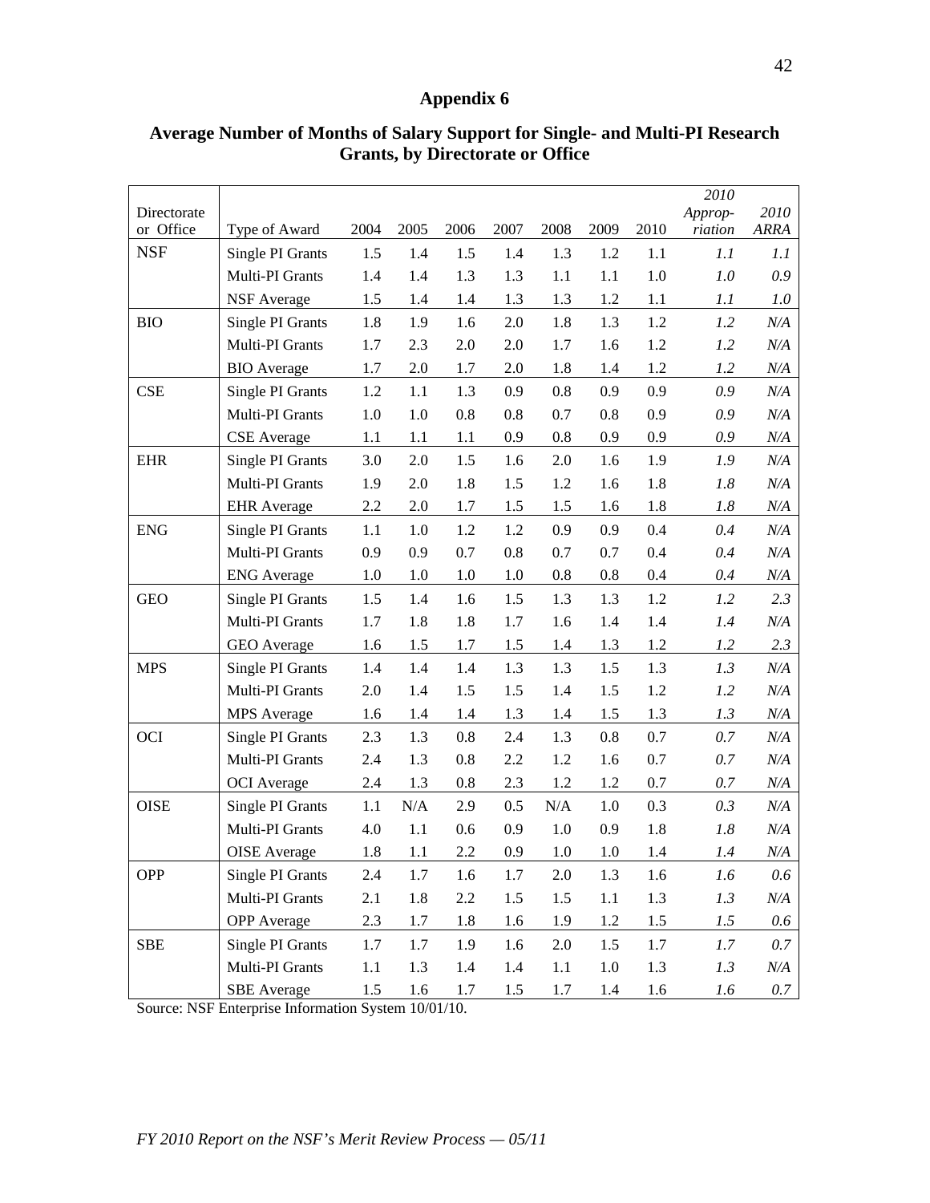## Appendix 6

### Average Number of Months of Salary Support for Single- and Multi-PI Research Grants, by Directorate or Office

| Directorate or Office | Type of Award | 2004 | 2005 | 2006 | 2007 | 2008 | 2009 | 2010 | *2010 Approp-riation* | *2010 ARRA* |
|---|---|---|---|---|---|---|---|---|---|---|
| NSF | Single PI Grants | 1.5 | 1.4 | 1.5 | 1.4 | 1.3 | 1.2 | 1.1 | *1.1* | *1.1* |
| | Multi-PI Grants | 1.4 | 1.4 | 1.3 | 1.3 | 1.1 | 1.1 | 1.0 | *1.0* | *0.9* |
| | NSF Average | 1.5 | 1.4 | 1.4 | 1.3 | 1.3 | 1.2 | 1.1 | *1.1* | *1.0* |
| BIO | Single PI Grants | 1.8 | 1.9 | 1.6 | 2.0 | 1.8 | 1.3 | 1.2 | *1.2* | *N/A* |
| | Multi-PI Grants | 1.7 | 2.3 | 2.0 | 2.0 | 1.7 | 1.6 | 1.2 | *1.2* | *N/A* |
| | BIO Average | 1.7 | 2.0 | 1.7 | 2.0 | 1.8 | 1.4 | 1.2 | *1.2* | *N/A* |
| CSE | Single PI Grants | 1.2 | 1.1 | 1.3 | 0.9 | 0.8 | 0.9 | 0.9 | *0.9* | *N/A* |
| | Multi-PI Grants | 1.0 | 1.0 | 0.8 | 0.8 | 0.7 | 0.8 | 0.9 | *0.9* | *N/A* |
| | CSE Average | 1.1 | 1.1 | 1.1 | 0.9 | 0.8 | 0.9 | 0.9 | *0.9* | *N/A* |
| EHR | Single PI Grants | 3.0 | 2.0 | 1.5 | 1.6 | 2.0 | 1.6 | 1.9 | *1.9* | *N/A* |
| | Multi-PI Grants | 1.9 | 2.0 | 1.8 | 1.5 | 1.2 | 1.6 | 1.8 | *1.8* | *N/A* |
| | EHR Average | 2.2 | 2.0 | 1.7 | 1.5 | 1.5 | 1.6 | 1.8 | *1.8* | *N/A* |
| ENG | Single PI Grants | 1.1 | 1.0 | 1.2 | 1.2 | 0.9 | 0.9 | 0.4 | *0.4* | *N/A* |
| | Multi-PI Grants | 0.9 | 0.9 | 0.7 | 0.8 | 0.7 | 0.7 | 0.4 | *0.4* | *N/A* |
| | ENG Average | 1.0 | 1.0 | 1.0 | 1.0 | 0.8 | 0.8 | 0.4 | *0.4* | *N/A* |
| GEO | Single PI Grants | 1.5 | 1.4 | 1.6 | 1.5 | 1.3 | 1.3 | 1.2 | *1.2* | *2.3* |
| | Multi-PI Grants | 1.7 | 1.8 | 1.8 | 1.7 | 1.6 | 1.4 | 1.4 | *1.4* | *N/A* |
| | GEO Average | 1.6 | 1.5 | 1.7 | 1.5 | 1.4 | 1.3 | 1.2 | *1.2* | *2.3* |
| MPS | Single PI Grants | 1.4 | 1.4 | 1.4 | 1.3 | 1.3 | 1.5 | 1.3 | *1.3* | *N/A* |
| | Multi-PI Grants | 2.0 | 1.4 | 1.5 | 1.5 | 1.4 | 1.5 | 1.2 | *1.2* | *N/A* |
| | MPS Average | 1.6 | 1.4 | 1.4 | 1.3 | 1.4 | 1.5 | 1.3 | *1.3* | *N/A* |
| OCI | Single PI Grants | 2.3 | 1.3 | 0.8 | 2.4 | 1.3 | 0.8 | 0.7 | *0.7* | *N/A* |
| | Multi-PI Grants | 2.4 | 1.3 | 0.8 | 2.2 | 1.2 | 1.6 | 0.7 | *0.7* | *N/A* |
| | OCI Average | 2.4 | 1.3 | 0.8 | 2.3 | 1.2 | 1.2 | 0.7 | *0.7* | *N/A* |
| OISE | Single PI Grants | 1.1 | N/A | 2.9 | 0.5 | N/A | 1.0 | 0.3 | *0.3* | *N/A* |
| | Multi-PI Grants | 4.0 | 1.1 | 0.6 | 0.9 | 1.0 | 0.9 | 1.8 | *1.8* | *N/A* |
| | OISE Average | 1.8 | 1.1 | 2.2 | 0.9 | 1.0 | 1.0 | 1.4 | *1.4* | *N/A* |
| OPP | Single PI Grants | 2.4 | 1.7 | 1.6 | 1.7 | 2.0 | 1.3 | 1.6 | *1.6* | *0.6* |
| | Multi-PI Grants | 2.1 | 1.8 | 2.2 | 1.5 | 1.5 | 1.1 | 1.3 | *1.3* | *N/A* |
| | OPP Average | 2.3 | 1.7 | 1.8 | 1.6 | 1.9 | 1.2 | 1.5 | *1.5* | *0.6* |
| SBE | Single PI Grants | 1.7 | 1.7 | 1.9 | 1.6 | 2.0 | 1.5 | 1.7 | *1.7* | *0.7* |
| | Multi-PI Grants | 1.1 | 1.3 | 1.4 | 1.4 | 1.1 | 1.0 | 1.3 | *1.3* | *N/A* |
| | SBE Average | 1.5 | 1.6 | 1.7 | 1.5 | 1.7 | 1.4 | 1.6 | *1.6* | *0.7* |

Source: NSF Enterprise Information System 10/01/10.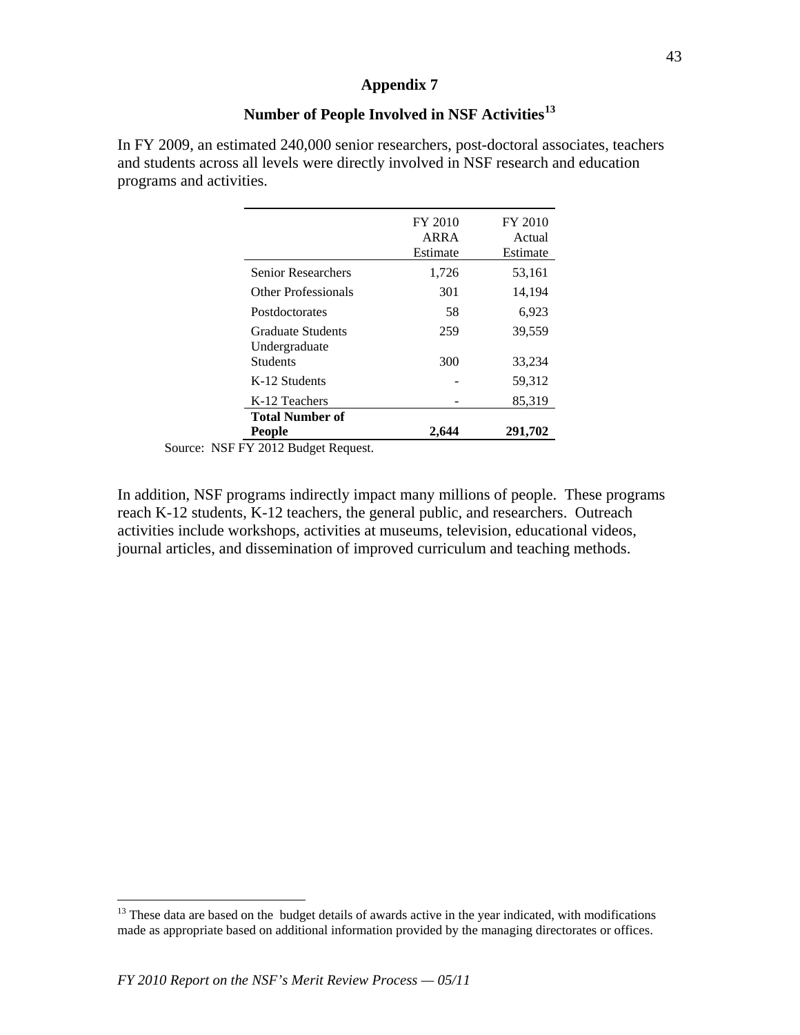## Appendix 7

## Number of People Involved in NSF Activities[13]

In FY 2009, an estimated 240,000 senior researchers, post-doctoral associates, teachers and students across all levels were directly involved in NSF research and education programs and activities.

| | FY 2010 ARRA Estimate | FY 2010 Actual Estimate |
|---|---|---|
| Senior Researchers | 1,726 | 53,161 |
| Other Professionals | 301 | 14,194 |
| Postdoctorates | 58 | 6,923 |
| Graduate Students | 259 | 39,559 |
| Undergraduate Students | 300 | 33,234 |
| K-12 Students | - | 59,312 |
| K-12 Teachers | - | 85,319 |
| **Total Number of People** | **2,644** | **291,702** |

Source: NSF FY 2012 Budget Request.

In addition, NSF programs indirectly impact many millions of people. These programs reach K-12 students, K-12 teachers, the general public, and researchers. Outreach activities include workshops, activities at museums, television, educational videos, journal articles, and dissemination of improved curriculum and teaching methods.

[13] These data are based on the budget details of awards active in the year indicated, with modifications made as appropriate based on additional information provided by the managing directorates or offices.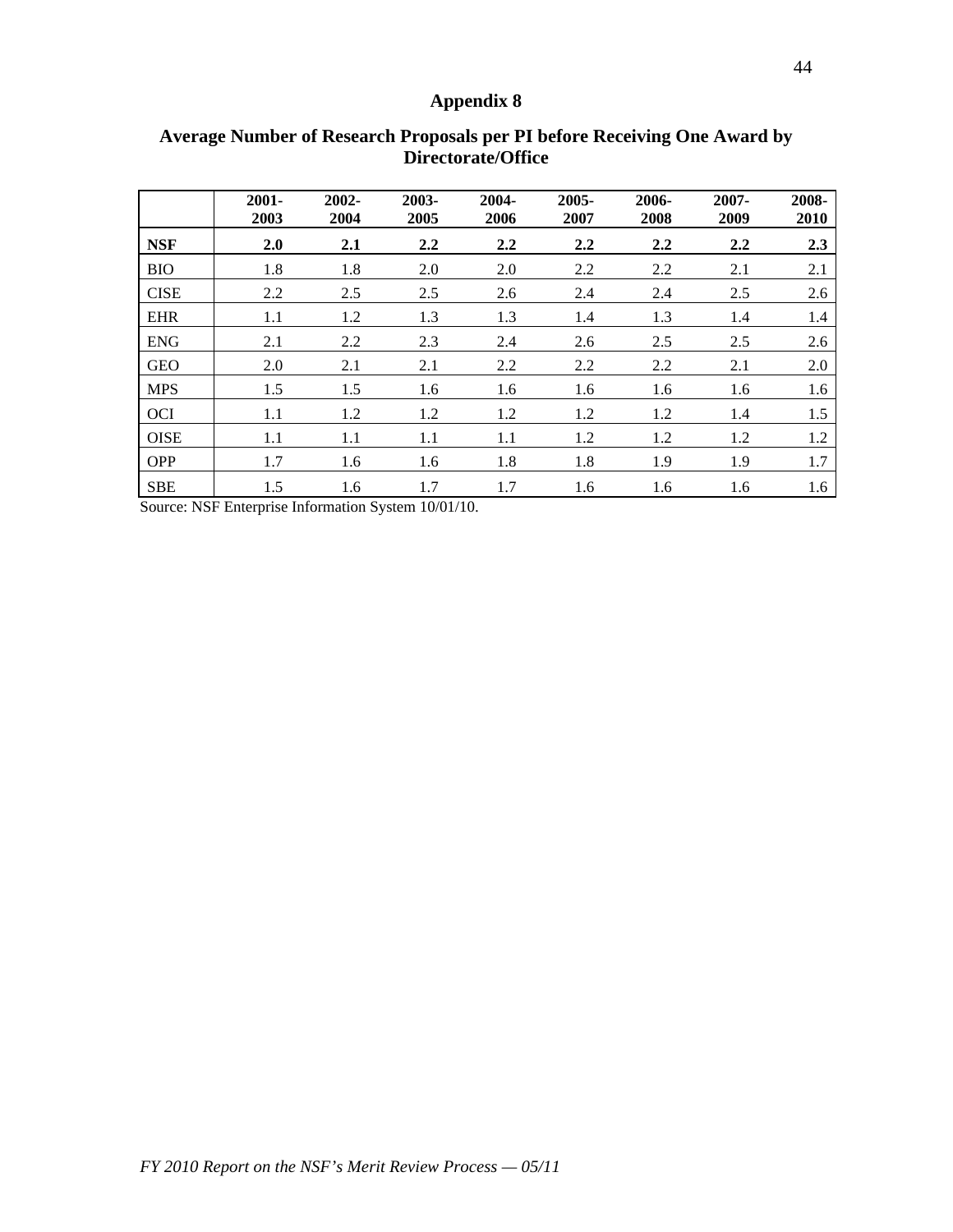# Appendix 8

## Average Number of Research Proposals per PI before Receiving One Award by Directorate/Office

| | 2001-2003 | 2002-2004 | 2003-2005 | 2004-2006 | 2005-2007 | 2006-2008 | 2007-2009 | 2008-2010 |
|---|---|---|---|---|---|---|---|---|
| **NSF** | **2.0** | **2.1** | **2.2** | **2.2** | **2.2** | **2.2** | **2.2** | **2.3** |
| BIO | 1.8 | 1.8 | 2.0 | 2.0 | 2.2 | 2.2 | 2.1 | 2.1 |
| CISE | 2.2 | 2.5 | 2.5 | 2.6 | 2.4 | 2.4 | 2.5 | 2.6 |
| EHR | 1.1 | 1.2 | 1.3 | 1.3 | 1.4 | 1.3 | 1.4 | 1.4 |
| ENG | 2.1 | 2.2 | 2.3 | 2.4 | 2.6 | 2.5 | 2.5 | 2.6 |
| GEO | 2.0 | 2.1 | 2.1 | 2.2 | 2.2 | 2.2 | 2.1 | 2.0 |
| MPS | 1.5 | 1.5 | 1.6 | 1.6 | 1.6 | 1.6 | 1.6 | 1.6 |
| OCI | 1.1 | 1.2 | 1.2 | 1.2 | 1.2 | 1.2 | 1.4 | 1.5 |
| OISE | 1.1 | 1.1 | 1.1 | 1.1 | 1.2 | 1.2 | 1.2 | 1.2 |
| OPP | 1.7 | 1.6 | 1.6 | 1.8 | 1.8 | 1.9 | 1.9 | 1.7 |
| SBE | 1.5 | 1.6 | 1.7 | 1.7 | 1.6 | 1.6 | 1.6 | 1.6 |

Source: NSF Enterprise Information System 10/01/10.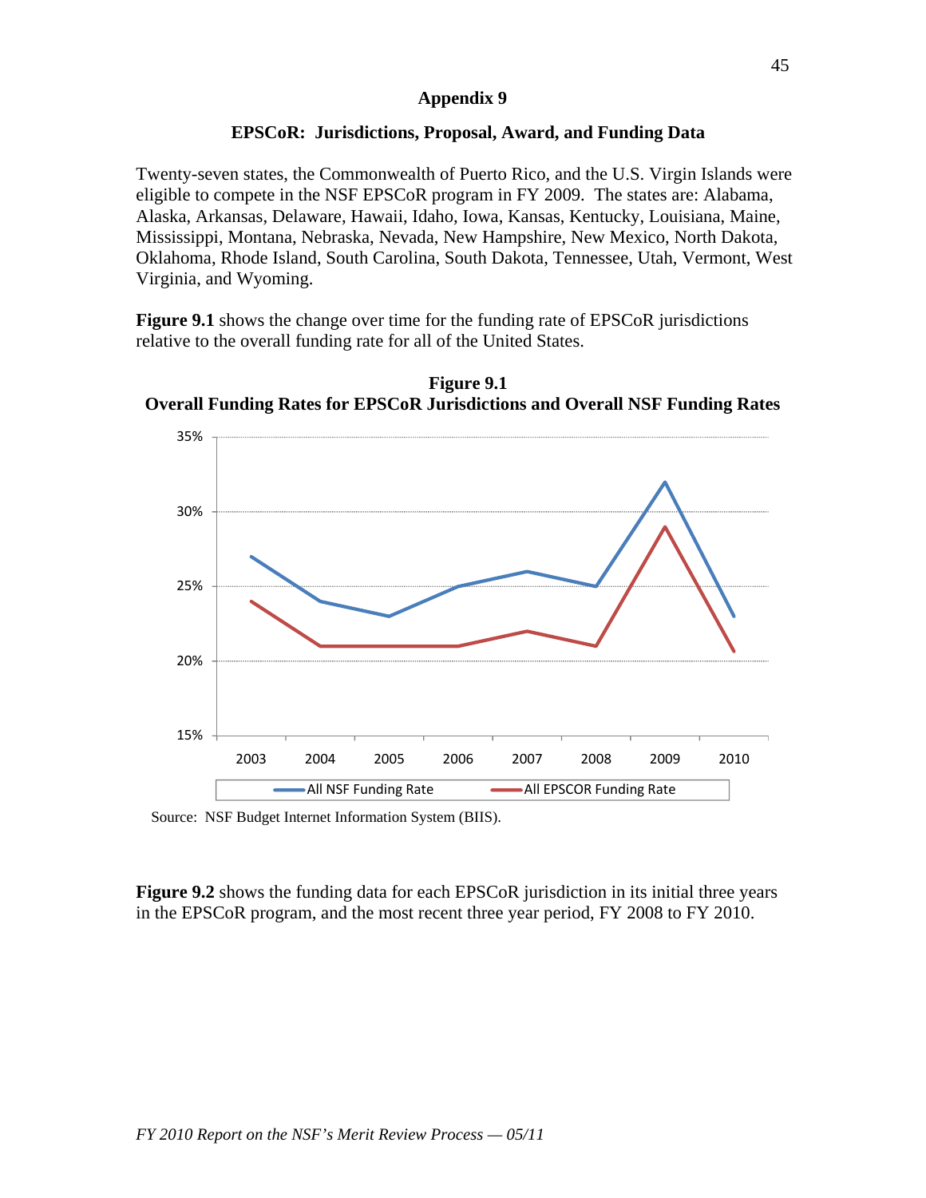## Appendix 9

### EPSCoR: Jurisdictions, Proposal, Award, and Funding Data

Twenty-seven states, the Commonwealth of Puerto Rico, and the U.S. Virgin Islands were eligible to compete in the NSF EPSCoR program in FY 2009. The states are: Alabama, Alaska, Arkansas, Delaware, Hawaii, Idaho, Iowa, Kansas, Kentucky, Louisiana, Maine, Mississippi, Montana, Nebraska, Nevada, New Hampshire, New Mexico, North Dakota, Oklahoma, Rhode Island, South Carolina, South Dakota, Tennessee, Utah, Vermont, West Virginia, and Wyoming.

**Figure 9.1** shows the change over time for the funding rate of EPSCoR jurisdictions relative to the overall funding rate for all of the United States.

**Figure 9.1**
**Overall Funding Rates for EPSCoR Jurisdictions and Overall NSF Funding Rates**

Source: NSF Budget Internet Information System (BIIS).

**Figure 9.2** shows the funding data for each EPSCoR jurisdiction in its initial three years in the EPSCoR program, and the most recent three year period, FY 2008 to FY 2010.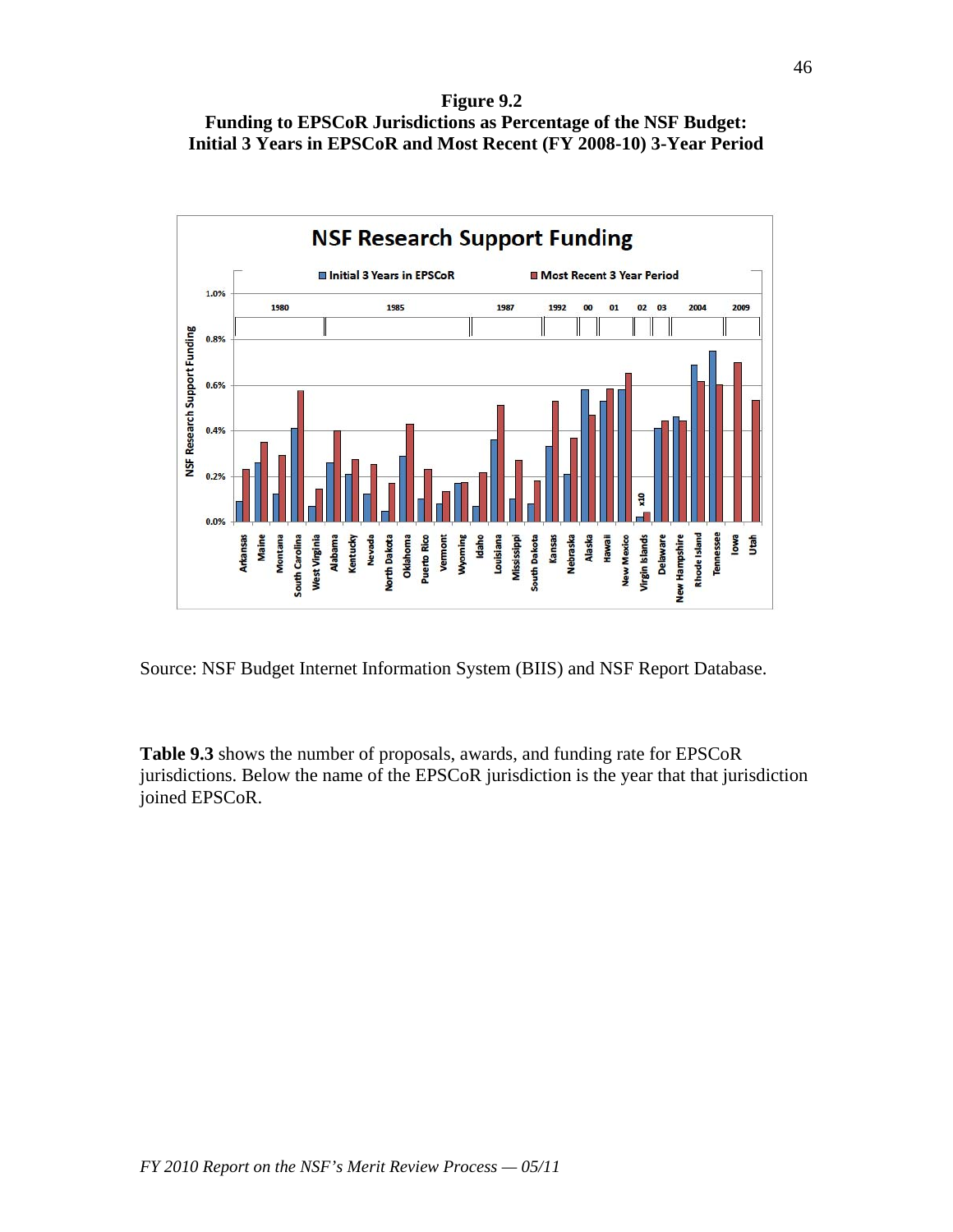**Figure 9.2**
**Funding to EPSCoR Jurisdictions as Percentage of the NSF Budget: Initial 3 Years in EPSCoR and Most Recent (FY 2008-10) 3-Year Period**

Source: NSF Budget Internet Information System (BIIS) and NSF Report Database.

**Table 9.3** shows the number of proposals, awards, and funding rate for EPSCoR jurisdictions. Below the name of the EPSCoR jurisdiction is the year that that jurisdiction joined EPSCoR.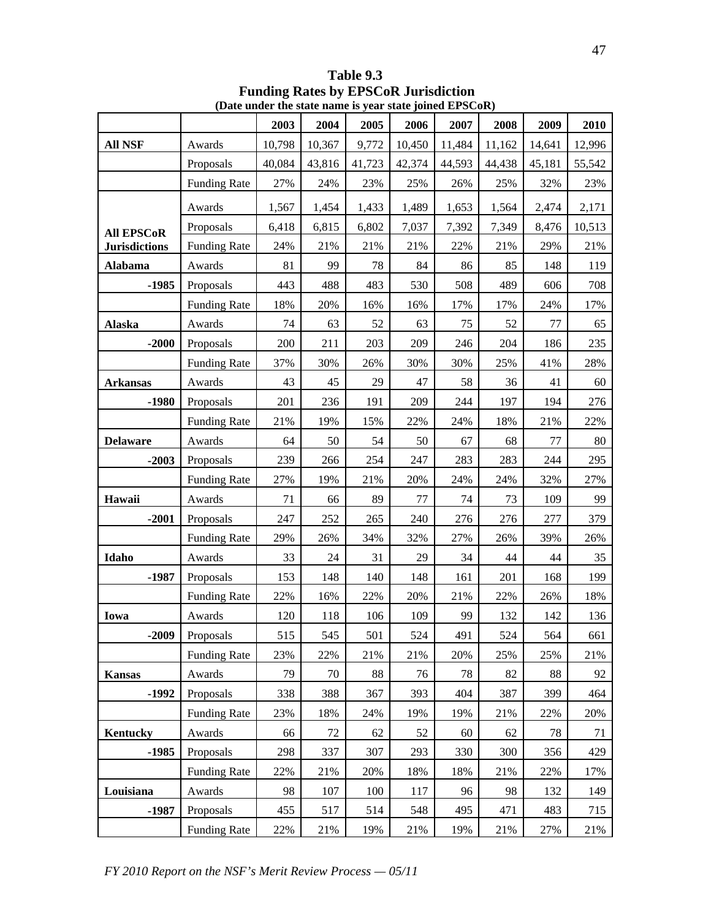**Table 9.3**
**Funding Rates by EPSCoR Jurisdiction**
**(Date under the state name is year state joined EPSCoR)**

| | | 2003 | 2004 | 2005 | 2006 | 2007 | 2008 | 2009 | 2010 |
|---|---|---|---|---|---|---|---|---|---|
| **All NSF** | Awards | 10,798 | 10,367 | 9,772 | 10,450 | 11,484 | 11,162 | 14,641 | 12,996 |
| | Proposals | 40,084 | 43,816 | 41,723 | 42,374 | 44,593 | 44,438 | 45,181 | 55,542 |
| | Funding Rate | 27% | 24% | 23% | 25% | 26% | 25% | 32% | 23% |
| **All EPSCoR Jurisdictions** | Awards | 1,567 | 1,454 | 1,433 | 1,489 | 1,653 | 1,564 | 2,474 | 2,171 |
| | Proposals | 6,418 | 6,815 | 6,802 | 7,037 | 7,392 | 7,349 | 8,476 | 10,513 |
| | Funding Rate | 24% | 21% | 21% | 21% | 22% | 21% | 29% | 21% |
| **Alabama** | Awards | 81 | 99 | 78 | 84 | 86 | 85 | 148 | 119 |
| **-1985** | Proposals | 443 | 488 | 483 | 530 | 508 | 489 | 606 | 708 |
| | Funding Rate | 18% | 20% | 16% | 16% | 17% | 17% | 24% | 17% |
| **Alaska** | Awards | 74 | 63 | 52 | 63 | 75 | 52 | 77 | 65 |
| **-2000** | Proposals | 200 | 211 | 203 | 209 | 246 | 204 | 186 | 235 |
| | Funding Rate | 37% | 30% | 26% | 30% | 30% | 25% | 41% | 28% |
| **Arkansas** | Awards | 43 | 45 | 29 | 47 | 58 | 36 | 41 | 60 |
| **-1980** | Proposals | 201 | 236 | 191 | 209 | 244 | 197 | 194 | 276 |
| | Funding Rate | 21% | 19% | 15% | 22% | 24% | 18% | 21% | 22% |
| **Delaware** | Awards | 64 | 50 | 54 | 50 | 67 | 68 | 77 | 80 |
| **-2003** | Proposals | 239 | 266 | 254 | 247 | 283 | 283 | 244 | 295 |
| | Funding Rate | 27% | 19% | 21% | 20% | 24% | 24% | 32% | 27% |
| **Hawaii** | Awards | 71 | 66 | 89 | 77 | 74 | 73 | 109 | 99 |
| **-2001** | Proposals | 247 | 252 | 265 | 240 | 276 | 276 | 277 | 379 |
| | Funding Rate | 29% | 26% | 34% | 32% | 27% | 26% | 39% | 26% |
| **Idaho** | Awards | 33 | 24 | 31 | 29 | 34 | 44 | 44 | 35 |
| **-1987** | Proposals | 153 | 148 | 140 | 148 | 161 | 201 | 168 | 199 |
| | Funding Rate | 22% | 16% | 22% | 20% | 21% | 22% | 26% | 18% |
| **Iowa** | Awards | 120 | 118 | 106 | 109 | 99 | 132 | 142 | 136 |
| **-2009** | Proposals | 515 | 545 | 501 | 524 | 491 | 524 | 564 | 661 |
| | Funding Rate | 23% | 22% | 21% | 21% | 20% | 25% | 25% | 21% |
| **Kansas** | Awards | 79 | 70 | 88 | 76 | 78 | 82 | 88 | 92 |
| **-1992** | Proposals | 338 | 388 | 367 | 393 | 404 | 387 | 399 | 464 |
| | Funding Rate | 23% | 18% | 24% | 19% | 19% | 21% | 22% | 20% |
| **Kentucky** | Awards | 66 | 72 | 62 | 52 | 60 | 62 | 78 | 71 |
| **-1985** | Proposals | 298 | 337 | 307 | 293 | 330 | 300 | 356 | 429 |
| | Funding Rate | 22% | 21% | 20% | 18% | 18% | 21% | 22% | 17% |
| **Louisiana** | Awards | 98 | 107 | 100 | 117 | 96 | 98 | 132 | 149 |
| **-1987** | Proposals | 455 | 517 | 514 | 548 | 495 | 471 | 483 | 715 |
| | Funding Rate | 22% | 21% | 19% | 21% | 19% | 21% | 27% | 21% |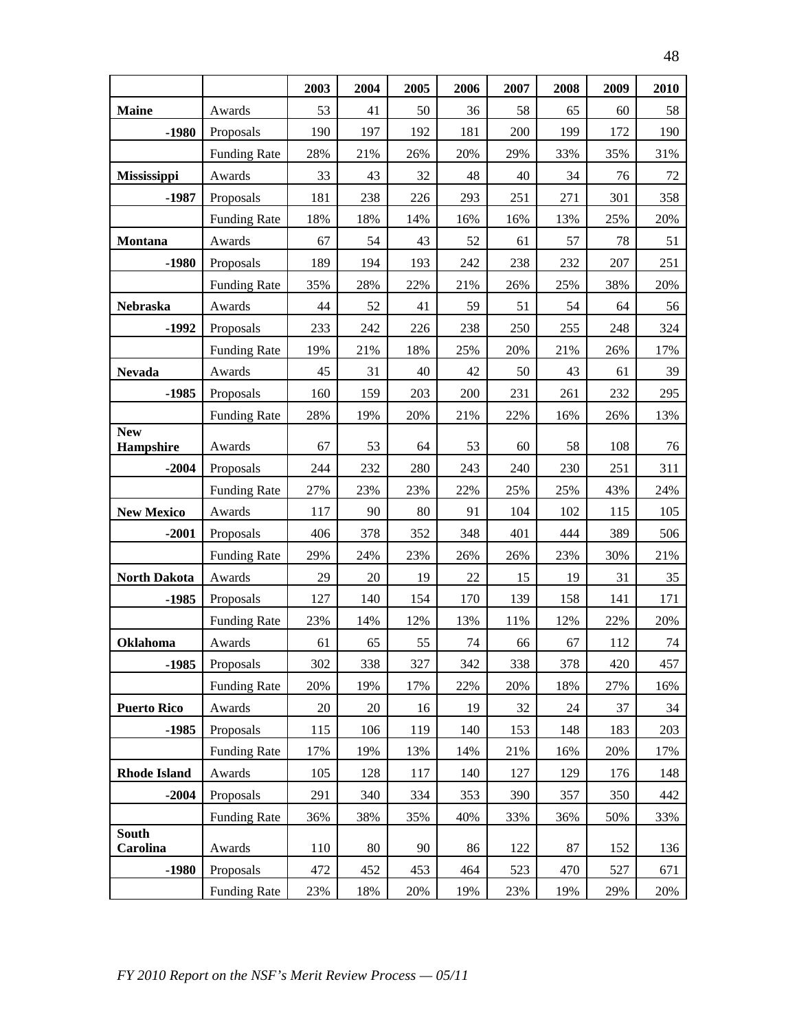| | | 2003 | 2004 | 2005 | 2006 | 2007 | 2008 | 2009 | 2010 |
|---|---|---|---|---|---|---|---|---|---|
| **Maine** | Awards | 53 | 41 | 50 | 36 | 58 | 65 | 60 | 58 |
| **-1980** | Proposals | 190 | 197 | 192 | 181 | 200 | 199 | 172 | 190 |
| | Funding Rate | 28% | 21% | 26% | 20% | 29% | 33% | 35% | 31% |
| **Mississippi** | Awards | 33 | 43 | 32 | 48 | 40 | 34 | 76 | 72 |
| **-1987** | Proposals | 181 | 238 | 226 | 293 | 251 | 271 | 301 | 358 |
| | Funding Rate | 18% | 18% | 14% | 16% | 16% | 13% | 25% | 20% |
| **Montana** | Awards | 67 | 54 | 43 | 52 | 61 | 57 | 78 | 51 |
| **-1980** | Proposals | 189 | 194 | 193 | 242 | 238 | 232 | 207 | 251 |
| | Funding Rate | 35% | 28% | 22% | 21% | 26% | 25% | 38% | 20% |
| **Nebraska** | Awards | 44 | 52 | 41 | 59 | 51 | 54 | 64 | 56 |
| **-1992** | Proposals | 233 | 242 | 226 | 238 | 250 | 255 | 248 | 324 |
| | Funding Rate | 19% | 21% | 18% | 25% | 20% | 21% | 26% | 17% |
| **Nevada** | Awards | 45 | 31 | 40 | 42 | 50 | 43 | 61 | 39 |
| **-1985** | Proposals | 160 | 159 | 203 | 200 | 231 | 261 | 232 | 295 |
| | Funding Rate | 28% | 19% | 20% | 21% | 22% | 16% | 26% | 13% |
| **New Hampshire** | Awards | 67 | 53 | 64 | 53 | 60 | 58 | 108 | 76 |
| **-2004** | Proposals | 244 | 232 | 280 | 243 | 240 | 230 | 251 | 311 |
| | Funding Rate | 27% | 23% | 23% | 22% | 25% | 25% | 43% | 24% |
| **New Mexico** | Awards | 117 | 90 | 80 | 91 | 104 | 102 | 115 | 105 |
| **-2001** | Proposals | 406 | 378 | 352 | 348 | 401 | 444 | 389 | 506 |
| | Funding Rate | 29% | 24% | 23% | 26% | 26% | 23% | 30% | 21% |
| **North Dakota** | Awards | 29 | 20 | 19 | 22 | 15 | 19 | 31 | 35 |
| **-1985** | Proposals | 127 | 140 | 154 | 170 | 139 | 158 | 141 | 171 |
| | Funding Rate | 23% | 14% | 12% | 13% | 11% | 12% | 22% | 20% |
| **Oklahoma** | Awards | 61 | 65 | 55 | 74 | 66 | 67 | 112 | 74 |
| **-1985** | Proposals | 302 | 338 | 327 | 342 | 338 | 378 | 420 | 457 |
| | Funding Rate | 20% | 19% | 17% | 22% | 20% | 18% | 27% | 16% |
| **Puerto Rico** | Awards | 20 | 20 | 16 | 19 | 32 | 24 | 37 | 34 |
| **-1985** | Proposals | 115 | 106 | 119 | 140 | 153 | 148 | 183 | 203 |
| | Funding Rate | 17% | 19% | 13% | 14% | 21% | 16% | 20% | 17% |
| **Rhode Island** | Awards | 105 | 128 | 117 | 140 | 127 | 129 | 176 | 148 |
| **-2004** | Proposals | 291 | 340 | 334 | 353 | 390 | 357 | 350 | 442 |
| | Funding Rate | 36% | 38% | 35% | 40% | 33% | 36% | 50% | 33% |
| **South Carolina** | Awards | 110 | 80 | 90 | 86 | 122 | 87 | 152 | 136 |
| **-1980** | Proposals | 472 | 452 | 453 | 464 | 523 | 470 | 527 | 671 |
| | Funding Rate | 23% | 18% | 20% | 19% | 23% | 19% | 29% | 20% |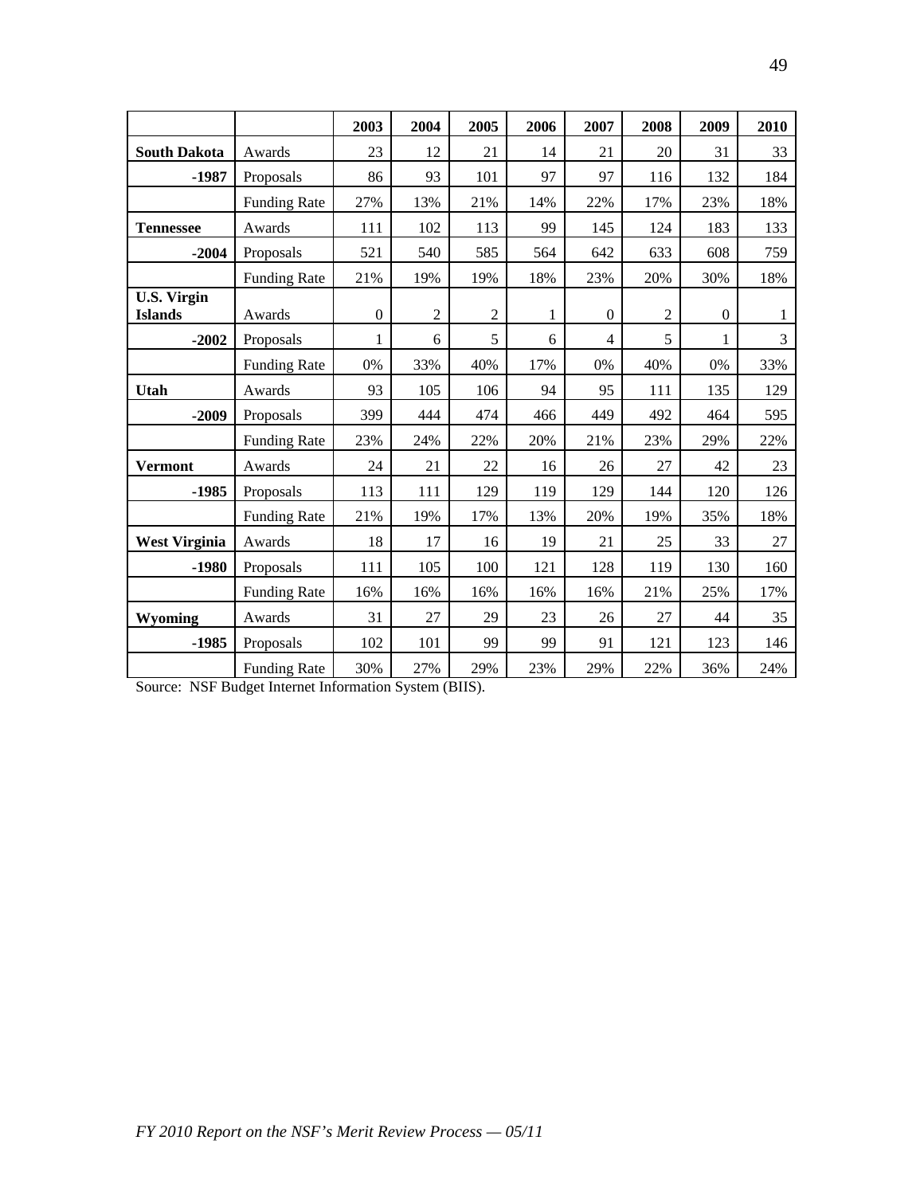| | | 2003 | 2004 | 2005 | 2006 | 2007 | 2008 | 2009 | 2010 |
|---|---|---|---|---|---|---|---|---|---|
| **South Dakota** | Awards | 23 | 12 | 21 | 14 | 21 | 20 | 31 | 33 |
| **-1987** | Proposals | 86 | 93 | 101 | 97 | 97 | 116 | 132 | 184 |
| | Funding Rate | 27% | 13% | 21% | 14% | 22% | 17% | 23% | 18% |
| **Tennessee** | Awards | 111 | 102 | 113 | 99 | 145 | 124 | 183 | 133 |
| **-2004** | Proposals | 521 | 540 | 585 | 564 | 642 | 633 | 608 | 759 |
| | Funding Rate | 21% | 19% | 19% | 18% | 23% | 20% | 30% | 18% |
| **U.S. Virgin Islands** | Awards | 0 | 2 | 2 | 1 | 0 | 2 | 0 | 1 |
| **-2002** | Proposals | 1 | 6 | 5 | 6 | 4 | 5 | 1 | 3 |
| | Funding Rate | 0% | 33% | 40% | 17% | 0% | 40% | 0% | 33% |
| **Utah** | Awards | 93 | 105 | 106 | 94 | 95 | 111 | 135 | 129 |
| **-2009** | Proposals | 399 | 444 | 474 | 466 | 449 | 492 | 464 | 595 |
| | Funding Rate | 23% | 24% | 22% | 20% | 21% | 23% | 29% | 22% |
| **Vermont** | Awards | 24 | 21 | 22 | 16 | 26 | 27 | 42 | 23 |
| **-1985** | Proposals | 113 | 111 | 129 | 119 | 129 | 144 | 120 | 126 |
| | Funding Rate | 21% | 19% | 17% | 13% | 20% | 19% | 35% | 18% |
| **West Virginia** | Awards | 18 | 17 | 16 | 19 | 21 | 25 | 33 | 27 |
| **-1980** | Proposals | 111 | 105 | 100 | 121 | 128 | 119 | 130 | 160 |
| | Funding Rate | 16% | 16% | 16% | 16% | 16% | 21% | 25% | 17% |
| **Wyoming** | Awards | 31 | 27 | 29 | 23 | 26 | 27 | 44 | 35 |
| **-1985** | Proposals | 102 | 101 | 99 | 99 | 91 | 121 | 123 | 146 |
| | Funding Rate | 30% | 27% | 29% | 23% | 29% | 22% | 36% | 24% |

Source: NSF Budget Internet Information System (BIIS).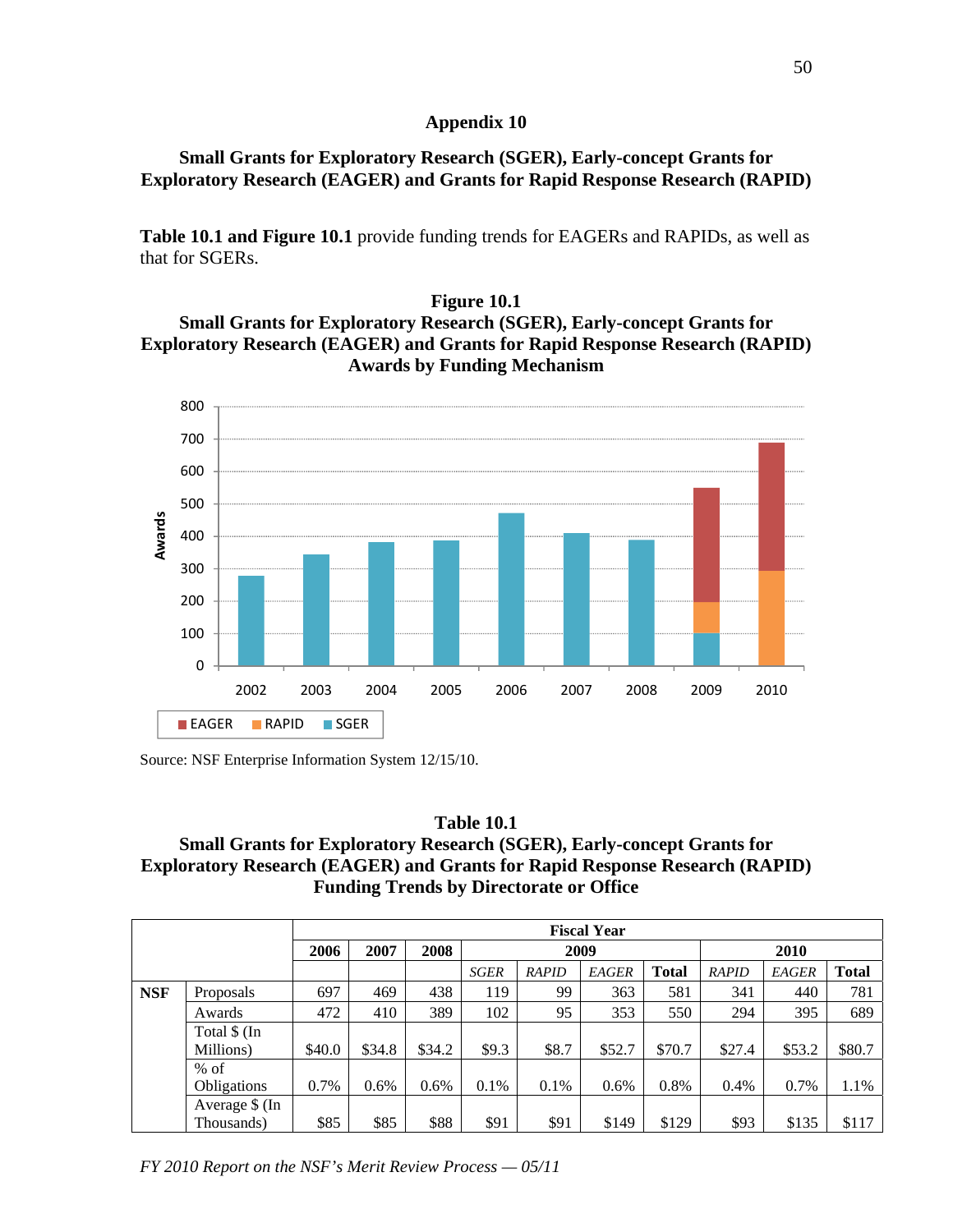# Appendix 10

## Small Grants for Exploratory Research (SGER), Early-concept Grants for Exploratory Research (EAGER) and Grants for Rapid Response Research (RAPID)

**Table 10.1 and Figure 10.1** provide funding trends for EAGERs and RAPIDs, as well as that for SGERs.

**Figure 10.1**
**Small Grants for Exploratory Research (SGER), Early-concept Grants for Exploratory Research (EAGER) and Grants for Rapid Response Research (RAPID) Awards by Funding Mechanism**

Source: NSF Enterprise Information System 12/15/10.

**Table 10.1**
**Small Grants for Exploratory Research (SGER), Early-concept Grants for Exploratory Research (EAGER) and Grants for Rapid Response Research (RAPID) Funding Trends by Directorate or Office**

| | | Fiscal Year | | | | | | | | | | |
|---|---|---|---|---|---|---|---|---|---|---|---|---|
| | | 2006 | 2007 | 2008 | 2009 | | | | 2010 | | |
| | | | | | *SGER* | *RAPID* | *EAGER* | **Total** | *RAPID* | *EAGER* | **Total** |
| **NSF** | Proposals | 697 | 469 | 438 | 119 | 99 | 363 | 581 | 341 | 440 | 781 |
| | Awards | 472 | 410 | 389 | 102 | 95 | 353 | 550 | 294 | 395 | 689 |
| | Total $ (In Millions) | $40.0 | $34.8 | $34.2 | $9.3 | $8.7 | $52.7 | $70.7 | $27.4 | $53.2 | $80.7 |
| | % of Obligations | 0.7% | 0.6% | 0.6% | 0.1% | 0.1% | 0.6% | 0.8% | 0.4% | 0.7% | 1.1% |
| | Average $ (In Thousands) | $85 | $85 | $88 | $91 | $91 | $149 | $129 | $93 | $135 | $117 |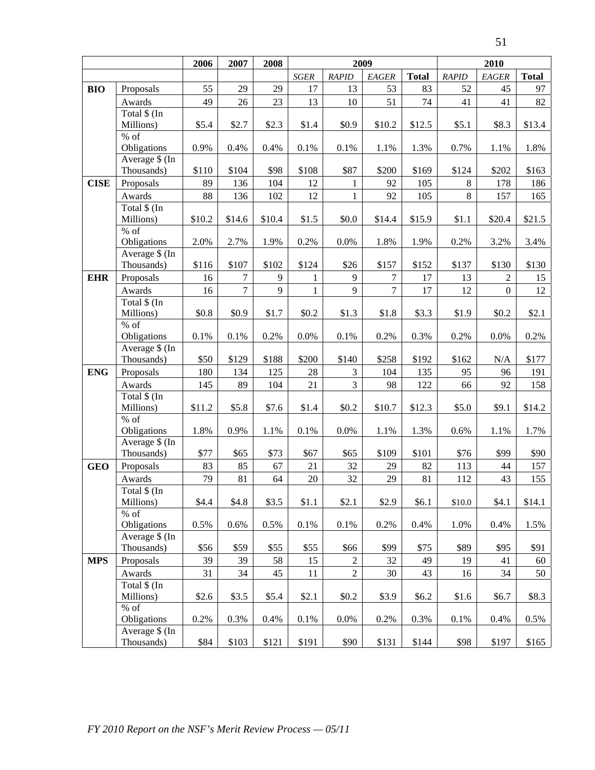| | | 2006 | 2007 | 2008 | 2009 | | | | 2010 | | |
|---|---|---|---|---|---|---|---|---|---|---|---|
| | | | | | *SGER* | *RAPID* | *EAGER* | **Total** | *RAPID* | *EAGER* | **Total** |
| **BIO** | Proposals | 55 | 29 | 29 | 17 | 13 | 53 | 83 | 52 | 45 | 97 |
| | Awards | 49 | 26 | 23 | 13 | 10 | 51 | 74 | 41 | 41 | 82 |
| | Total $ (In Millions) | $5.4 | $2.7 | $2.3 | $1.4 | $0.9 | $10.2 | $12.5 | $5.1 | $8.3 | $13.4 |
| | % of Obligations | 0.9% | 0.4% | 0.4% | 0.1% | 0.1% | 1.1% | 1.3% | 0.7% | 1.1% | 1.8% |
| | Average $ (In Thousands) | $110 | $104 | $98 | $108 | $87 | $200 | $169 | $124 | $202 | $163 |
| **CISE** | Proposals | 89 | 136 | 104 | 12 | 1 | 92 | 105 | 8 | 178 | 186 |
| | Awards | 88 | 136 | 102 | 12 | 1 | 92 | 105 | 8 | 157 | 165 |
| | Total $ (In Millions) | $10.2 | $14.6 | $10.4 | $1.5 | $0.0 | $14.4 | $15.9 | $1.1 | $20.4 | $21.5 |
| | % of Obligations | 2.0% | 2.7% | 1.9% | 0.2% | 0.0% | 1.8% | 1.9% | 0.2% | 3.2% | 3.4% |
| | Average $ (In Thousands) | $116 | $107 | $102 | $124 | $26 | $157 | $152 | $137 | $130 | $130 |
| **EHR** | Proposals | 16 | 7 | 9 | 1 | 9 | 7 | 17 | 13 | 2 | 15 |
| | Awards | 16 | 7 | 9 | 1 | 9 | 7 | 17 | 12 | 0 | 12 |
| | Total $ (In Millions) | $0.8 | $0.9 | $1.7 | $0.2 | $1.3 | $1.8 | $3.3 | $1.9 | $0.2 | $2.1 |
| | % of Obligations | 0.1% | 0.1% | 0.2% | 0.0% | 0.1% | 0.2% | 0.3% | 0.2% | 0.0% | 0.2% |
| | Average $ (In Thousands) | $50 | $129 | $188 | $200 | $140 | $258 | $192 | $162 | N/A | $177 |
| **ENG** | Proposals | 180 | 134 | 125 | 28 | 3 | 104 | 135 | 95 | 96 | 191 |
| | Awards | 145 | 89 | 104 | 21 | 3 | 98 | 122 | 66 | 92 | 158 |
| | Total $ (In Millions) | $11.2 | $5.8 | $7.6 | $1.4 | $0.2 | $10.7 | $12.3 | $5.0 | $9.1 | $14.2 |
| | % of Obligations | 1.8% | 0.9% | 1.1% | 0.1% | 0.0% | 1.1% | 1.3% | 0.6% | 1.1% | 1.7% |
| | Average $ (In Thousands) | $77 | $65 | $73 | $67 | $65 | $109 | $101 | $76 | $99 | $90 |
| **GEO** | Proposals | 83 | 85 | 67 | 21 | 32 | 29 | 82 | 113 | 44 | 157 |
| | Awards | 79 | 81 | 64 | 20 | 32 | 29 | 81 | 112 | 43 | 155 |
| | Total $ (In Millions) | $4.4 | $4.8 | $3.5 | $1.1 | $2.1 | $2.9 | $6.1 | $10.0 | $4.1 | $14.1 |
| | % of Obligations | 0.5% | 0.6% | 0.5% | 0.1% | 0.1% | 0.2% | 0.4% | 1.0% | 0.4% | 1.5% |
| | Average $ (In Thousands) | $56 | $59 | $55 | $55 | $66 | $99 | $75 | $89 | $95 | $91 |
| **MPS** | Proposals | 39 | 39 | 58 | 15 | 2 | 32 | 49 | 19 | 41 | 60 |
| | Awards | 31 | 34 | 45 | 11 | 2 | 30 | 43 | 16 | 34 | 50 |
| | Total $ (In Millions) | $2.6 | $3.5 | $5.4 | $2.1 | $0.2 | $3.9 | $6.2 | $1.6 | $6.7 | $8.3 |
| | % of Obligations | 0.2% | 0.3% | 0.4% | 0.1% | 0.0% | 0.2% | 0.3% | 0.1% | 0.4% | 0.5% |
| | Average $ (In Thousands) | $84 | $103 | $121 | $191 | $90 | $131 | $144 | $98 | $197 | $165 |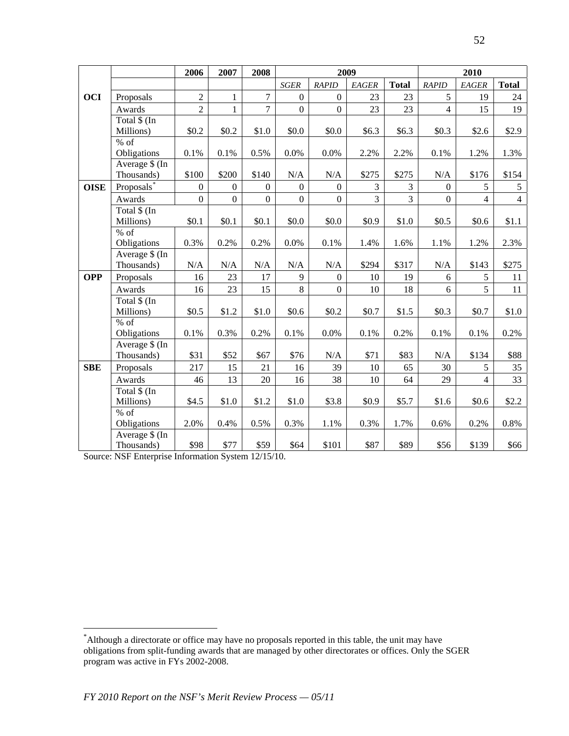| | | 2006 | 2007 | 2008 | 2009 | | | | 2010 | | |
|---|---|---|---|---|---|---|---|---|---|---|---|
| | | | | | *SGER* | *RAPID* | *EAGER* | **Total** | *RAPID* | *EAGER* | **Total** |
| **OCI** | Proposals | 2 | 1 | 7 | 0 | 0 | 23 | 23 | 5 | 19 | 24 |
| | Awards | 2 | 1 | 7 | 0 | 0 | 23 | 23 | 4 | 15 | 19 |
| | Total $ (In Millions) | $0.2 | $0.2 | $1.0 | $0.0 | $0.0 | $6.3 | $6.3 | $0.3 | $2.6 | $2.9 |
| | % of Obligations | 0.1% | 0.1% | 0.5% | 0.0% | 0.0% | 2.2% | 2.2% | 0.1% | 1.2% | 1.3% |
| | Average $ (In Thousands) | $100 | $200 | $140 | N/A | N/A | $275 | $275 | N/A | $176 | $154 |
| **OISE** | Proposals* | 0 | 0 | 0 | 0 | 0 | 3 | 3 | 0 | 5 | 5 |
| | Awards | 0 | 0 | 0 | 0 | 0 | 3 | 3 | 0 | 4 | 4 |
| | Total $ (In Millions) | $0.1 | $0.1 | $0.1 | $0.0 | $0.0 | $0.9 | $1.0 | $0.5 | $0.6 | $1.1 |
| | % of Obligations | 0.3% | 0.2% | 0.2% | 0.0% | 0.1% | 1.4% | 1.6% | 1.1% | 1.2% | 2.3% |
| | Average $ (In Thousands) | N/A | N/A | N/A | N/A | N/A | $294 | $317 | N/A | $143 | $275 |
| **OPP** | Proposals | 16 | 23 | 17 | 9 | 0 | 10 | 19 | 6 | 5 | 11 |
| | Awards | 16 | 23 | 15 | 8 | 0 | 10 | 18 | 6 | 5 | 11 |
| | Total $ (In Millions) | $0.5 | $1.2 | $1.0 | $0.6 | $0.2 | $0.7 | $1.5 | $0.3 | $0.7 | $1.0 |
| | % of Obligations | 0.1% | 0.3% | 0.2% | 0.1% | 0.0% | 0.1% | 0.2% | 0.1% | 0.1% | 0.2% |
| | Average $ (In Thousands) | $31 | $52 | $67 | $76 | N/A | $71 | $83 | N/A | $134 | $88 |
| **SBE** | Proposals | 217 | 15 | 21 | 16 | 39 | 10 | 65 | 30 | 5 | 35 |
| | Awards | 46 | 13 | 20 | 16 | 38 | 10 | 64 | 29 | 4 | 33 |
| | Total $ (In Millions) | $4.5 | $1.0 | $1.2 | $1.0 | $3.8 | $0.9 | $5.7 | $1.6 | $0.6 | $2.2 |
| | % of Obligations | 2.0% | 0.4% | 0.5% | 0.3% | 1.1% | 0.3% | 1.7% | 0.6% | 0.2% | 0.8% |
| | Average $ (In Thousands) | $98 | $77 | $59 | $64 | $101 | $87 | $89 | $56 | $139 | $66 |

Source: NSF Enterprise Information System 12/15/10.

*Although a directorate or office may have no proposals reported in this table, the unit may have obligations from split-funding awards that are managed by other directorates or offices. Only the SGER program was active in FYs 2002-2008.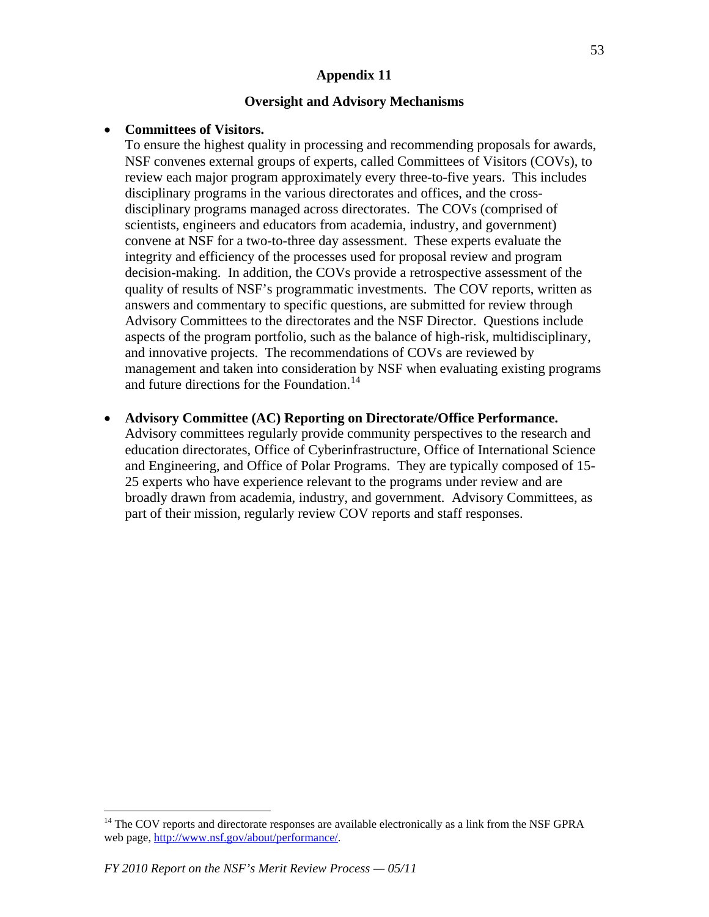## Appendix 11

## Oversight and Advisory Mechanisms

- **Committees of Visitors.**
  To ensure the highest quality in processing and recommending proposals for awards, NSF convenes external groups of experts, called Committees of Visitors (COVs), to review each major program approximately every three-to-five years. This includes disciplinary programs in the various directorates and offices, and the cross-disciplinary programs managed across directorates. The COVs (comprised of scientists, engineers and educators from academia, industry, and government) convene at NSF for a two-to-three day assessment. These experts evaluate the integrity and efficiency of the processes used for proposal review and program decision-making. In addition, the COVs provide a retrospective assessment of the quality of results of NSF's programmatic investments. The COV reports, written as answers and commentary to specific questions, are submitted for review through Advisory Committees to the directorates and the NSF Director. Questions include aspects of the program portfolio, such as the balance of high-risk, multidisciplinary, and innovative projects. The recommendations of COVs are reviewed by management and taken into consideration by NSF when evaluating existing programs and future directions for the Foundation.[14]

- **Advisory Committee (AC) Reporting on Directorate/Office Performance.**
  Advisory committees regularly provide community perspectives to the research and education directorates, Office of Cyberinfrastructure, Office of International Science and Engineering, and Office of Polar Programs. They are typically composed of 15-25 experts who have experience relevant to the programs under review and are broadly drawn from academia, industry, and government. Advisory Committees, as part of their mission, regularly review COV reports and staff responses.

[14] The COV reports and directorate responses are available electronically as a link from the NSF GPRA web page, http://www.nsf.gov/about/performance/.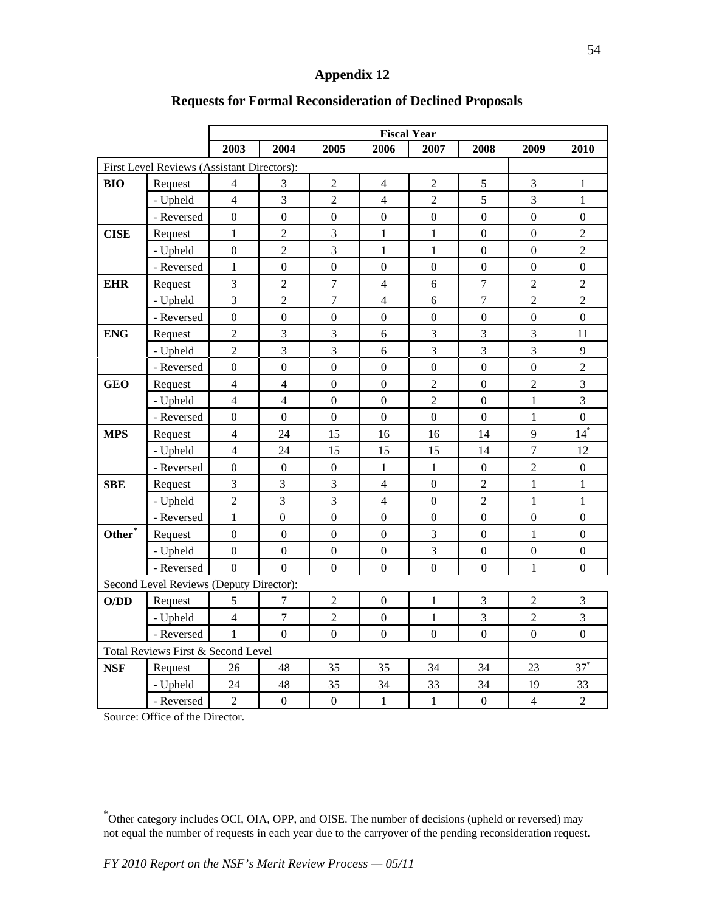# Appendix 12

## Requests for Formal Reconsideration of Declined Proposals

| | | Fiscal Year | | | | | | | |
|---|---|---|---|---|---|---|---|---|---|
| | | 2003 | 2004 | 2005 | 2006 | 2007 | 2008 | 2009 | 2010 |
| First Level Reviews (Assistant Directors): | | | | | | | | | |
| **BIO** | Request | 4 | 3 | 2 | 4 | 2 | 5 | 3 | 1 |
| | - Upheld | 4 | 3 | 2 | 4 | 2 | 5 | 3 | 1 |
| | - Reversed | 0 | 0 | 0 | 0 | 0 | 0 | 0 | 0 |
| **CISE** | Request | 1 | 2 | 3 | 1 | 1 | 0 | 0 | 2 |
| | - Upheld | 0 | 2 | 3 | 1 | 1 | 0 | 0 | 2 |
| | - Reversed | 1 | 0 | 0 | 0 | 0 | 0 | 0 | 0 |
| **EHR** | Request | 3 | 2 | 7 | 4 | 6 | 7 | 2 | 2 |
| | - Upheld | 3 | 2 | 7 | 4 | 6 | 7 | 2 | 2 |
| | - Reversed | 0 | 0 | 0 | 0 | 0 | 0 | 0 | 0 |
| **ENG** | Request | 2 | 3 | 3 | 6 | 3 | 3 | 3 | 11 |
| | - Upheld | 2 | 3 | 3 | 6 | 3 | 3 | 3 | 9 |
| | - Reversed | 0 | 0 | 0 | 0 | 0 | 0 | 0 | 2 |
| **GEO** | Request | 4 | 4 | 0 | 0 | 2 | 0 | 2 | 3 |
| | - Upheld | 4 | 4 | 0 | 0 | 2 | 0 | 1 | 3 |
| | - Reversed | 0 | 0 | 0 | 0 | 0 | 0 | 1 | 0 |
| **MPS** | Request | 4 | 24 | 15 | 16 | 16 | 14 | 9 | 14* |
| | - Upheld | 4 | 24 | 15 | 15 | 15 | 14 | 7 | 12 |
| | - Reversed | 0 | 0 | 0 | 1 | 1 | 0 | 2 | 0 |
| **SBE** | Request | 3 | 3 | 3 | 4 | 0 | 2 | 1 | 1 |
| | - Upheld | 2 | 3 | 3 | 4 | 0 | 2 | 1 | 1 |
| | - Reversed | 1 | 0 | 0 | 0 | 0 | 0 | 0 | 0 |
| **Other*** | Request | 0 | 0 | 0 | 0 | 3 | 0 | 1 | 0 |
| | - Upheld | 0 | 0 | 0 | 0 | 3 | 0 | 0 | 0 |
| | - Reversed | 0 | 0 | 0 | 0 | 0 | 0 | 1 | 0 |
| Second Level Reviews (Deputy Director): | | | | | | | | | |
| **O/DD** | Request | 5 | 7 | 2 | 0 | 1 | 3 | 2 | 3 |
| | - Upheld | 4 | 7 | 2 | 0 | 1 | 3 | 2 | 3 |
| | - Reversed | 1 | 0 | 0 | 0 | 0 | 0 | 0 | 0 |
| Total Reviews First & Second Level | | | | | | | | | |
| **NSF** | Request | 26 | 48 | 35 | 35 | 34 | 34 | 23 | 37* |
| | - Upheld | 24 | 48 | 35 | 34 | 33 | 34 | 19 | 33 |
| | - Reversed | 2 | 0 | 0 | 1 | 1 | 0 | 4 | 2 |

Source: Office of the Director.

* Other category includes OCI, OIA, OPP, and OISE. The number of decisions (upheld or reversed) may not equal the number of requests in each year due to the carryover of the pending reconsideration request.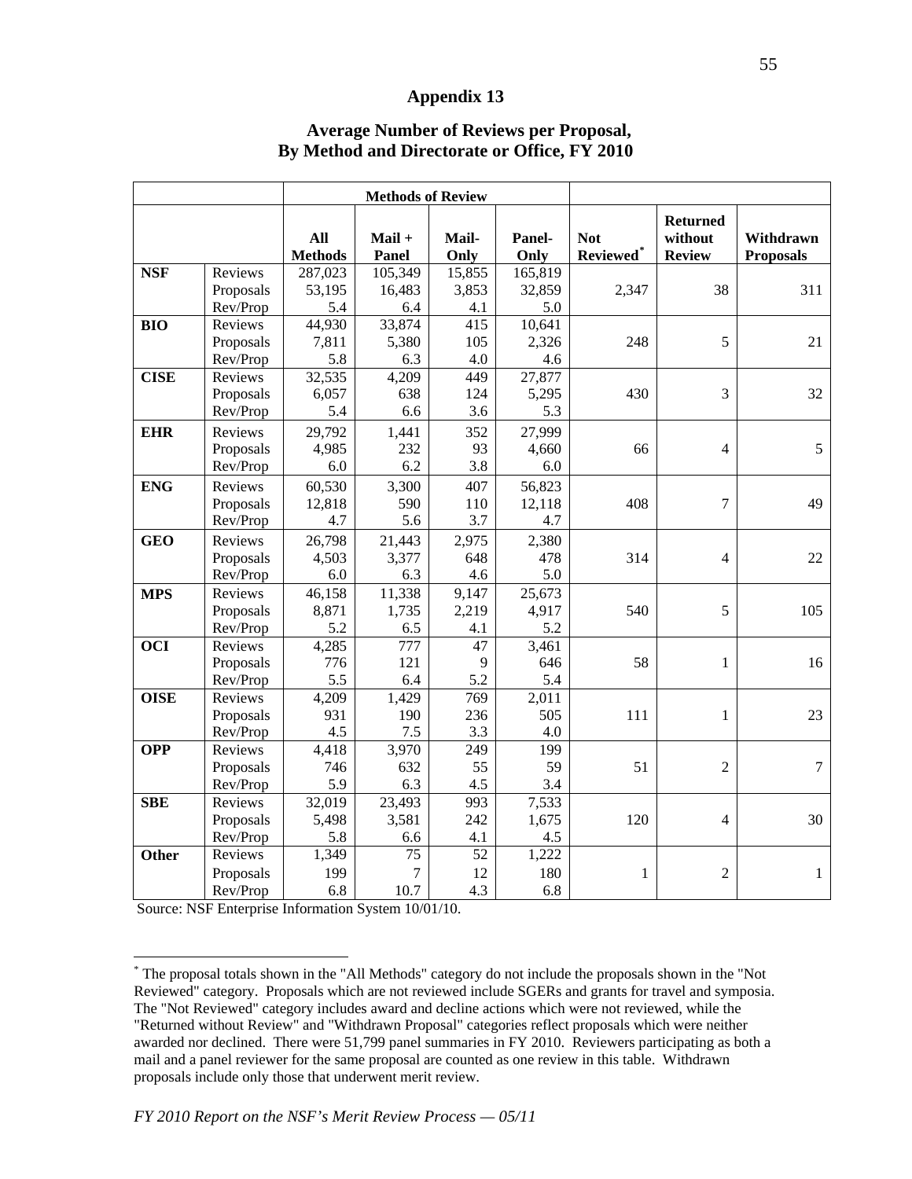# Appendix 13

## Average Number of Reviews per Proposal, By Method and Directorate or Office, FY 2010

| | | Methods of Review | | | | | | |
|---|---|---|---|---|---|---|---|---|
| | | All Methods | Mail + Panel | Mail-Only | Panel-Only | Not Reviewed* | Returned without Review | Withdrawn Proposals |
| **NSF** | Reviews | 287,023 | 105,349 | 15,855 | 165,819 | | | |
| | Proposals | 53,195 | 16,483 | 3,853 | 32,859 | 2,347 | 38 | 311 |
| | Rev/Prop | 5.4 | 6.4 | 4.1 | 5.0 | | | |
| **BIO** | Reviews | 44,930 | 33,874 | 415 | 10,641 | | | |
| | Proposals | 7,811 | 5,380 | 105 | 2,326 | 248 | 5 | 21 |
| | Rev/Prop | 5.8 | 6.3 | 4.0 | 4.6 | | | |
| **CISE** | Reviews | 32,535 | 4,209 | 449 | 27,877 | | | |
| | Proposals | 6,057 | 638 | 124 | 5,295 | 430 | 3 | 32 |
| | Rev/Prop | 5.4 | 6.6 | 3.6 | 5.3 | | | |
| **EHR** | Reviews | 29,792 | 1,441 | 352 | 27,999 | | | |
| | Proposals | 4,985 | 232 | 93 | 4,660 | 66 | 4 | 5 |
| | Rev/Prop | 6.0 | 6.2 | 3.8 | 6.0 | | | |
| **ENG** | Reviews | 60,530 | 3,300 | 407 | 56,823 | | | |
| | Proposals | 12,818 | 590 | 110 | 12,118 | 408 | 7 | 49 |
| | Rev/Prop | 4.7 | 5.6 | 3.7 | 4.7 | | | |
| **GEO** | Reviews | 26,798 | 21,443 | 2,975 | 2,380 | | | |
| | Proposals | 4,503 | 3,377 | 648 | 478 | 314 | 4 | 22 |
| | Rev/Prop | 6.0 | 6.3 | 4.6 | 5.0 | | | |
| **MPS** | Reviews | 46,158 | 11,338 | 9,147 | 25,673 | | | |
| | Proposals | 8,871 | 1,735 | 2,219 | 4,917 | 540 | 5 | 105 |
| | Rev/Prop | 5.2 | 6.5 | 4.1 | 5.2 | | | |
| **OCI** | Reviews | 4,285 | 777 | 47 | 3,461 | | | |
| | Proposals | 776 | 121 | 9 | 646 | 58 | 1 | 16 |
| | Rev/Prop | 5.5 | 6.4 | 5.2 | 5.4 | | | |
| **OISE** | Reviews | 4,209 | 1,429 | 769 | 2,011 | | | |
| | Proposals | 931 | 190 | 236 | 505 | 111 | 1 | 23 |
| | Rev/Prop | 4.5 | 7.5 | 3.3 | 4.0 | | | |
| **OPP** | Reviews | 4,418 | 3,970 | 249 | 199 | | | |
| | Proposals | 746 | 632 | 55 | 59 | 51 | 2 | 7 |
| | Rev/Prop | 5.9 | 6.3 | 4.5 | 3.4 | | | |
| **SBE** | Reviews | 32,019 | 23,493 | 993 | 7,533 | | | |
| | Proposals | 5,498 | 3,581 | 242 | 1,675 | 120 | 4 | 30 |
| | Rev/Prop | 5.8 | 6.6 | 4.1 | 4.5 | | | |
| **Other** | Reviews | 1,349 | 75 | 52 | 1,222 | | | |
| | Proposals | 199 | 7 | 12 | 180 | 1 | 2 | 1 |
| | Rev/Prop | 6.8 | 10.7 | 4.3 | 6.8 | | | |

Source: NSF Enterprise Information System 10/01/10.

\* The proposal totals shown in the "All Methods" category do not include the proposals shown in the "Not Reviewed" category. Proposals which are not reviewed include SGERs and grants for travel and symposia. The "Not Reviewed" category includes award and decline actions which were not reviewed, while the "Returned without Review" and "Withdrawn Proposal" categories reflect proposals which were neither awarded nor declined. There were 51,799 panel summaries in FY 2010. Reviewers participating as both a mail and a panel reviewer for the same proposal are counted as one review in this table. Withdrawn proposals include only those that underwent merit review.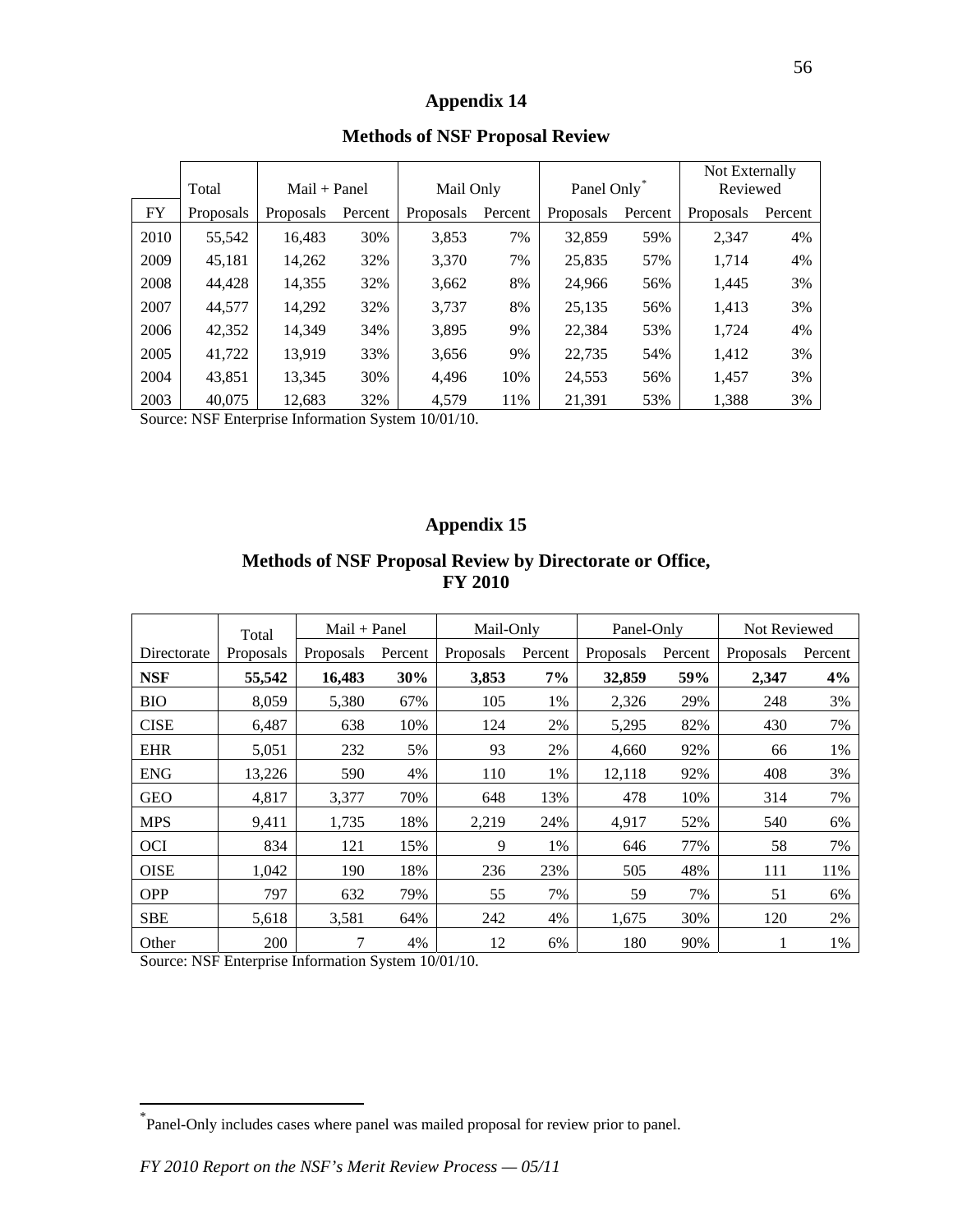# Appendix 14

## Methods of NSF Proposal Review

| | Total | Mail + Panel | | Mail Only | | Panel Only* | | Not Externally Reviewed | |
|---|---|---|---|---|---|---|---|---|---|
| FY | Proposals | Proposals | Percent | Proposals | Percent | Proposals | Percent | Proposals | Percent |
| 2010 | 55,542 | 16,483 | 30% | 3,853 | 7% | 32,859 | 59% | 2,347 | 4% |
| 2009 | 45,181 | 14,262 | 32% | 3,370 | 7% | 25,835 | 57% | 1,714 | 4% |
| 2008 | 44,428 | 14,355 | 32% | 3,662 | 8% | 24,966 | 56% | 1,445 | 3% |
| 2007 | 44,577 | 14,292 | 32% | 3,737 | 8% | 25,135 | 56% | 1,413 | 3% |
| 2006 | 42,352 | 14,349 | 34% | 3,895 | 9% | 22,384 | 53% | 1,724 | 4% |
| 2005 | 41,722 | 13,919 | 33% | 3,656 | 9% | 22,735 | 54% | 1,412 | 3% |
| 2004 | 43,851 | 13,345 | 30% | 4,496 | 10% | 24,553 | 56% | 1,457 | 3% |
| 2003 | 40,075 | 12,683 | 32% | 4,579 | 11% | 21,391 | 53% | 1,388 | 3% |

Source: NSF Enterprise Information System 10/01/10.

# Appendix 15

## Methods of NSF Proposal Review by Directorate or Office, FY 2010

| | Total | Mail + Panel | | Mail-Only | | Panel-Only | | Not Reviewed | |
|---|---|---|---|---|---|---|---|---|---|
| Directorate | Proposals | Proposals | Percent | Proposals | Percent | Proposals | Percent | Proposals | Percent |
| **NSF** | **55,542** | **16,483** | **30%** | **3,853** | **7%** | **32,859** | **59%** | **2,347** | **4%** |
| BIO | 8,059 | 5,380 | 67% | 105 | 1% | 2,326 | 29% | 248 | 3% |
| CISE | 6,487 | 638 | 10% | 124 | 2% | 5,295 | 82% | 430 | 7% |
| EHR | 5,051 | 232 | 5% | 93 | 2% | 4,660 | 92% | 66 | 1% |
| ENG | 13,226 | 590 | 4% | 110 | 1% | 12,118 | 92% | 408 | 3% |
| GEO | 4,817 | 3,377 | 70% | 648 | 13% | 478 | 10% | 314 | 7% |
| MPS | 9,411 | 1,735 | 18% | 2,219 | 24% | 4,917 | 52% | 540 | 6% |
| OCI | 834 | 121 | 15% | 9 | 1% | 646 | 77% | 58 | 7% |
| OISE | 1,042 | 190 | 18% | 236 | 23% | 505 | 48% | 111 | 11% |
| OPP | 797 | 632 | 79% | 55 | 7% | 59 | 7% | 51 | 6% |
| SBE | 5,618 | 3,581 | 64% | 242 | 4% | 1,675 | 30% | 120 | 2% |
| Other | 200 | 7 | 4% | 12 | 6% | 180 | 90% | 1 | 1% |

Source: NSF Enterprise Information System 10/01/10.

* Panel-Only includes cases where panel was mailed proposal for review prior to panel.

*FY 2010 Report on the NSF's Merit Review Process — 05/11*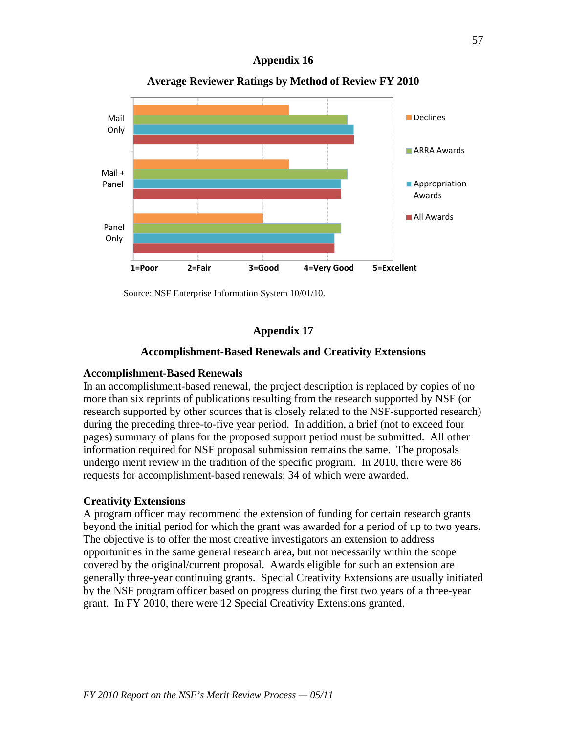## Appendix 16

### Average Reviewer Ratings by Method of Review FY 2010

Source: NSF Enterprise Information System 10/01/10.

## Appendix 17

### Accomplishment-Based Renewals and Creativity Extensions

**Accomplishment-Based Renewals**

In an accomplishment-based renewal, the project description is replaced by copies of no more than six reprints of publications resulting from the research supported by NSF (or research supported by other sources that is closely related to the NSF-supported research) during the preceding three-to-five year period. In addition, a brief (not to exceed four pages) summary of plans for the proposed support period must be submitted. All other information required for NSF proposal submission remains the same. The proposals undergo merit review in the tradition of the specific program. In 2010, there were 86 requests for accomplishment-based renewals; 34 of which were awarded.

**Creativity Extensions**

A program officer may recommend the extension of funding for certain research grants beyond the initial period for which the grant was awarded for a period of up to two years. The objective is to offer the most creative investigators an extension to address opportunities in the same general research area, but not necessarily within the scope covered by the original/current proposal. Awards eligible for such an extension are generally three-year continuing grants. Special Creativity Extensions are usually initiated by the NSF program officer based on progress during the first two years of a three-year grant. In FY 2010, there were 12 Special Creativity Extensions granted.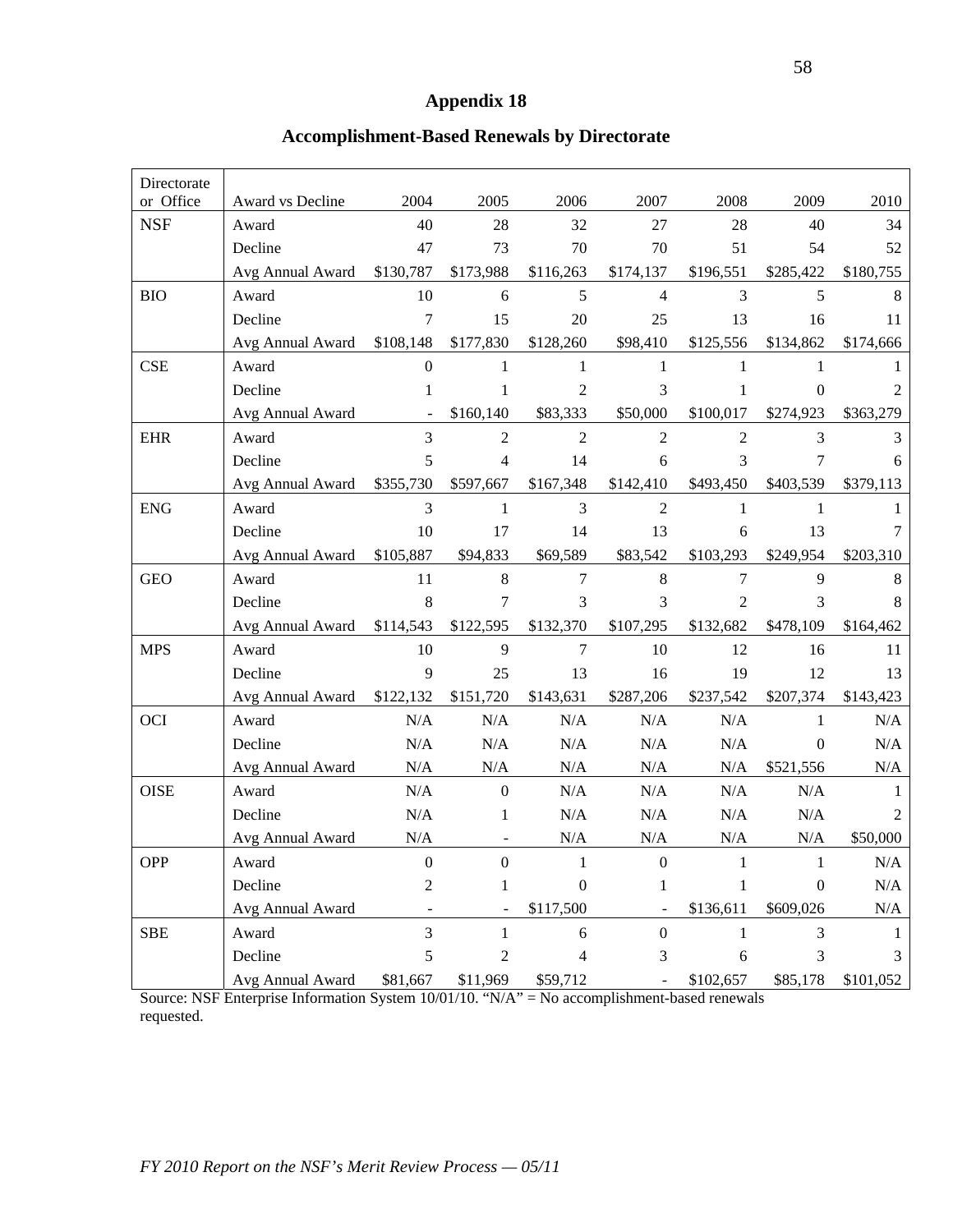# Appendix 18

## Accomplishment-Based Renewals by Directorate

| Directorate or Office | Award vs Decline | 2004 | 2005 | 2006 | 2007 | 2008 | 2009 | 2010 |
|---|---|---|---|---|---|---|---|---|
| NSF | Award | 40 | 28 | 32 | 27 | 28 | 40 | 34 |
| | Decline | 47 | 73 | 70 | 70 | 51 | 54 | 52 |
| | Avg Annual Award | $130,787 | $173,988 | $116,263 | $174,137 | $196,551 | $285,422 | $180,755 |
| BIO | Award | 10 | 6 | 5 | 4 | 3 | 5 | 8 |
| | Decline | 7 | 15 | 20 | 25 | 13 | 16 | 11 |
| | Avg Annual Award | $108,148 | $177,830 | $128,260 | $98,410 | $125,556 | $134,862 | $174,666 |
| CSE | Award | 0 | 1 | 1 | 1 | 1 | 1 | 1 |
| | Decline | 1 | 1 | 2 | 3 | 1 | 0 | 2 |
| | Avg Annual Award | - | $160,140 | $83,333 | $50,000 | $100,017 | $274,923 | $363,279 |
| EHR | Award | 3 | 2 | 2 | 2 | 2 | 3 | 3 |
| | Decline | 5 | 4 | 14 | 6 | 3 | 7 | 6 |
| | Avg Annual Award | $355,730 | $597,667 | $167,348 | $142,410 | $493,450 | $403,539 | $379,113 |
| ENG | Award | 3 | 1 | 3 | 2 | 1 | 1 | 1 |
| | Decline | 10 | 17 | 14 | 13 | 6 | 13 | 7 |
| | Avg Annual Award | $105,887 | $94,833 | $69,589 | $83,542 | $103,293 | $249,954 | $203,310 |
| GEO | Award | 11 | 8 | 7 | 8 | 7 | 9 | 8 |
| | Decline | 8 | 7 | 3 | 3 | 2 | 3 | 8 |
| | Avg Annual Award | $114,543 | $122,595 | $132,370 | $107,295 | $132,682 | $478,109 | $164,462 |
| MPS | Award | 10 | 9 | 7 | 10 | 12 | 16 | 11 |
| | Decline | 9 | 25 | 13 | 16 | 19 | 12 | 13 |
| | Avg Annual Award | $122,132 | $151,720 | $143,631 | $287,206 | $237,542 | $207,374 | $143,423 |
| OCI | Award | N/A | N/A | N/A | N/A | N/A | 1 | N/A |
| | Decline | N/A | N/A | N/A | N/A | N/A | 0 | N/A |
| | Avg Annual Award | N/A | N/A | N/A | N/A | N/A | $521,556 | N/A |
| OISE | Award | N/A | 0 | N/A | N/A | N/A | N/A | 1 |
| | Decline | N/A | 1 | N/A | N/A | N/A | N/A | 2 |
| | Avg Annual Award | N/A | - | N/A | N/A | N/A | N/A | $50,000 |
| OPP | Award | 0 | 0 | 1 | 0 | 1 | 1 | N/A |
| | Decline | 2 | 1 | 0 | 1 | 1 | 0 | N/A |
| | Avg Annual Award | - | - | $117,500 | - | $136,611 | $609,026 | N/A |
| SBE | Award | 3 | 1 | 6 | 0 | 1 | 3 | 1 |
| | Decline | 5 | 2 | 4 | 3 | 6 | 3 | 3 |
| | Avg Annual Award | $81,667 | $11,969 | $59,712 | - | $102,657 | $85,178 | $101,052 |

Source: NSF Enterprise Information System 10/01/10. "N/A" = No accomplishment-based renewals requested.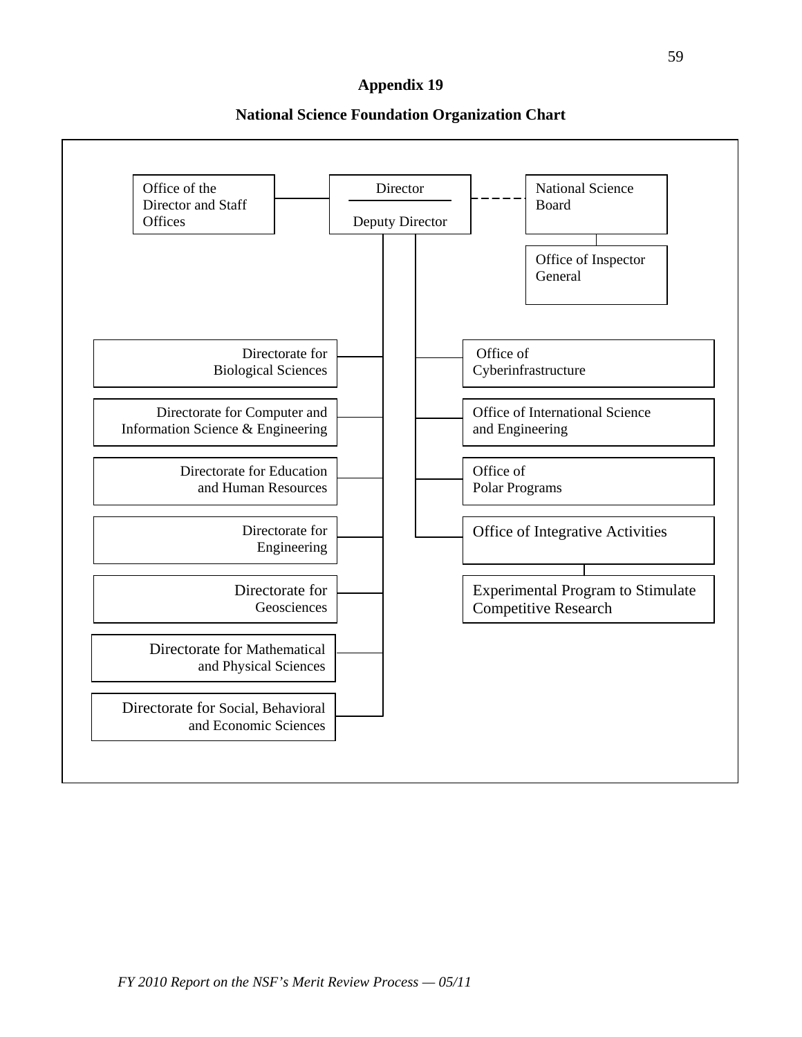**Appendix 19**

**National Science Foundation Organization Chart**

- Director / Deputy Director
  - Office of the Director and Staff Offices
  - National Science Board (dashed line)
    - Office of Inspector General
  - Directorate for Biological Sciences
  - Directorate for Computer and Information Science & Engineering
  - Directorate for Education and Human Resources
  - Directorate for Engineering
  - Directorate for Geosciences
  - Directorate for Mathematical and Physical Sciences
  - Directorate for Social, Behavioral and Economic Sciences
  - Office of Cyberinfrastructure
  - Office of International Science and Engineering
  - Office of Polar Programs
  - Office of Integrative Activities
    - Experimental Program to Stimulate Competitive Research

*FY 2010 Report on the NSF's Merit Review Process — 05/11*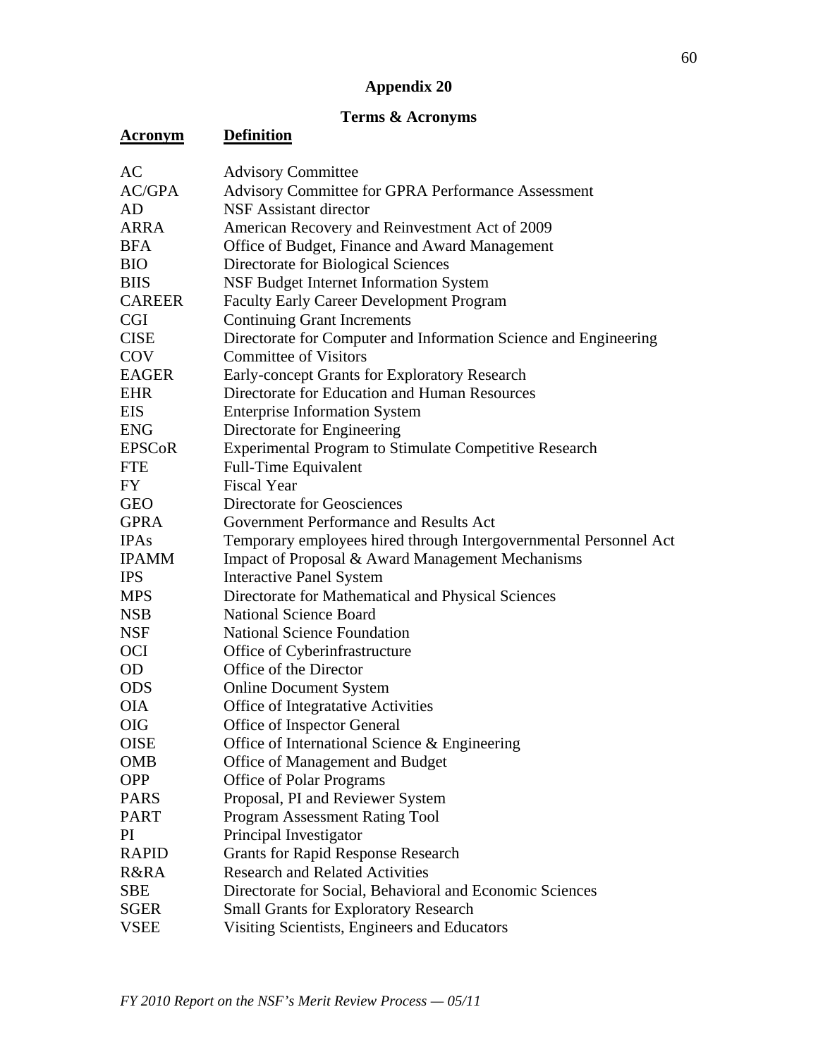# Appendix 20

## Terms & Acronyms

| Acronym | Definition |
|---|---|
| AC | Advisory Committee |
| AC/GPA | Advisory Committee for GPRA Performance Assessment |
| AD | NSF Assistant director |
| ARRA | American Recovery and Reinvestment Act of 2009 |
| BFA | Office of Budget, Finance and Award Management |
| BIO | Directorate for Biological Sciences |
| BIIS | NSF Budget Internet Information System |
| CAREER | Faculty Early Career Development Program |
| CGI | Continuing Grant Increments |
| CISE | Directorate for Computer and Information Science and Engineering |
| COV | Committee of Visitors |
| EAGER | Early-concept Grants for Exploratory Research |
| EHR | Directorate for Education and Human Resources |
| EIS | Enterprise Information System |
| ENG | Directorate for Engineering |
| EPSCoR | Experimental Program to Stimulate Competitive Research |
| FTE | Full-Time Equivalent |
| FY | Fiscal Year |
| GEO | Directorate for Geosciences |
| GPRA | Government Performance and Results Act |
| IPAs | Temporary employees hired through Intergovernmental Personnel Act |
| IPAMM | Impact of Proposal & Award Management Mechanisms |
| IPS | Interactive Panel System |
| MPS | Directorate for Mathematical and Physical Sciences |
| NSB | National Science Board |
| NSF | National Science Foundation |
| OCI | Office of Cyberinfrastructure |
| OD | Office of the Director |
| ODS | Online Document System |
| OIA | Office of Integratative Activities |
| OIG | Office of Inspector General |
| OISE | Office of International Science & Engineering |
| OMB | Office of Management and Budget |
| OPP | Office of Polar Programs |
| PARS | Proposal, PI and Reviewer System |
| PART | Program Assessment Rating Tool |
| PI | Principal Investigator |
| RAPID | Grants for Rapid Response Research |
| R&RA | Research and Related Activities |
| SBE | Directorate for Social, Behavioral and Economic Sciences |
| SGER | Small Grants for Exploratory Research |
| VSEE | Visiting Scientists, Engineers and Educators |